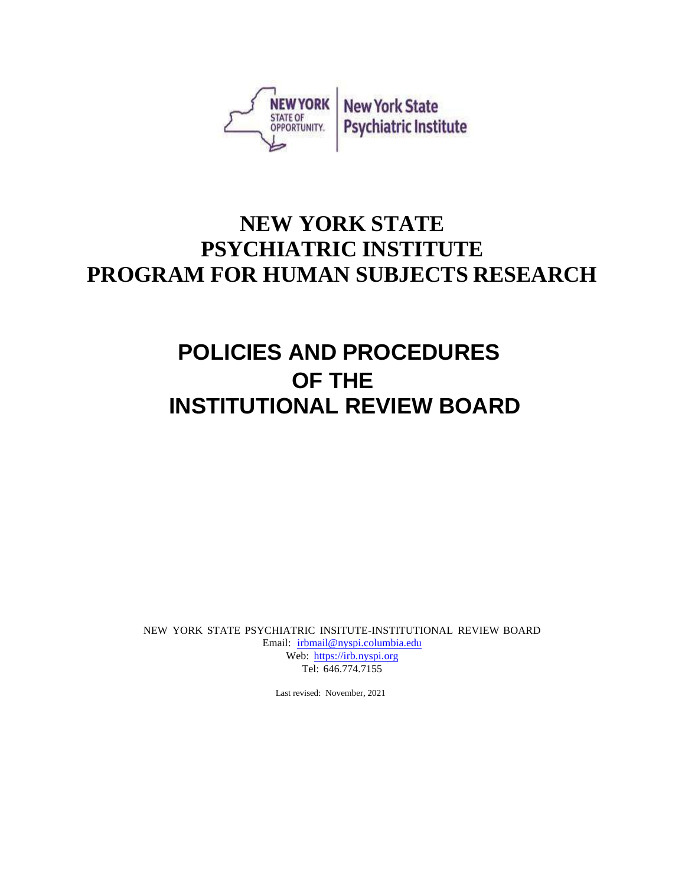NEW YORK STATE OF OPPORTUNITY. | New York State Psychiatric Institute

# NEW YORK STATE PSYCHIATRIC INSTITUTE PROGRAM FOR HUMAN SUBJECTS RESEARCH

# POLICIES AND PROCEDURES OF THE INSTITUTIONAL REVIEW BOARD

NEW YORK STATE PSYCHIATRIC INSITUTE-INSTITUTIONAL REVIEW BOARD
Email: irbmail@nyspi.columbia.edu
Web: https://irb.nyspi.org
Tel: 646.774.7155

Last revised: November, 2021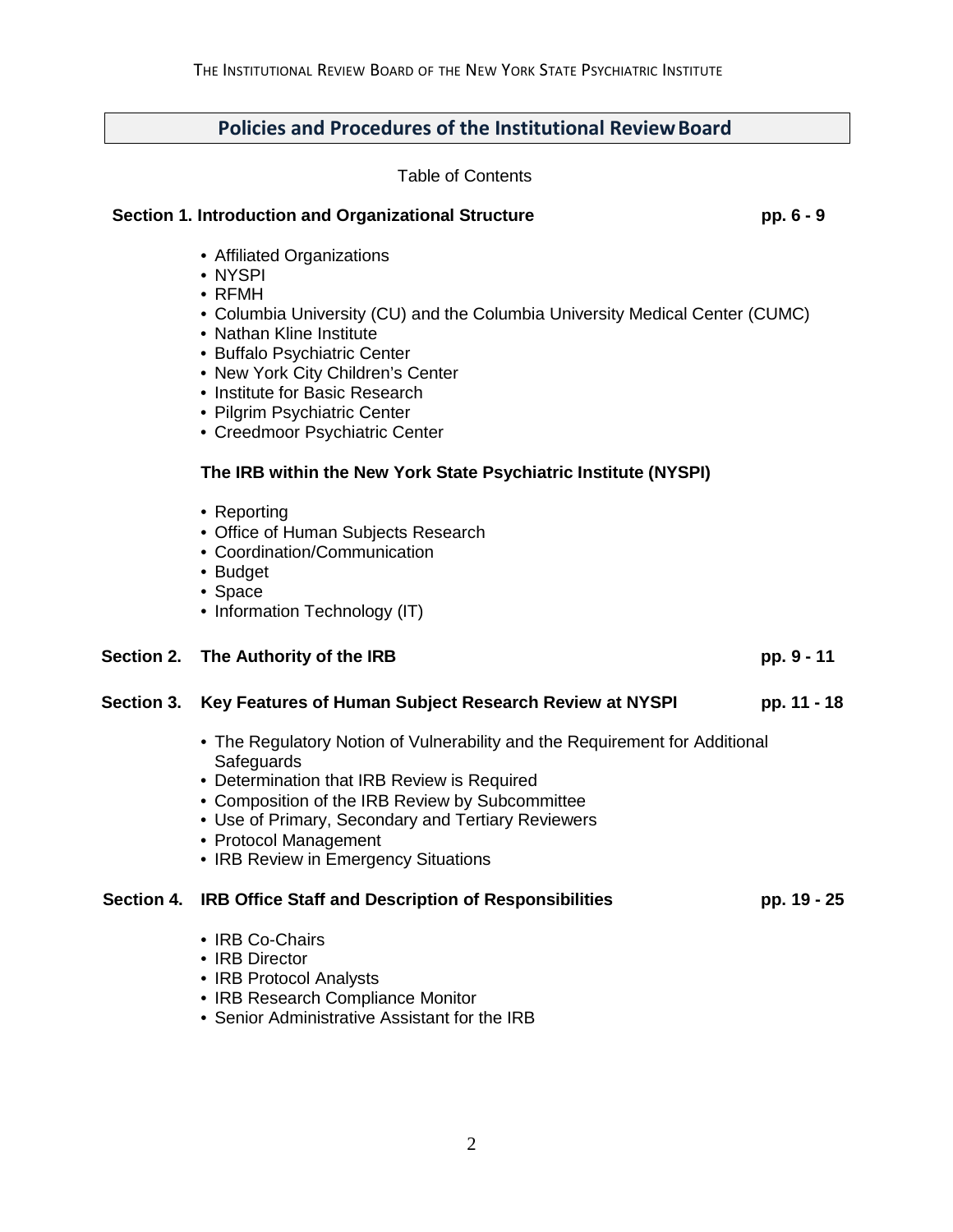# Policies and Procedures of the Institutional Review Board

Table of Contents

**Section 1. Introduction and Organizational Structure** **pp. 6 - 9**

- Affiliated Organizations
- NYSPI
- RFMH
- Columbia University (CU) and the Columbia University Medical Center (CUMC)
- Nathan Kline Institute
- Buffalo Psychiatric Center
- New York City Children's Center
- Institute for Basic Research
- Pilgrim Psychiatric Center
- Creedmoor Psychiatric Center

**The IRB within the New York State Psychiatric Institute (NYSPI)**

- Reporting
- Office of Human Subjects Research
- Coordination/Communication
- Budget
- Space
- Information Technology (IT)

**Section 2. The Authority of the IRB** **pp. 9 - 11**

**Section 3. Key Features of Human Subject Research Review at NYSPI** **pp. 11 - 18**

- The Regulatory Notion of Vulnerability and the Requirement for Additional Safeguards
- Determination that IRB Review is Required
- Composition of the IRB Review by Subcommittee
- Use of Primary, Secondary and Tertiary Reviewers
- Protocol Management
- IRB Review in Emergency Situations

**Section 4. IRB Office Staff and Description of Responsibilities** **pp. 19 - 25**

- IRB Co-Chairs
- IRB Director
- IRB Protocol Analysts
- IRB Research Compliance Monitor
- Senior Administrative Assistant for the IRB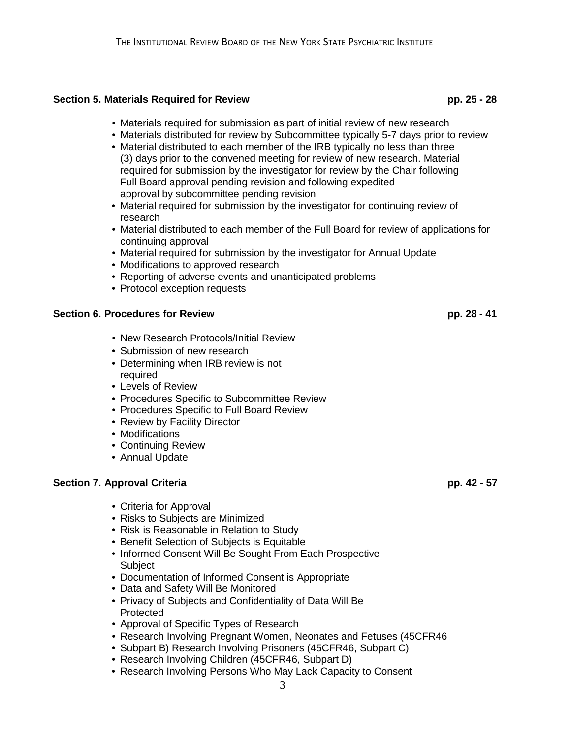**Section 5. Materials Required for Review pp. 25 - 28**

- Materials required for submission as part of initial review of new research
- Materials distributed for review by Subcommittee typically 5-7 days prior to review
- Material distributed to each member of the IRB typically no less than three (3) days prior to the convened meeting for review of new research. Material required for submission by the investigator for review by the Chair following Full Board approval pending revision and following expedited approval by subcommittee pending revision
- Material required for submission by the investigator for continuing review of research
- Material distributed to each member of the Full Board for review of applications for continuing approval
- Material required for submission by the investigator for Annual Update
- Modifications to approved research
- Reporting of adverse events and unanticipated problems
- Protocol exception requests

**Section 6. Procedures for Review pp. 28 - 41**

- New Research Protocols/Initial Review
- Submission of new research
- Determining when IRB review is not required
- Levels of Review
- Procedures Specific to Subcommittee Review
- Procedures Specific to Full Board Review
- Review by Facility Director
- Modifications
- Continuing Review
- Annual Update

**Section 7. Approval Criteria pp. 42 - 57**

- Criteria for Approval
- Risks to Subjects are Minimized
- Risk is Reasonable in Relation to Study
- Benefit Selection of Subjects is Equitable
- Informed Consent Will Be Sought From Each Prospective Subject
- Documentation of Informed Consent is Appropriate
- Data and Safety Will Be Monitored
- Privacy of Subjects and Confidentiality of Data Will Be Protected
- Approval of Specific Types of Research
- Research Involving Pregnant Women, Neonates and Fetuses (45CFR46
- Subpart B) Research Involving Prisoners (45CFR46, Subpart C)
- Research Involving Children (45CFR46, Subpart D)
- Research Involving Persons Who May Lack Capacity to Consent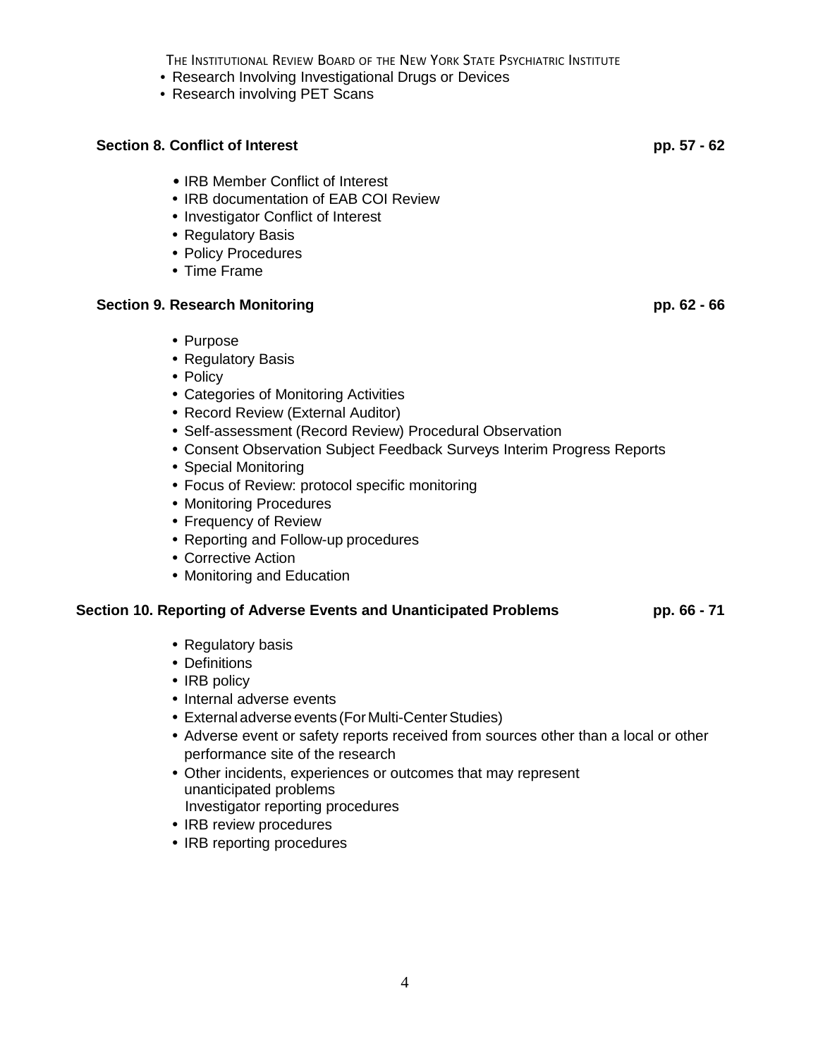- Research Involving Investigational Drugs or Devices
- Research involving PET Scans

**Section 8. Conflict of Interest** **pp. 57 - 62**

- IRB Member Conflict of Interest
- IRB documentation of EAB COI Review
- Investigator Conflict of Interest
- Regulatory Basis
- Policy Procedures
- Time Frame

**Section 9. Research Monitoring** **pp. 62 - 66**

- Purpose
- Regulatory Basis
- Policy
- Categories of Monitoring Activities
- Record Review (External Auditor)
- Self-assessment (Record Review) Procedural Observation
- Consent Observation Subject Feedback Surveys Interim Progress Reports
- Special Monitoring
- Focus of Review: protocol specific monitoring
- Monitoring Procedures
- Frequency of Review
- Reporting and Follow-up procedures
- Corrective Action
- Monitoring and Education

**Section 10. Reporting of Adverse Events and Unanticipated Problems** **pp. 66 - 71**

- Regulatory basis
- Definitions
- IRB policy
- Internal adverse events
- External adverse events (For Multi-Center Studies)
- Adverse event or safety reports received from sources other than a local or other performance site of the research
- Other incidents, experiences or outcomes that may represent unanticipated problems
  Investigator reporting procedures
- IRB review procedures
- IRB reporting procedures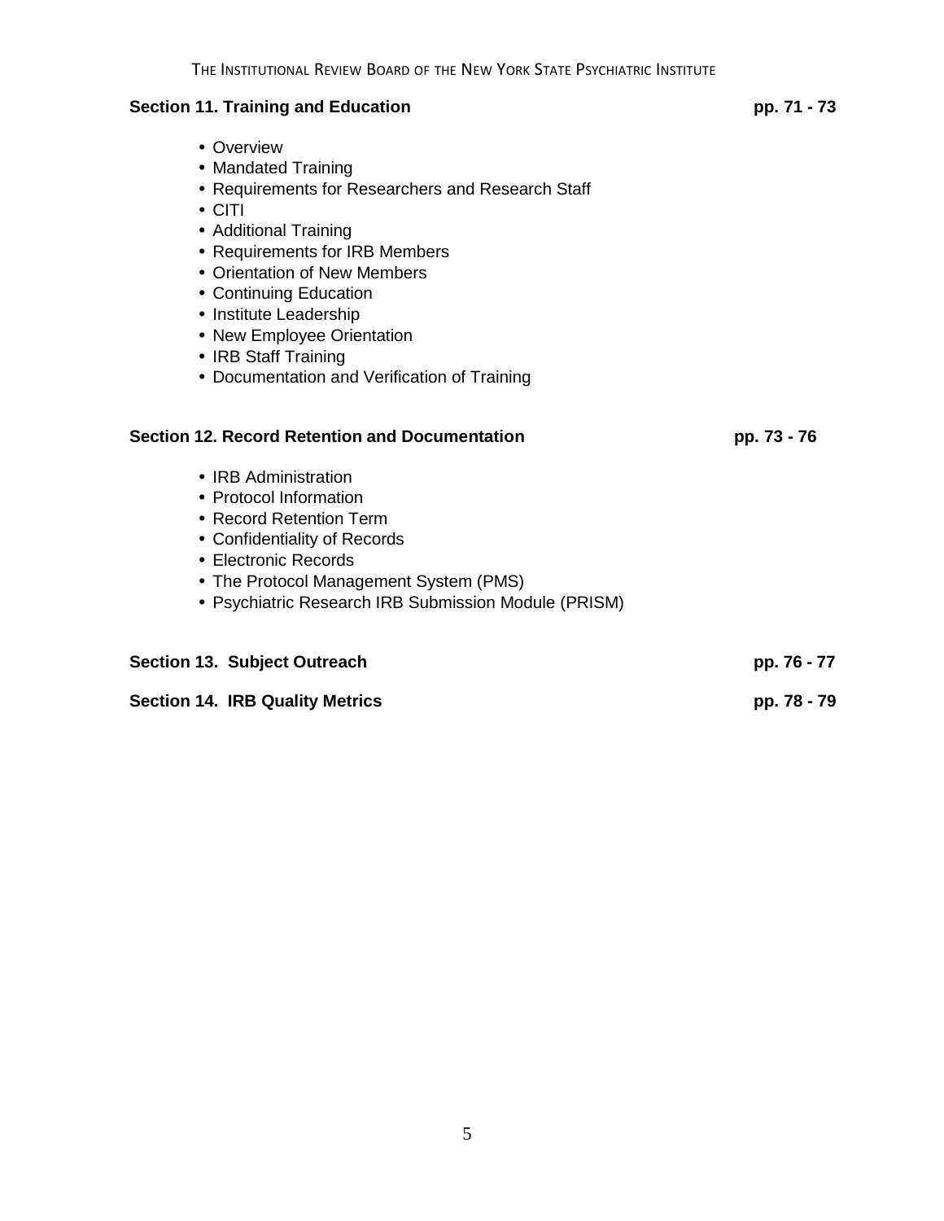**Section 11. Training and Education** pp. 71 - 73

- Overview
- Mandated Training
- Requirements for Researchers and Research Staff
- CITI
- Additional Training
- Requirements for IRB Members
- Orientation of New Members
- Continuing Education
- Institute Leadership
- New Employee Orientation
- IRB Staff Training
- Documentation and Verification of Training

**Section 12. Record Retention and Documentation** pp. 73 - 76

- IRB Administration
- Protocol Information
- Record Retention Term
- Confidentiality of Records
- Electronic Records
- The Protocol Management System (PMS)
- Psychiatric Research IRB Submission Module (PRISM)

**Section 13. Subject Outreach** pp. 76 - 77

**Section 14. IRB Quality Metrics** pp. 78 - 79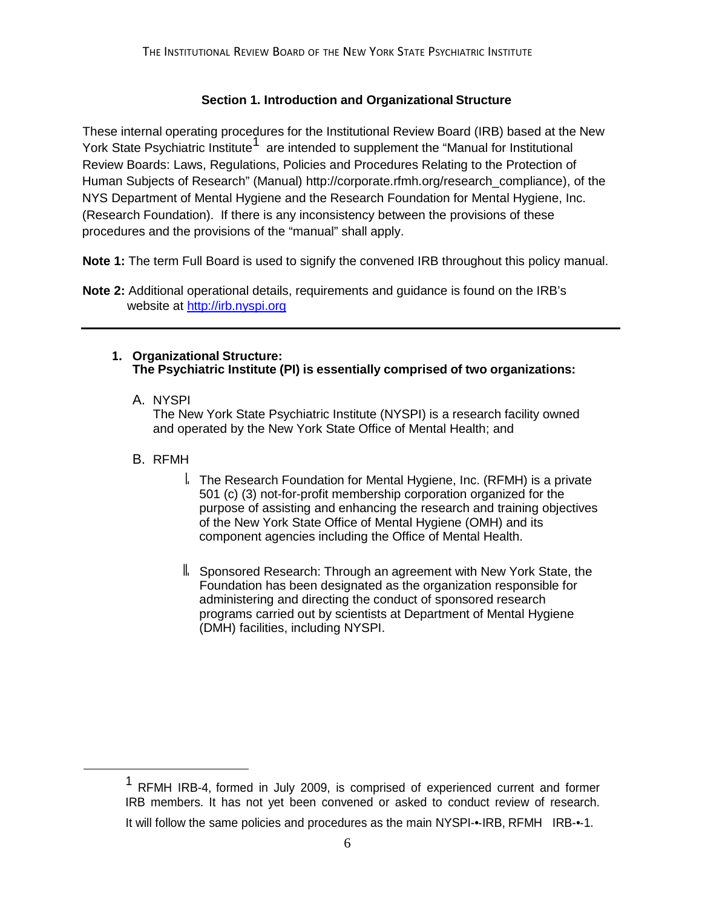## Section 1. Introduction and Organizational Structure

These internal operating procedures for the Institutional Review Board (IRB) based at the New York State Psychiatric Institute[1] are intended to supplement the "Manual for Institutional Review Boards: Laws, Regulations, Policies and Procedures Relating to the Protection of Human Subjects of Research" (Manual) http://corporate.rfmh.org/research_compliance), of the NYS Department of Mental Hygiene and the Research Foundation for Mental Hygiene, Inc. (Research Foundation). If there is any inconsistency between the provisions of these procedures and the provisions of the "manual" shall apply.

**Note 1:** The term Full Board is used to signify the convened IRB throughout this policy manual.

**Note 2:** Additional operational details, requirements and guidance is found on the IRB's website at http://irb.nyspi.org

---

1. **Organizational Structure:**
   **The Psychiatric Institute (PI) is essentially comprised of two organizations:**

   A. NYSPI
   The New York State Psychiatric Institute (NYSPI) is a research facility owned and operated by the New York State Office of Mental Health; and

   B. RFMH

      I. The Research Foundation for Mental Hygiene, Inc. (RFMH) is a private 501 (c) (3) not-for-profit membership corporation organized for the purpose of assisting and enhancing the research and training objectives of the New York State Office of Mental Hygiene (OMH) and its component agencies including the Office of Mental Health.

      II. Sponsored Research: Through an agreement with New York State, the Foundation has been designated as the organization responsible for administering and directing the conduct of sponsored research programs carried out by scientists at Department of Mental Hygiene (DMH) facilities, including NYSPI.

---

[1] RFMH IRB-4, formed in July 2009, is comprised of experienced current and former IRB members. It has not yet been convened or asked to conduct review of research. It will follow the same policies and procedures as the main NYSPI-•-IRB, RFMH IRB-•-1.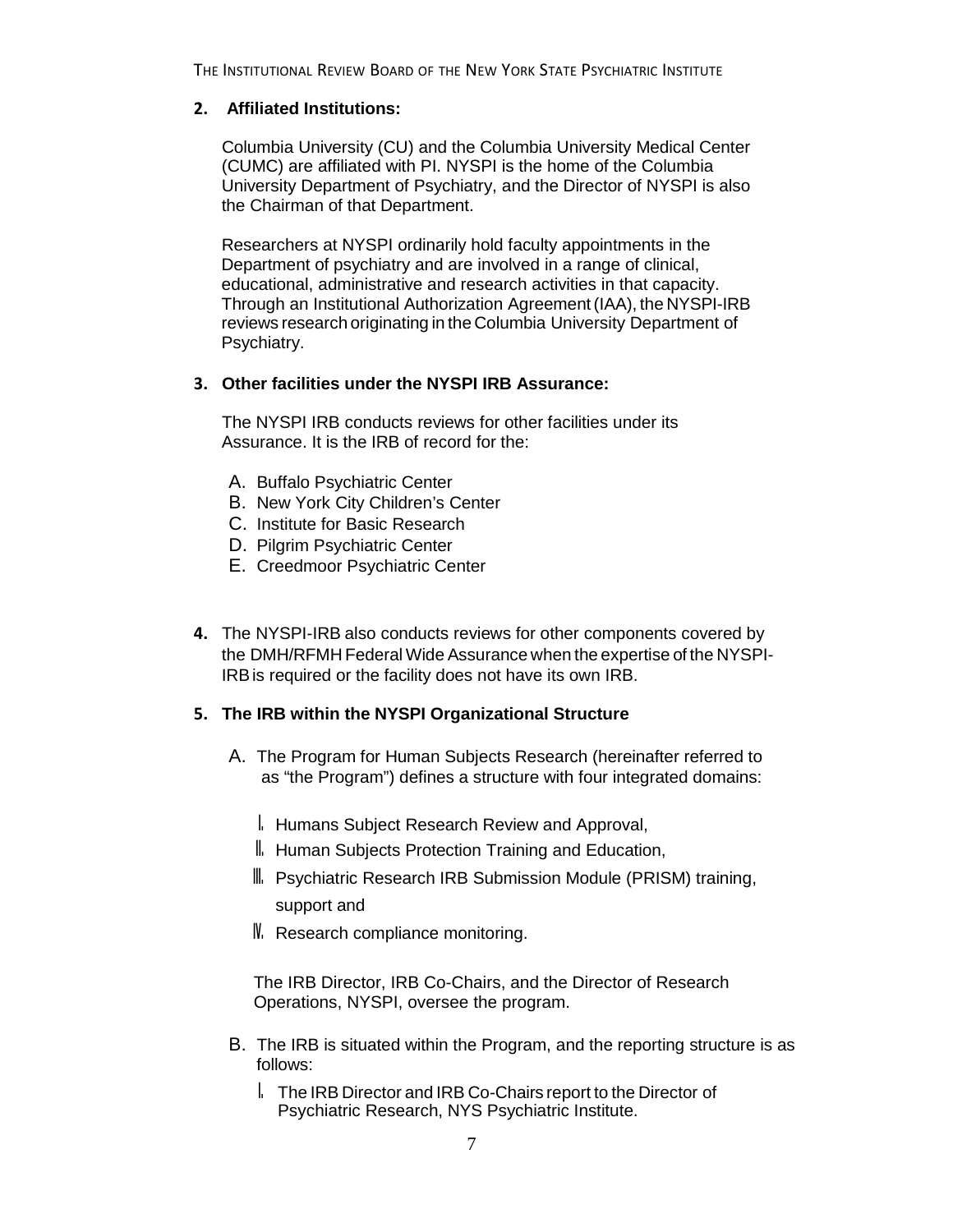**2. Affiliated Institutions:**

Columbia University (CU) and the Columbia University Medical Center (CUMC) are affiliated with PI. NYSPI is the home of the Columbia University Department of Psychiatry, and the Director of NYSPI is also the Chairman of that Department.

Researchers at NYSPI ordinarily hold faculty appointments in the Department of psychiatry and are involved in a range of clinical, educational, administrative and research activities in that capacity. Through an Institutional Authorization Agreement (IAA), the NYSPI-IRB reviews research originating in the Columbia University Department of Psychiatry.

**3. Other facilities under the NYSPI IRB Assurance:**

The NYSPI IRB conducts reviews for other facilities under its Assurance. It is the IRB of record for the:

A. Buffalo Psychiatric Center
B. New York City Children's Center
C. Institute for Basic Research
D. Pilgrim Psychiatric Center
E. Creedmoor Psychiatric Center

**4.** The NYSPI-IRB also conducts reviews for other components covered by the DMH/RFMH Federal Wide Assurance when the expertise of the NYSPI-IRB is required or the facility does not have its own IRB.

**5. The IRB within the NYSPI Organizational Structure**

A. The Program for Human Subjects Research (hereinafter referred to as "the Program") defines a structure with four integrated domains:

I. Humans Subject Research Review and Approval,
II. Human Subjects Protection Training and Education,
III. Psychiatric Research IRB Submission Module (PRISM) training, support and
IV. Research compliance monitoring.

The IRB Director, IRB Co-Chairs, and the Director of Research Operations, NYSPI, oversee the program.

B. The IRB is situated within the Program, and the reporting structure is as follows:

I. The IRB Director and IRB Co-Chairs report to the Director of Psychiatric Research, NYS Psychiatric Institute.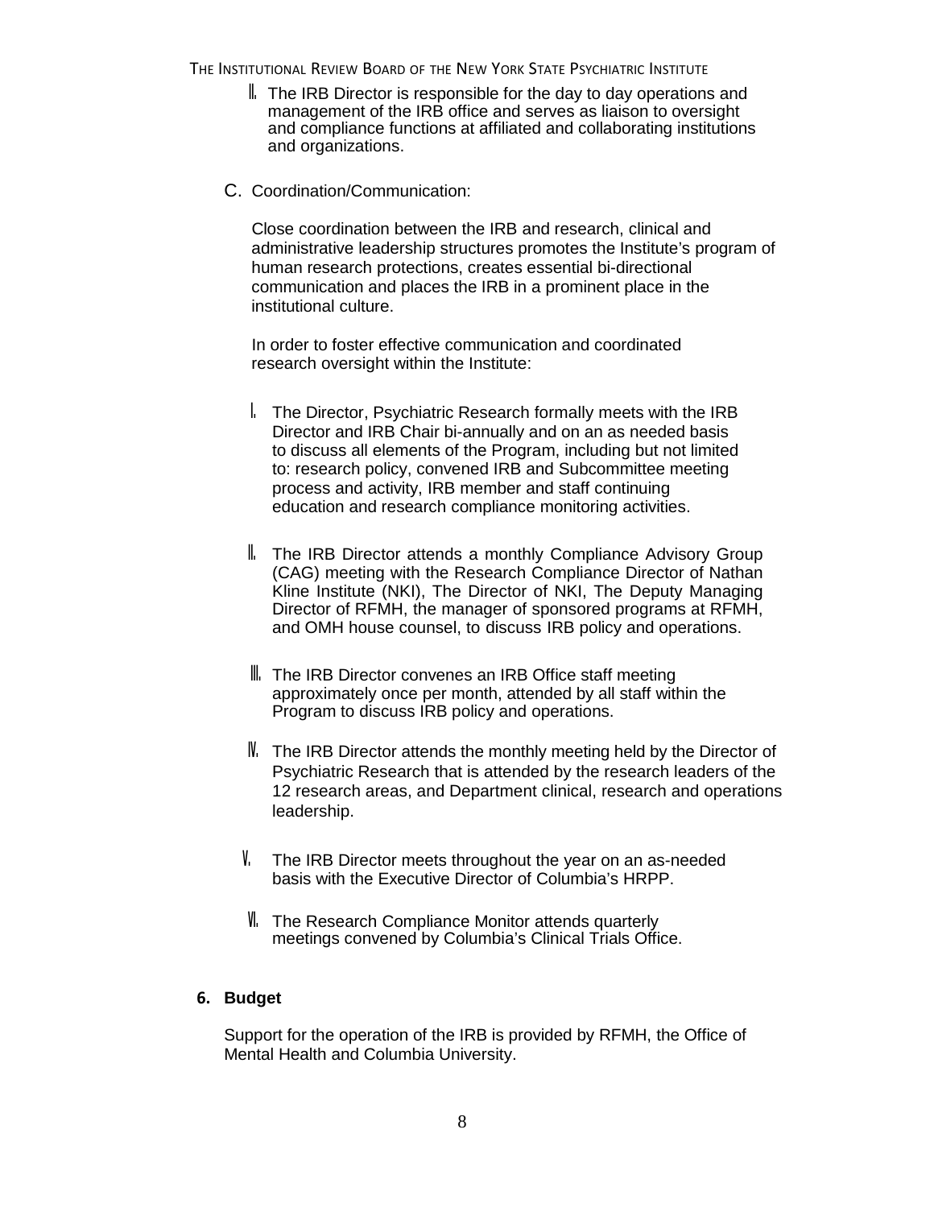II. The IRB Director is responsible for the day to day operations and management of the IRB office and serves as liaison to oversight and compliance functions at affiliated and collaborating institutions and organizations.

C. Coordination/Communication:

Close coordination between the IRB and research, clinical and administrative leadership structures promotes the Institute's program of human research protections, creates essential bi-directional communication and places the IRB in a prominent place in the institutional culture.

In order to foster effective communication and coordinated research oversight within the Institute:

I. The Director, Psychiatric Research formally meets with the IRB Director and IRB Chair bi-annually and on an as needed basis to discuss all elements of the Program, including but not limited to: research policy, convened IRB and Subcommittee meeting process and activity, IRB member and staff continuing education and research compliance monitoring activities.

II. The IRB Director attends a monthly Compliance Advisory Group (CAG) meeting with the Research Compliance Director of Nathan Kline Institute (NKI), The Director of NKI, The Deputy Managing Director of RFMH, the manager of sponsored programs at RFMH, and OMH house counsel, to discuss IRB policy and operations.

III. The IRB Director convenes an IRB Office staff meeting approximately once per month, attended by all staff within the Program to discuss IRB policy and operations.

IV. The IRB Director attends the monthly meeting held by the Director of Psychiatric Research that is attended by the research leaders of the 12 research areas, and Department clinical, research and operations leadership.

V. The IRB Director meets throughout the year on an as-needed basis with the Executive Director of Columbia's HRPP.

VI. The Research Compliance Monitor attends quarterly meetings convened by Columbia's Clinical Trials Office.

## 6. Budget

Support for the operation of the IRB is provided by RFMH, the Office of Mental Health and Columbia University.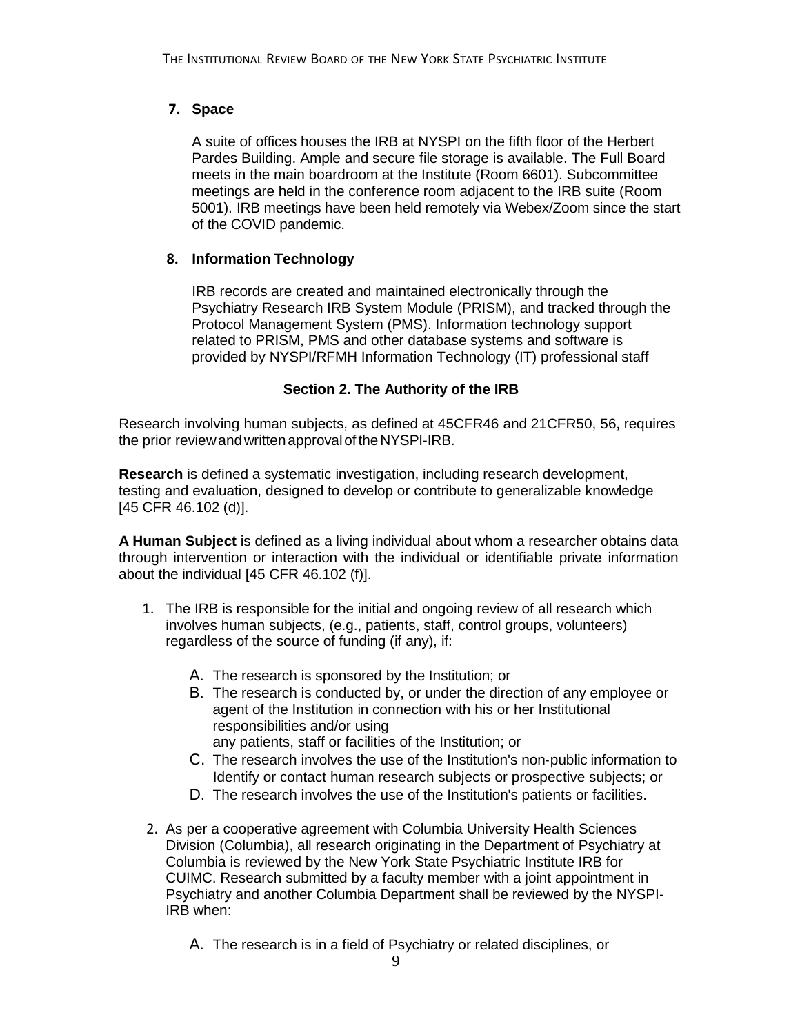### 7. Space

A suite of offices houses the IRB at NYSPI on the fifth floor of the Herbert Pardes Building. Ample and secure file storage is available. The Full Board meets in the main boardroom at the Institute (Room 6601). Subcommittee meetings are held in the conference room adjacent to the IRB suite (Room 5001). IRB meetings have been held remotely via Webex/Zoom since the start of the COVID pandemic.

### 8. Information Technology

IRB records are created and maintained electronically through the Psychiatry Research IRB System Module (PRISM), and tracked through the Protocol Management System (PMS). Information technology support related to PRISM, PMS and other database systems and software is provided by NYSPI/RFMH Information Technology (IT) professional staff

## Section 2. The Authority of the IRB

Research involving human subjects, as defined at 45CFR46 and 21CFR50, 56, requires the prior review and written approval of the NYSPI-IRB.

**Research** is defined a systematic investigation, including research development, testing and evaluation, designed to develop or contribute to generalizable knowledge [45 CFR 46.102 (d)].

**A Human Subject** is defined as a living individual about whom a researcher obtains data through intervention or interaction with the individual or identifiable private information about the individual [45 CFR 46.102 (f)].

1. The IRB is responsible for the initial and ongoing review of all research which involves human subjects, (e.g., patients, staff, control groups, volunteers) regardless of the source of funding (if any), if:

   A. The research is sponsored by the Institution; or

   B. The research is conducted by, or under the direction of any employee or agent of the Institution in connection with his or her Institutional responsibilities and/or using any patients, staff or facilities of the Institution; or

   C. The research involves the use of the Institution's non-public information to Identify or contact human research subjects or prospective subjects; or

   D. The research involves the use of the Institution's patients or facilities.

2. As per a cooperative agreement with Columbia University Health Sciences Division (Columbia), all research originating in the Department of Psychiatry at Columbia is reviewed by the New York State Psychiatric Institute IRB for CUIMC. Research submitted by a faculty member with a joint appointment in Psychiatry and another Columbia Department shall be reviewed by the NYSPI-IRB when:

   A. The research is in a field of Psychiatry or related disciplines, or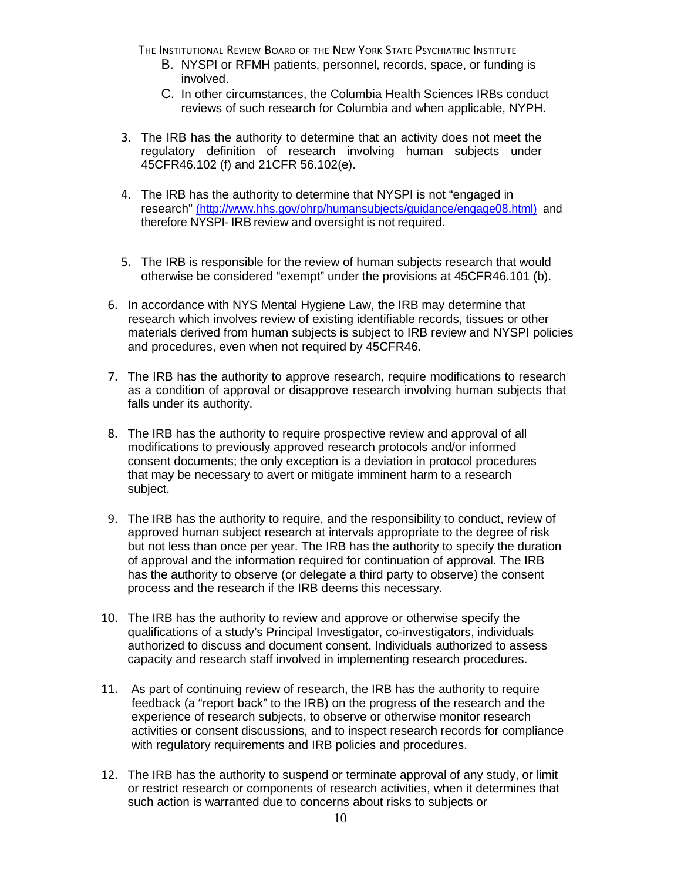B. NYSPI or RFMH patients, personnel, records, space, or funding is involved.
   C. In other circumstances, the Columbia Health Sciences IRBs conduct reviews of such research for Columbia and when applicable, NYPH.

3. The IRB has the authority to determine that an activity does not meet the regulatory definition of research involving human subjects under 45CFR46.102 (f) and 21CFR 56.102(e).

4. The IRB has the authority to determine that NYSPI is not "engaged in research" (http://www.hhs.gov/ohrp/humansubjects/guidance/engage08.html) and therefore NYSPI- IRB review and oversight is not required.

5. The IRB is responsible for the review of human subjects research that would otherwise be considered "exempt" under the provisions at 45CFR46.101 (b).

6. In accordance with NYS Mental Hygiene Law, the IRB may determine that research which involves review of existing identifiable records, tissues or other materials derived from human subjects is subject to IRB review and NYSPI policies and procedures, even when not required by 45CFR46.

7. The IRB has the authority to approve research, require modifications to research as a condition of approval or disapprove research involving human subjects that falls under its authority.

8. The IRB has the authority to require prospective review and approval of all modifications to previously approved research protocols and/or informed consent documents; the only exception is a deviation in protocol procedures that may be necessary to avert or mitigate imminent harm to a research subject.

9. The IRB has the authority to require, and the responsibility to conduct, review of approved human subject research at intervals appropriate to the degree of risk but not less than once per year. The IRB has the authority to specify the duration of approval and the information required for continuation of approval. The IRB has the authority to observe (or delegate a third party to observe) the consent process and the research if the IRB deems this necessary.

10. The IRB has the authority to review and approve or otherwise specify the qualifications of a study's Principal Investigator, co-investigators, individuals authorized to discuss and document consent. Individuals authorized to assess capacity and research staff involved in implementing research procedures.

11. As part of continuing review of research, the IRB has the authority to require feedback (a "report back" to the IRB) on the progress of the research and the experience of research subjects, to observe or otherwise monitor research activities or consent discussions, and to inspect research records for compliance with regulatory requirements and IRB policies and procedures.

12. The IRB has the authority to suspend or terminate approval of any study, or limit or restrict research or components of research activities, when it determines that such action is warranted due to concerns about risks to subjects or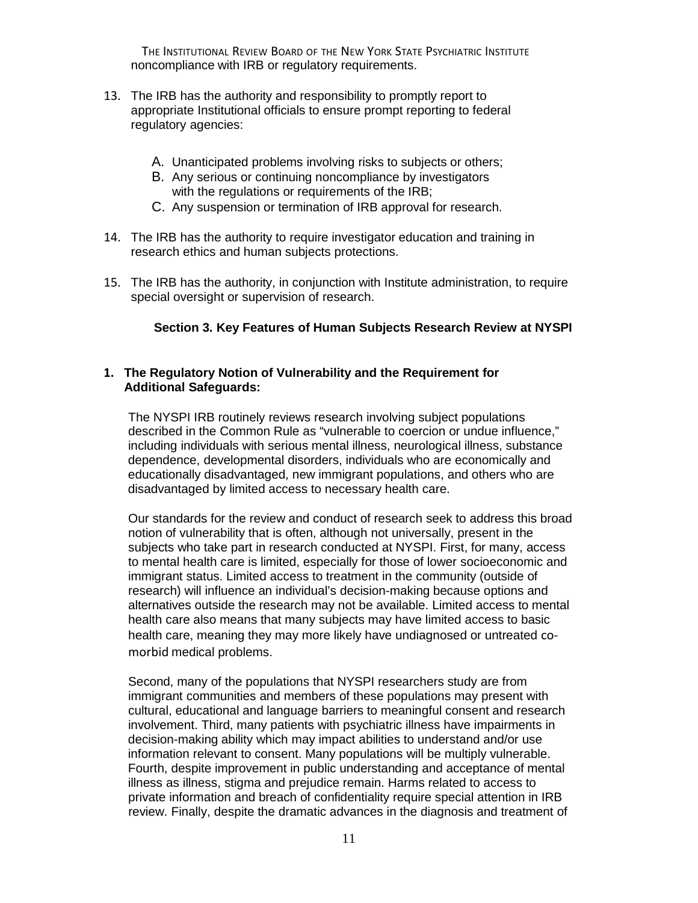noncompliance with IRB or regulatory requirements.

13. The IRB has the authority and responsibility to promptly report to appropriate Institutional officials to ensure prompt reporting to federal regulatory agencies:

    A. Unanticipated problems involving risks to subjects or others;
    B. Any serious or continuing noncompliance by investigators with the regulations or requirements of the IRB;
    C. Any suspension or termination of IRB approval for research.

14. The IRB has the authority to require investigator education and training in research ethics and human subjects protections.

15. The IRB has the authority, in conjunction with Institute administration, to require special oversight or supervision of research.

## Section 3. Key Features of Human Subjects Research Review at NYSPI

### 1. The Regulatory Notion of Vulnerability and the Requirement for Additional Safeguards:

The NYSPI IRB routinely reviews research involving subject populations described in the Common Rule as "vulnerable to coercion or undue influence," including individuals with serious mental illness, neurological illness, substance dependence, developmental disorders, individuals who are economically and educationally disadvantaged, new immigrant populations, and others who are disadvantaged by limited access to necessary health care.

Our standards for the review and conduct of research seek to address this broad notion of vulnerability that is often, although not universally, present in the subjects who take part in research conducted at NYSPI. First, for many, access to mental health care is limited, especially for those of lower socioeconomic and immigrant status. Limited access to treatment in the community (outside of research) will influence an individual's decision-making because options and alternatives outside the research may not be available. Limited access to mental health care also means that many subjects may have limited access to basic health care, meaning they may more likely have undiagnosed or untreated co-morbid medical problems.

Second, many of the populations that NYSPI researchers study are from immigrant communities and members of these populations may present with cultural, educational and language barriers to meaningful consent and research involvement. Third, many patients with psychiatric illness have impairments in decision-making ability which may impact abilities to understand and/or use information relevant to consent. Many populations will be multiply vulnerable. Fourth, despite improvement in public understanding and acceptance of mental illness as illness, stigma and prejudice remain. Harms related to access to private information and breach of confidentiality require special attention in IRB review. Finally, despite the dramatic advances in the diagnosis and treatment of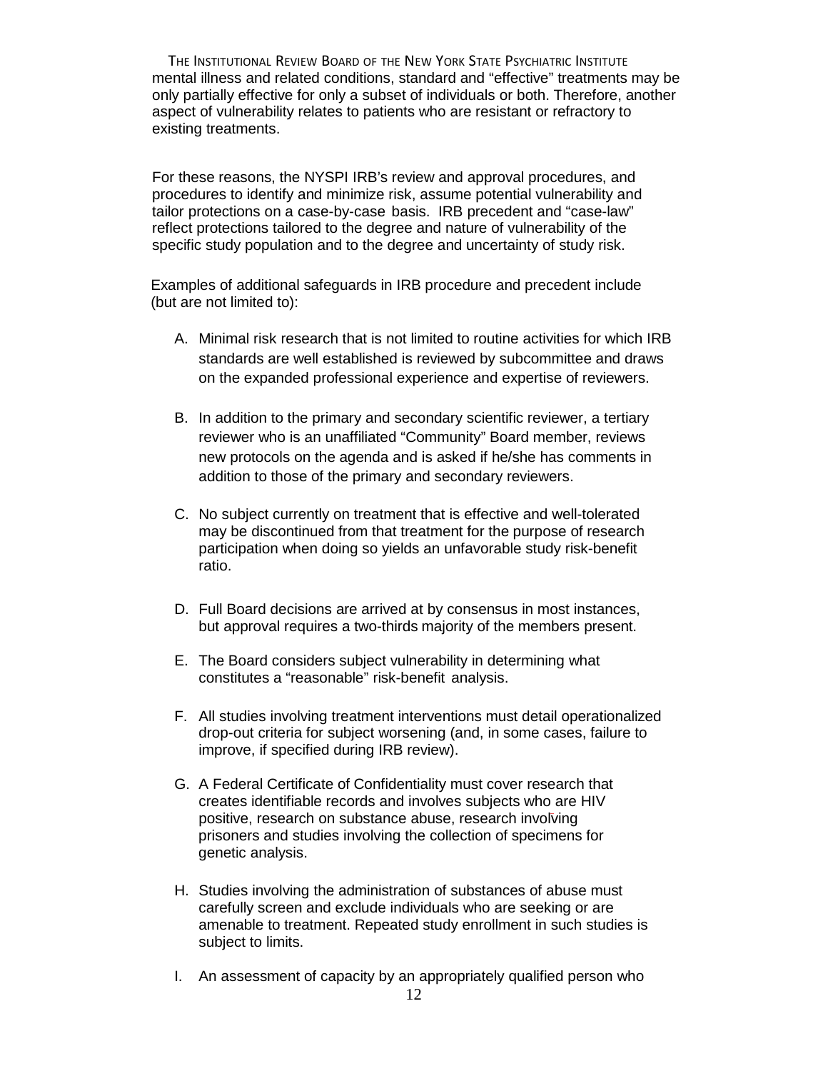mental illness and related conditions, standard and "effective" treatments may be only partially effective for only a subset of individuals or both. Therefore, another aspect of vulnerability relates to patients who are resistant or refractory to existing treatments.

For these reasons, the NYSPI IRB's review and approval procedures, and procedures to identify and minimize risk, assume potential vulnerability and tailor protections on a case-by-case basis. IRB precedent and "case-law" reflect protections tailored to the degree and nature of vulnerability of the specific study population and to the degree and uncertainty of study risk.

Examples of additional safeguards in IRB procedure and precedent include (but are not limited to):

A. Minimal risk research that is not limited to routine activities for which IRB standards are well established is reviewed by subcommittee and draws on the expanded professional experience and expertise of reviewers.

B. In addition to the primary and secondary scientific reviewer, a tertiary reviewer who is an unaffiliated "Community" Board member, reviews new protocols on the agenda and is asked if he/she has comments in addition to those of the primary and secondary reviewers.

C. No subject currently on treatment that is effective and well-tolerated may be discontinued from that treatment for the purpose of research participation when doing so yields an unfavorable study risk-benefit ratio.

D. Full Board decisions are arrived at by consensus in most instances, but approval requires a two-thirds majority of the members present.

E. The Board considers subject vulnerability in determining what constitutes a "reasonable" risk-benefit analysis.

F. All studies involving treatment interventions must detail operationalized drop-out criteria for subject worsening (and, in some cases, failure to improve, if specified during IRB review).

G. A Federal Certificate of Confidentiality must cover research that creates identifiable records and involves subjects who are HIV positive, research on substance abuse, research involving prisoners and studies involving the collection of specimens for genetic analysis.

H. Studies involving the administration of substances of abuse must carefully screen and exclude individuals who are seeking or are amenable to treatment. Repeated study enrollment in such studies is subject to limits.

I. An assessment of capacity by an appropriately qualified person who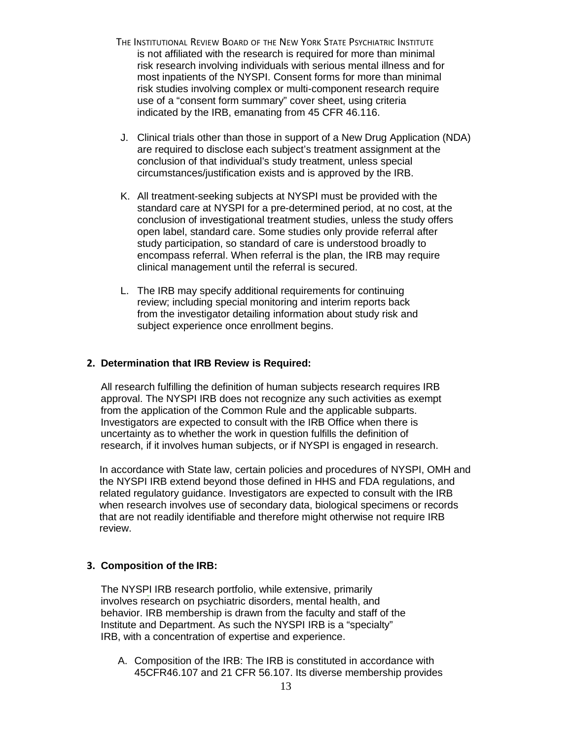is not affiliated with the research is required for more than minimal risk research involving individuals with serious mental illness and for most inpatients of the NYSPI. Consent forms for more than minimal risk studies involving complex or multi-component research require use of a "consent form summary" cover sheet, using criteria indicated by the IRB, emanating from 45 CFR 46.116.

J. Clinical trials other than those in support of a New Drug Application (NDA) are required to disclose each subject's treatment assignment at the conclusion of that individual's study treatment, unless special circumstances/justification exists and is approved by the IRB.

K. All treatment-seeking subjects at NYSPI must be provided with the standard care at NYSPI for a pre-determined period, at no cost, at the conclusion of investigational treatment studies, unless the study offers open label, standard care. Some studies only provide referral after study participation, so standard of care is understood broadly to encompass referral. When referral is the plan, the IRB may require clinical management until the referral is secured.

L. The IRB may specify additional requirements for continuing review; including special monitoring and interim reports back from the investigator detailing information about study risk and subject experience once enrollment begins.

## 2. Determination that IRB Review is Required:

All research fulfilling the definition of human subjects research requires IRB approval. The NYSPI IRB does not recognize any such activities as exempt from the application of the Common Rule and the applicable subparts. Investigators are expected to consult with the IRB Office when there is uncertainty as to whether the work in question fulfills the definition of research, if it involves human subjects, or if NYSPI is engaged in research.

In accordance with State law, certain policies and procedures of NYSPI, OMH and the NYSPI IRB extend beyond those defined in HHS and FDA regulations, and related regulatory guidance. Investigators are expected to consult with the IRB when research involves use of secondary data, biological specimens or records that are not readily identifiable and therefore might otherwise not require IRB review.

## 3. Composition of the IRB:

The NYSPI IRB research portfolio, while extensive, primarily involves research on psychiatric disorders, mental health, and behavior. IRB membership is drawn from the faculty and staff of the Institute and Department. As such the NYSPI IRB is a "specialty" IRB, with a concentration of expertise and experience.

A. Composition of the IRB: The IRB is constituted in accordance with 45CFR46.107 and 21 CFR 56.107. Its diverse membership provides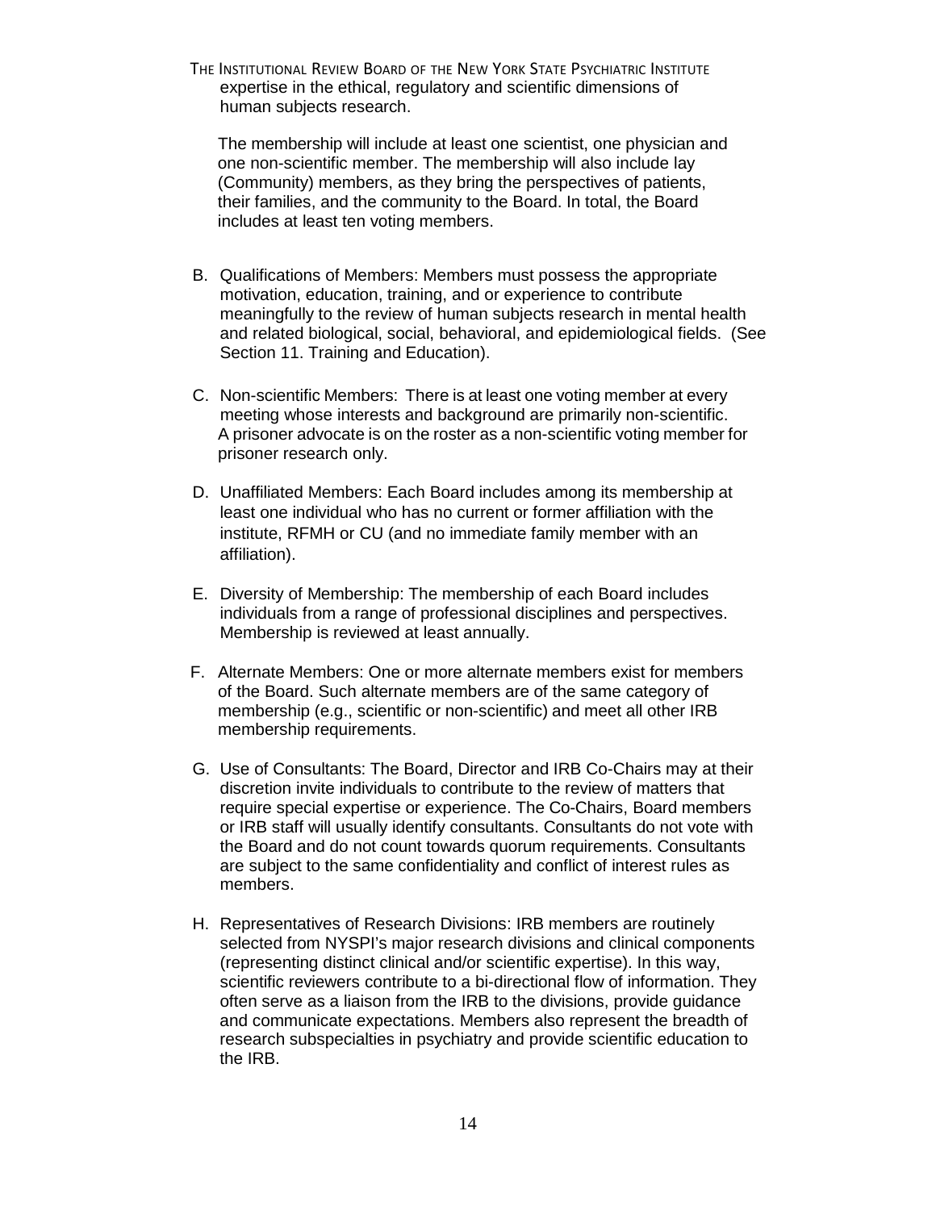expertise in the ethical, regulatory and scientific dimensions of human subjects research.

The membership will include at least one scientist, one physician and one non-scientific member. The membership will also include lay (Community) members, as they bring the perspectives of patients, their families, and the community to the Board. In total, the Board includes at least ten voting members.

B. Qualifications of Members: Members must possess the appropriate motivation, education, training, and or experience to contribute meaningfully to the review of human subjects research in mental health and related biological, social, behavioral, and epidemiological fields. (See Section 11. Training and Education).

C. Non-scientific Members: There is at least one voting member at every meeting whose interests and background are primarily non-scientific. A prisoner advocate is on the roster as a non-scientific voting member for prisoner research only.

D. Unaffiliated Members: Each Board includes among its membership at least one individual who has no current or former affiliation with the institute, RFMH or CU (and no immediate family member with an affiliation).

E. Diversity of Membership: The membership of each Board includes individuals from a range of professional disciplines and perspectives. Membership is reviewed at least annually.

F. Alternate Members: One or more alternate members exist for members of the Board. Such alternate members are of the same category of membership (e.g., scientific or non-scientific) and meet all other IRB membership requirements.

G. Use of Consultants: The Board, Director and IRB Co-Chairs may at their discretion invite individuals to contribute to the review of matters that require special expertise or experience. The Co-Chairs, Board members or IRB staff will usually identify consultants. Consultants do not vote with the Board and do not count towards quorum requirements. Consultants are subject to the same confidentiality and conflict of interest rules as members.

H. Representatives of Research Divisions: IRB members are routinely selected from NYSPI's major research divisions and clinical components (representing distinct clinical and/or scientific expertise). In this way, scientific reviewers contribute to a bi-directional flow of information. They often serve as a liaison from the IRB to the divisions, provide guidance and communicate expectations. Members also represent the breadth of research subspecialties in psychiatry and provide scientific education to the IRB.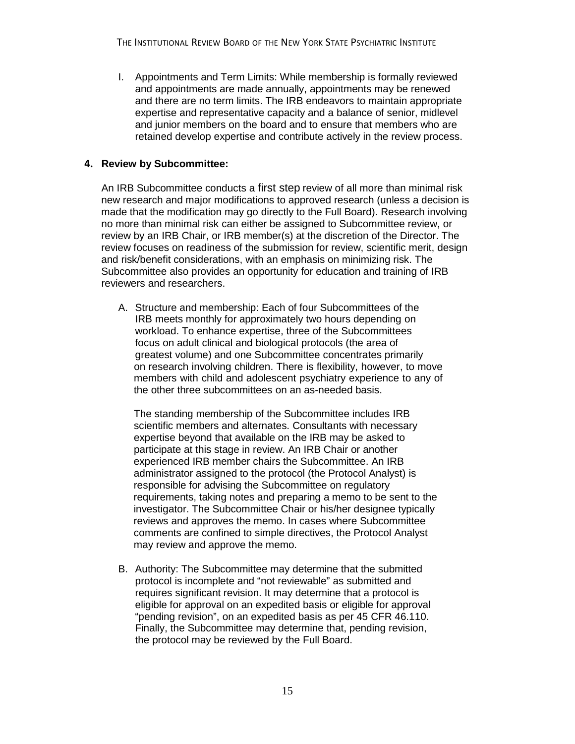I. Appointments and Term Limits: While membership is formally reviewed and appointments are made annually, appointments may be renewed and there are no term limits. The IRB endeavors to maintain appropriate expertise and representative capacity and a balance of senior, midlevel and junior members on the board and to ensure that members who are retained develop expertise and contribute actively in the review process.

**4. Review by Subcommittee:**

An IRB Subcommittee conducts a first step review of all more than minimal risk new research and major modifications to approved research (unless a decision is made that the modification may go directly to the Full Board). Research involving no more than minimal risk can either be assigned to Subcommittee review, or review by an IRB Chair, or IRB member(s) at the discretion of the Director. The review focuses on readiness of the submission for review, scientific merit, design and risk/benefit considerations, with an emphasis on minimizing risk. The Subcommittee also provides an opportunity for education and training of IRB reviewers and researchers.

A. Structure and membership: Each of four Subcommittees of the IRB meets monthly for approximately two hours depending on workload. To enhance expertise, three of the Subcommittees focus on adult clinical and biological protocols (the area of greatest volume) and one Subcommittee concentrates primarily on research involving children. There is flexibility, however, to move members with child and adolescent psychiatry experience to any of the other three subcommittees on an as-needed basis.

   The standing membership of the Subcommittee includes IRB scientific members and alternates. Consultants with necessary expertise beyond that available on the IRB may be asked to participate at this stage in review. An IRB Chair or another experienced IRB member chairs the Subcommittee. An IRB administrator assigned to the protocol (the Protocol Analyst) is responsible for advising the Subcommittee on regulatory requirements, taking notes and preparing a memo to be sent to the investigator. The Subcommittee Chair or his/her designee typically reviews and approves the memo. In cases where Subcommittee comments are confined to simple directives, the Protocol Analyst may review and approve the memo.

B. Authority: The Subcommittee may determine that the submitted protocol is incomplete and "not reviewable" as submitted and requires significant revision. It may determine that a protocol is eligible for approval on an expedited basis or eligible for approval "pending revision", on an expedited basis as per 45 CFR 46.110. Finally, the Subcommittee may determine that, pending revision, the protocol may be reviewed by the Full Board.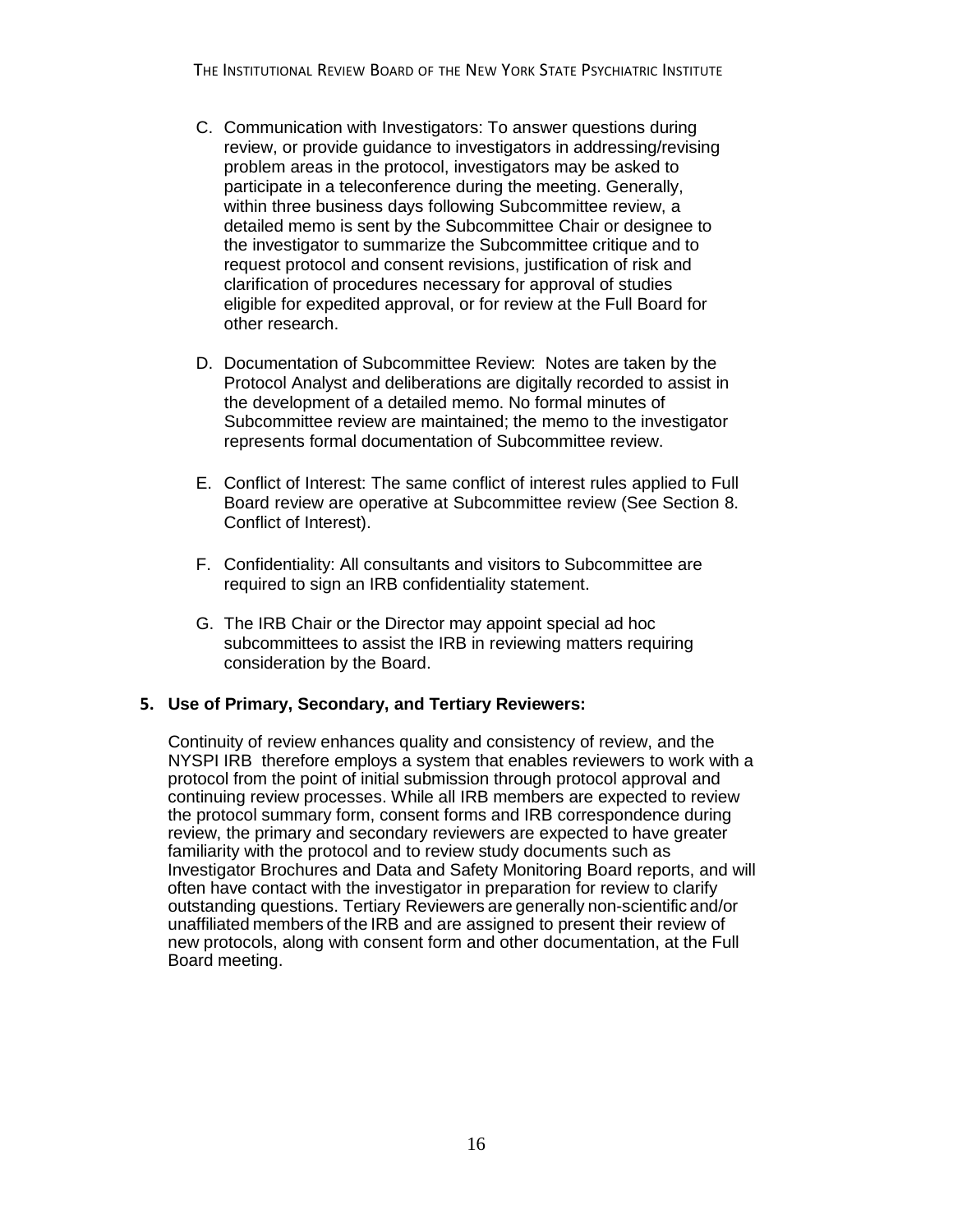C. Communication with Investigators: To answer questions during review, or provide guidance to investigators in addressing/revising problem areas in the protocol, investigators may be asked to participate in a teleconference during the meeting. Generally, within three business days following Subcommittee review, a detailed memo is sent by the Subcommittee Chair or designee to the investigator to summarize the Subcommittee critique and to request protocol and consent revisions, justification of risk and clarification of procedures necessary for approval of studies eligible for expedited approval, or for review at the Full Board for other research.

D. Documentation of Subcommittee Review: Notes are taken by the Protocol Analyst and deliberations are digitally recorded to assist in the development of a detailed memo. No formal minutes of Subcommittee review are maintained; the memo to the investigator represents formal documentation of Subcommittee review.

E. Conflict of Interest: The same conflict of interest rules applied to Full Board review are operative at Subcommittee review (See Section 8. Conflict of Interest).

F. Confidentiality: All consultants and visitors to Subcommittee are required to sign an IRB confidentiality statement.

G. The IRB Chair or the Director may appoint special ad hoc subcommittees to assist the IRB in reviewing matters requiring consideration by the Board.

## 5. Use of Primary, Secondary, and Tertiary Reviewers:

Continuity of review enhances quality and consistency of review, and the NYSPI IRB therefore employs a system that enables reviewers to work with a protocol from the point of initial submission through protocol approval and continuing review processes. While all IRB members are expected to review the protocol summary form, consent forms and IRB correspondence during review, the primary and secondary reviewers are expected to have greater familiarity with the protocol and to review study documents such as Investigator Brochures and Data and Safety Monitoring Board reports, and will often have contact with the investigator in preparation for review to clarify outstanding questions. Tertiary Reviewers are generally non-scientific and/or unaffiliated members of the IRB and are assigned to present their review of new protocols, along with consent form and other documentation, at the Full Board meeting.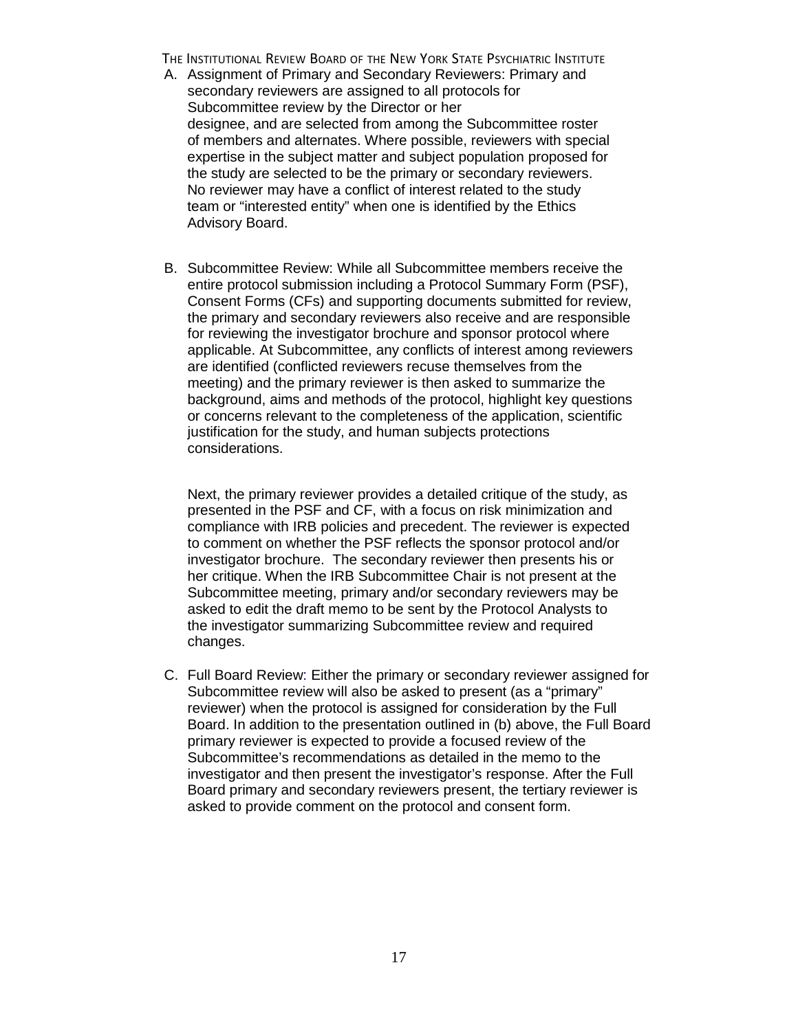A. Assignment of Primary and Secondary Reviewers: Primary and secondary reviewers are assigned to all protocols for Subcommittee review by the Director or her designee, and are selected from among the Subcommittee roster of members and alternates. Where possible, reviewers with special expertise in the subject matter and subject population proposed for the study are selected to be the primary or secondary reviewers. No reviewer may have a conflict of interest related to the study team or "interested entity" when one is identified by the Ethics Advisory Board.

B. Subcommittee Review: While all Subcommittee members receive the entire protocol submission including a Protocol Summary Form (PSF), Consent Forms (CFs) and supporting documents submitted for review, the primary and secondary reviewers also receive and are responsible for reviewing the investigator brochure and sponsor protocol where applicable. At Subcommittee, any conflicts of interest among reviewers are identified (conflicted reviewers recuse themselves from the meeting) and the primary reviewer is then asked to summarize the background, aims and methods of the protocol, highlight key questions or concerns relevant to the completeness of the application, scientific justification for the study, and human subjects protections considerations.

   Next, the primary reviewer provides a detailed critique of the study, as presented in the PSF and CF, with a focus on risk minimization and compliance with IRB policies and precedent. The reviewer is expected to comment on whether the PSF reflects the sponsor protocol and/or investigator brochure. The secondary reviewer then presents his or her critique. When the IRB Subcommittee Chair is not present at the Subcommittee meeting, primary and/or secondary reviewers may be asked to edit the draft memo to be sent by the Protocol Analysts to the investigator summarizing Subcommittee review and required changes.

C. Full Board Review: Either the primary or secondary reviewer assigned for Subcommittee review will also be asked to present (as a "primary" reviewer) when the protocol is assigned for consideration by the Full Board. In addition to the presentation outlined in (b) above, the Full Board primary reviewer is expected to provide a focused review of the Subcommittee's recommendations as detailed in the memo to the investigator and then present the investigator's response. After the Full Board primary and secondary reviewers present, the tertiary reviewer is asked to provide comment on the protocol and consent form.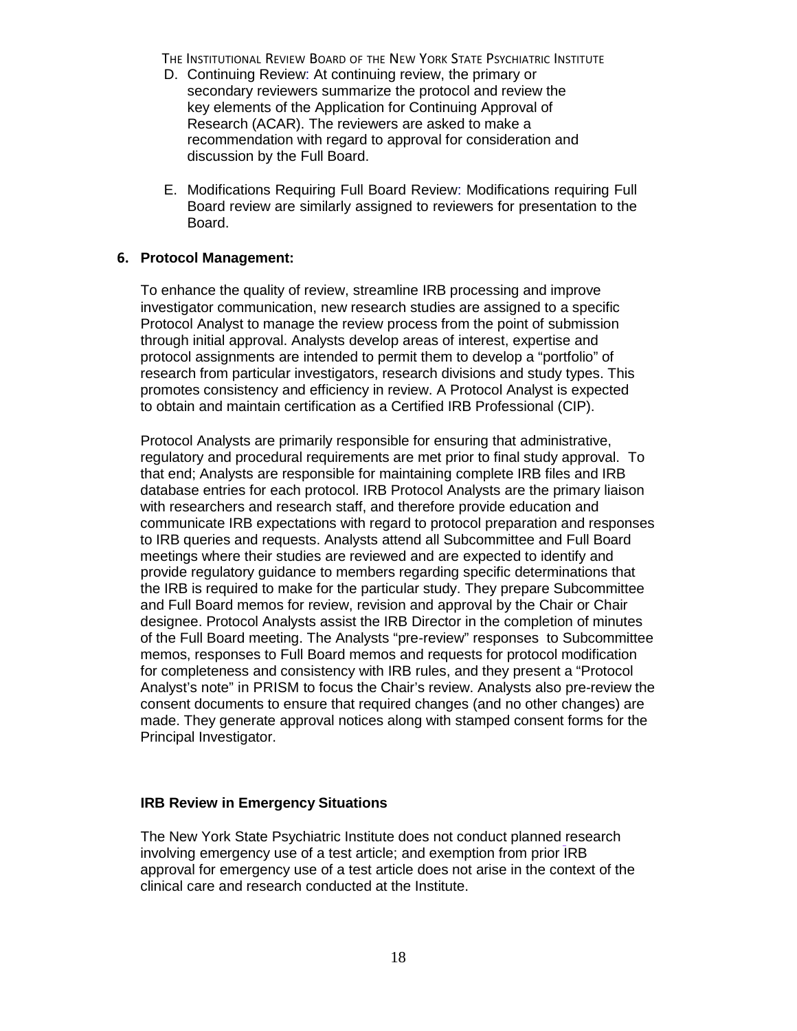D. Continuing Review: At continuing review, the primary or secondary reviewers summarize the protocol and review the key elements of the Application for Continuing Approval of Research (ACAR). The reviewers are asked to make a recommendation with regard to approval for consideration and discussion by the Full Board.

E. Modifications Requiring Full Board Review: Modifications requiring Full Board review are similarly assigned to reviewers for presentation to the Board.

## 6. Protocol Management:

To enhance the quality of review, streamline IRB processing and improve investigator communication, new research studies are assigned to a specific Protocol Analyst to manage the review process from the point of submission through initial approval. Analysts develop areas of interest, expertise and protocol assignments are intended to permit them to develop a "portfolio" of research from particular investigators, research divisions and study types. This promotes consistency and efficiency in review. A Protocol Analyst is expected to obtain and maintain certification as a Certified IRB Professional (CIP).

Protocol Analysts are primarily responsible for ensuring that administrative, regulatory and procedural requirements are met prior to final study approval. To that end; Analysts are responsible for maintaining complete IRB files and IRB database entries for each protocol. IRB Protocol Analysts are the primary liaison with researchers and research staff, and therefore provide education and communicate IRB expectations with regard to protocol preparation and responses to IRB queries and requests. Analysts attend all Subcommittee and Full Board meetings where their studies are reviewed and are expected to identify and provide regulatory guidance to members regarding specific determinations that the IRB is required to make for the particular study. They prepare Subcommittee and Full Board memos for review, revision and approval by the Chair or Chair designee. Protocol Analysts assist the IRB Director in the completion of minutes of the Full Board meeting. The Analysts "pre-review" responses to Subcommittee memos, responses to Full Board memos and requests for protocol modification for completeness and consistency with IRB rules, and they present a "Protocol Analyst's note" in PRISM to focus the Chair's review. Analysts also pre-review the consent documents to ensure that required changes (and no other changes) are made. They generate approval notices along with stamped consent forms for the Principal Investigator.

### IRB Review in Emergency Situations

The New York State Psychiatric Institute does not conduct planned research involving emergency use of a test article; and exemption from prior IRB approval for emergency use of a test article does not arise in the context of the clinical care and research conducted at the Institute.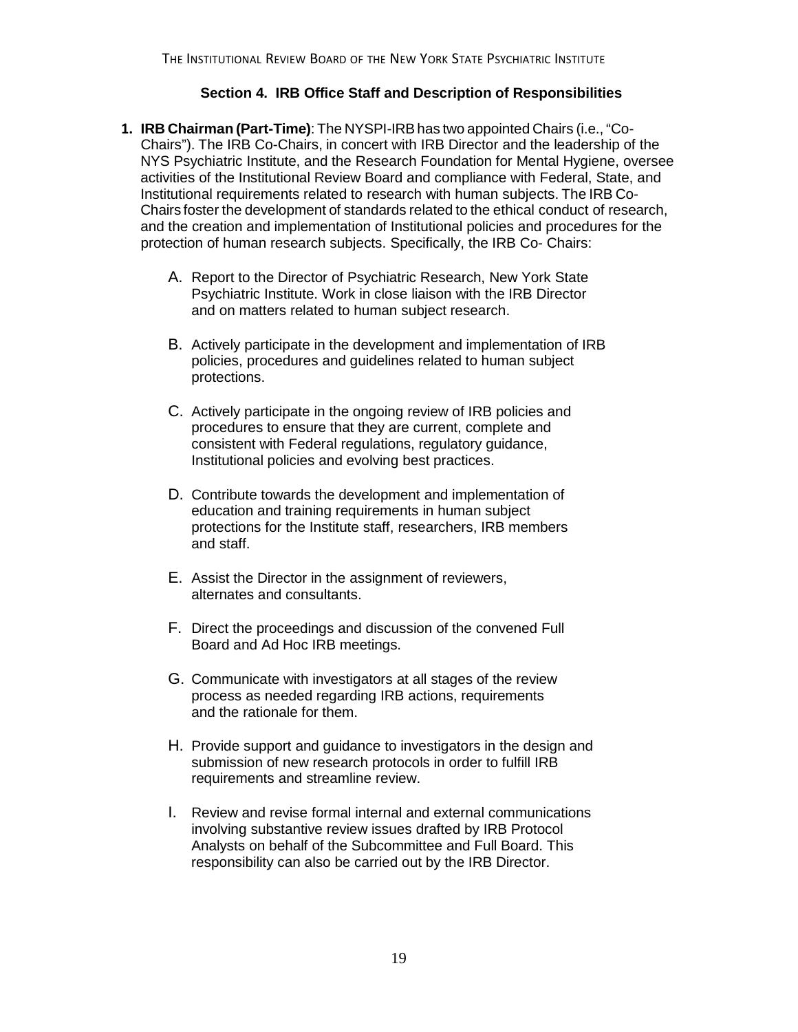## Section 4. IRB Office Staff and Description of Responsibilities

1. **IRB Chairman (Part-Time)**: The NYSPI-IRB has two appointed Chairs (i.e., "Co-Chairs"). The IRB Co-Chairs, in concert with IRB Director and the leadership of the NYS Psychiatric Institute, and the Research Foundation for Mental Hygiene, oversee activities of the Institutional Review Board and compliance with Federal, State, and Institutional requirements related to research with human subjects. The IRB Co-Chairs foster the development of standards related to the ethical conduct of research, and the creation and implementation of Institutional policies and procedures for the protection of human research subjects. Specifically, the IRB Co- Chairs:

    A. Report to the Director of Psychiatric Research, New York State Psychiatric Institute. Work in close liaison with the IRB Director and on matters related to human subject research.

    B. Actively participate in the development and implementation of IRB policies, procedures and guidelines related to human subject protections.

    C. Actively participate in the ongoing review of IRB policies and procedures to ensure that they are current, complete and consistent with Federal regulations, regulatory guidance, Institutional policies and evolving best practices.

    D. Contribute towards the development and implementation of education and training requirements in human subject protections for the Institute staff, researchers, IRB members and staff.

    E. Assist the Director in the assignment of reviewers, alternates and consultants.

    F. Direct the proceedings and discussion of the convened Full Board and Ad Hoc IRB meetings.

    G. Communicate with investigators at all stages of the review process as needed regarding IRB actions, requirements and the rationale for them.

    H. Provide support and guidance to investigators in the design and submission of new research protocols in order to fulfill IRB requirements and streamline review.

    I. Review and revise formal internal and external communications involving substantive review issues drafted by IRB Protocol Analysts on behalf of the Subcommittee and Full Board. This responsibility can also be carried out by the IRB Director.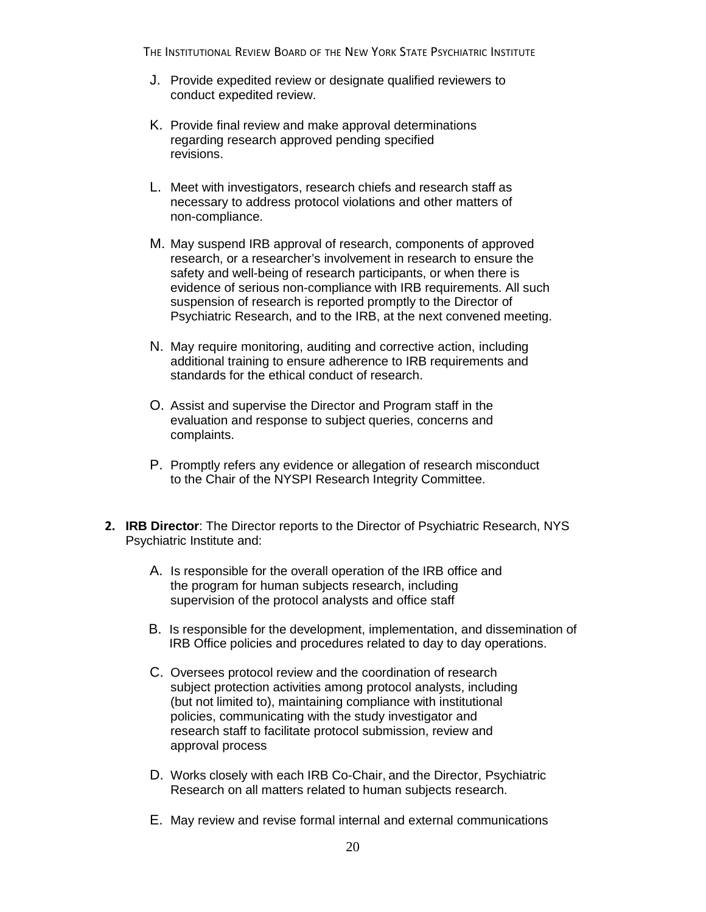J. Provide expedited review or designate qualified reviewers to conduct expedited review.

K. Provide final review and make approval determinations regarding research approved pending specified revisions.

L. Meet with investigators, research chiefs and research staff as necessary to address protocol violations and other matters of non-compliance.

M. May suspend IRB approval of research, components of approved research, or a researcher's involvement in research to ensure the safety and well-being of research participants, or when there is evidence of serious non-compliance with IRB requirements. All such suspension of research is reported promptly to the Director of Psychiatric Research, and to the IRB, at the next convened meeting.

N. May require monitoring, auditing and corrective action, including additional training to ensure adherence to IRB requirements and standards for the ethical conduct of research.

O. Assist and supervise the Director and Program staff in the evaluation and response to subject queries, concerns and complaints.

P. Promptly refers any evidence or allegation of research misconduct to the Chair of the NYSPI Research Integrity Committee.

**2. IRB Director**: The Director reports to the Director of Psychiatric Research, NYS Psychiatric Institute and:

A. Is responsible for the overall operation of the IRB office and the program for human subjects research, including supervision of the protocol analysts and office staff

B. Is responsible for the development, implementation, and dissemination of IRB Office policies and procedures related to day to day operations.

C. Oversees protocol review and the coordination of research subject protection activities among protocol analysts, including (but not limited to), maintaining compliance with institutional policies, communicating with the study investigator and research staff to facilitate protocol submission, review and approval process

D. Works closely with each IRB Co-Chair, and the Director, Psychiatric Research on all matters related to human subjects research.

E. May review and revise formal internal and external communications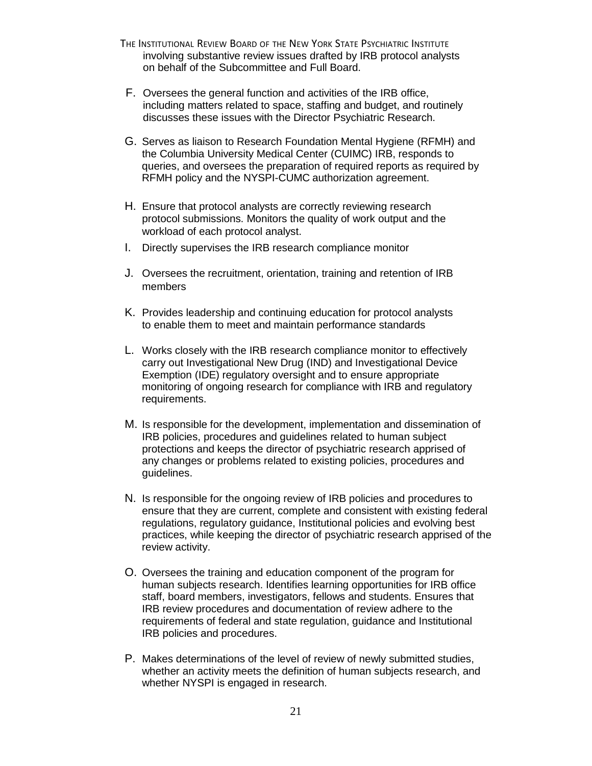involving substantive review issues drafted by IRB protocol analysts on behalf of the Subcommittee and Full Board.

F. Oversees the general function and activities of the IRB office, including matters related to space, staffing and budget, and routinely discusses these issues with the Director Psychiatric Research.

G. Serves as liaison to Research Foundation Mental Hygiene (RFMH) and the Columbia University Medical Center (CUIMC) IRB, responds to queries, and oversees the preparation of required reports as required by RFMH policy and the NYSPI-CUMC authorization agreement.

H. Ensure that protocol analysts are correctly reviewing research protocol submissions. Monitors the quality of work output and the workload of each protocol analyst.

I. Directly supervises the IRB research compliance monitor

J. Oversees the recruitment, orientation, training and retention of IRB members

K. Provides leadership and continuing education for protocol analysts to enable them to meet and maintain performance standards

L. Works closely with the IRB research compliance monitor to effectively carry out Investigational New Drug (IND) and Investigational Device Exemption (IDE) regulatory oversight and to ensure appropriate monitoring of ongoing research for compliance with IRB and regulatory requirements.

M. Is responsible for the development, implementation and dissemination of IRB policies, procedures and guidelines related to human subject protections and keeps the director of psychiatric research apprised of any changes or problems related to existing policies, procedures and guidelines.

N. Is responsible for the ongoing review of IRB policies and procedures to ensure that they are current, complete and consistent with existing federal regulations, regulatory guidance, Institutional policies and evolving best practices, while keeping the director of psychiatric research apprised of the review activity.

O. Oversees the training and education component of the program for human subjects research. Identifies learning opportunities for IRB office staff, board members, investigators, fellows and students. Ensures that IRB review procedures and documentation of review adhere to the requirements of federal and state regulation, guidance and Institutional IRB policies and procedures.

P. Makes determinations of the level of review of newly submitted studies, whether an activity meets the definition of human subjects research, and whether NYSPI is engaged in research.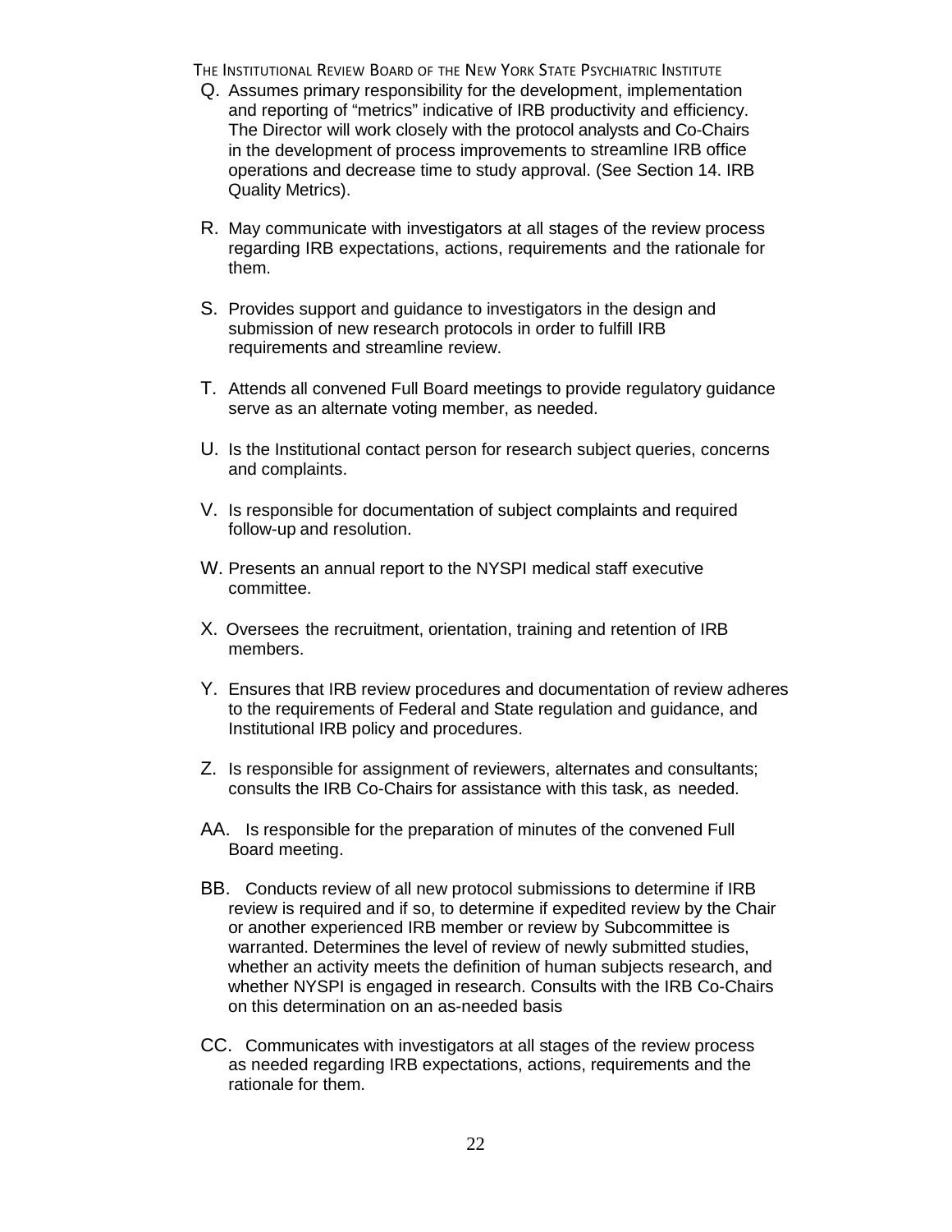Q. Assumes primary responsibility for the development, implementation and reporting of "metrics" indicative of IRB productivity and efficiency. The Director will work closely with the protocol analysts and Co-Chairs in the development of process improvements to streamline IRB office operations and decrease time to study approval. (See Section 14. IRB Quality Metrics).

R. May communicate with investigators at all stages of the review process regarding IRB expectations, actions, requirements and the rationale for them.

S. Provides support and guidance to investigators in the design and submission of new research protocols in order to fulfill IRB requirements and streamline review.

T. Attends all convened Full Board meetings to provide regulatory guidance serve as an alternate voting member, as needed.

U. Is the Institutional contact person for research subject queries, concerns and complaints.

V. Is responsible for documentation of subject complaints and required follow-up and resolution.

W. Presents an annual report to the NYSPI medical staff executive committee.

X. Oversees the recruitment, orientation, training and retention of IRB members.

Y. Ensures that IRB review procedures and documentation of review adheres to the requirements of Federal and State regulation and guidance, and Institutional IRB policy and procedures.

Z. Is responsible for assignment of reviewers, alternates and consultants; consults the IRB Co-Chairs for assistance with this task, as needed.

AA. Is responsible for the preparation of minutes of the convened Full Board meeting.

BB. Conducts review of all new protocol submissions to determine if IRB review is required and if so, to determine if expedited review by the Chair or another experienced IRB member or review by Subcommittee is warranted. Determines the level of review of newly submitted studies, whether an activity meets the definition of human subjects research, and whether NYSPI is engaged in research. Consults with the IRB Co-Chairs on this determination on an as-needed basis

CC. Communicates with investigators at all stages of the review process as needed regarding IRB expectations, actions, requirements and the rationale for them.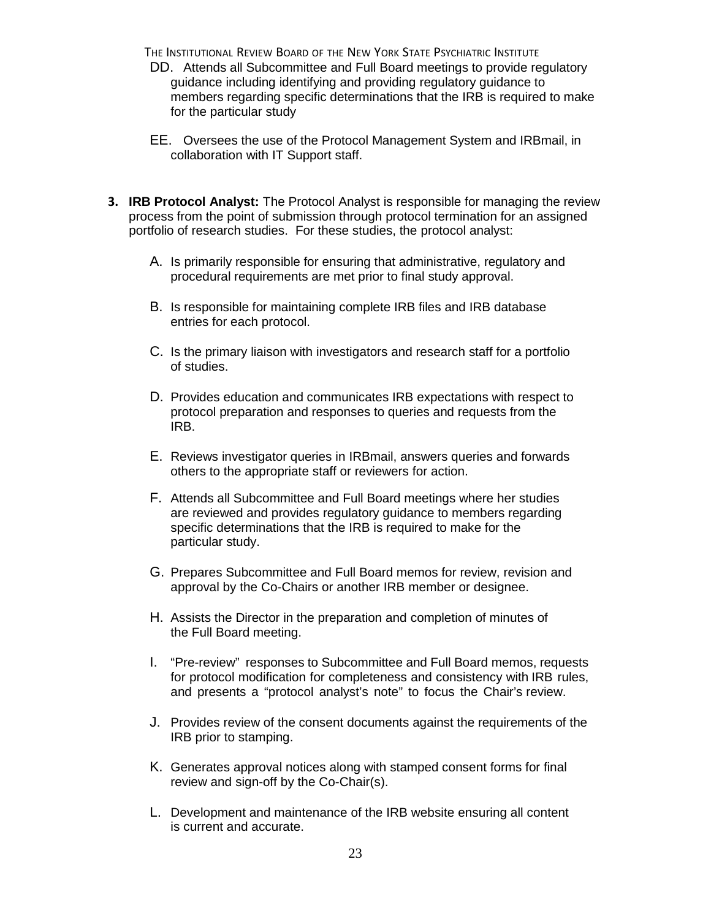DD. Attends all Subcommittee and Full Board meetings to provide regulatory guidance including identifying and providing regulatory guidance to members regarding specific determinations that the IRB is required to make for the particular study

EE. Oversees the use of the Protocol Management System and IRBmail, in collaboration with IT Support staff.

3. **IRB Protocol Analyst:** The Protocol Analyst is responsible for managing the review process from the point of submission through protocol termination for an assigned portfolio of research studies. For these studies, the protocol analyst:

   A. Is primarily responsible for ensuring that administrative, regulatory and procedural requirements are met prior to final study approval.

   B. Is responsible for maintaining complete IRB files and IRB database entries for each protocol.

   C. Is the primary liaison with investigators and research staff for a portfolio of studies.

   D. Provides education and communicates IRB expectations with respect to protocol preparation and responses to queries and requests from the IRB.

   E. Reviews investigator queries in IRBmail, answers queries and forwards others to the appropriate staff or reviewers for action.

   F. Attends all Subcommittee and Full Board meetings where her studies are reviewed and provides regulatory guidance to members regarding specific determinations that the IRB is required to make for the particular study.

   G. Prepares Subcommittee and Full Board memos for review, revision and approval by the Co-Chairs or another IRB member or designee.

   H. Assists the Director in the preparation and completion of minutes of the Full Board meeting.

   I. "Pre-review" responses to Subcommittee and Full Board memos, requests for protocol modification for completeness and consistency with IRB rules, and presents a "protocol analyst's note" to focus the Chair's review.

   J. Provides review of the consent documents against the requirements of the IRB prior to stamping.

   K. Generates approval notices along with stamped consent forms for final review and sign-off by the Co-Chair(s).

   L. Development and maintenance of the IRB website ensuring all content is current and accurate.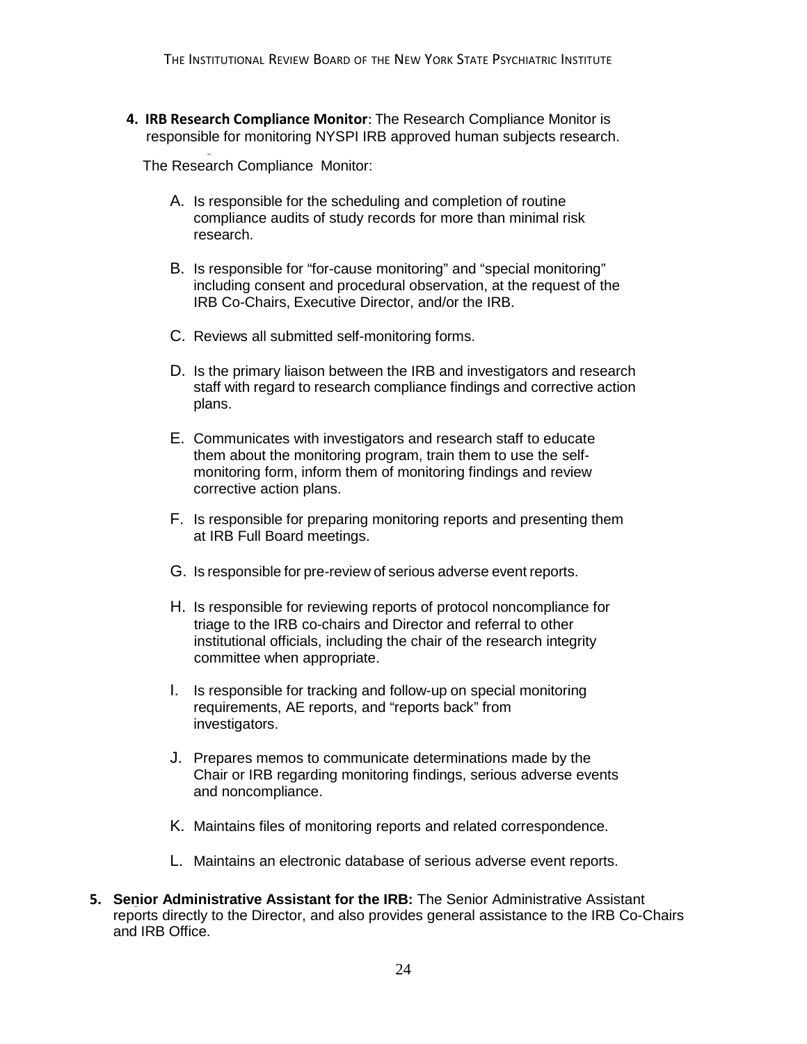4. **IRB Research Compliance Monitor**: The Research Compliance Monitor is responsible for monitoring NYSPI IRB approved human subjects research.

   The Research Compliance Monitor:

   A. Is responsible for the scheduling and completion of routine compliance audits of study records for more than minimal risk research.

   B. Is responsible for "for-cause monitoring" and "special monitoring" including consent and procedural observation, at the request of the IRB Co-Chairs, Executive Director, and/or the IRB.

   C. Reviews all submitted self-monitoring forms.

   D. Is the primary liaison between the IRB and investigators and research staff with regard to research compliance findings and corrective action plans.

   E. Communicates with investigators and research staff to educate them about the monitoring program, train them to use the self-monitoring form, inform them of monitoring findings and review corrective action plans.

   F. Is responsible for preparing monitoring reports and presenting them at IRB Full Board meetings.

   G. Is responsible for pre-review of serious adverse event reports.

   H. Is responsible for reviewing reports of protocol noncompliance for triage to the IRB co-chairs and Director and referral to other institutional officials, including the chair of the research integrity committee when appropriate.

   I. Is responsible for tracking and follow-up on special monitoring requirements, AE reports, and "reports back" from investigators.

   J. Prepares memos to communicate determinations made by the Chair or IRB regarding monitoring findings, serious adverse events and noncompliance.

   K. Maintains files of monitoring reports and related correspondence.

   L. Maintains an electronic database of serious adverse event reports.

5. **Senior Administrative Assistant for the IRB:** The Senior Administrative Assistant reports directly to the Director, and also provides general assistance to the IRB Co-Chairs and IRB Office.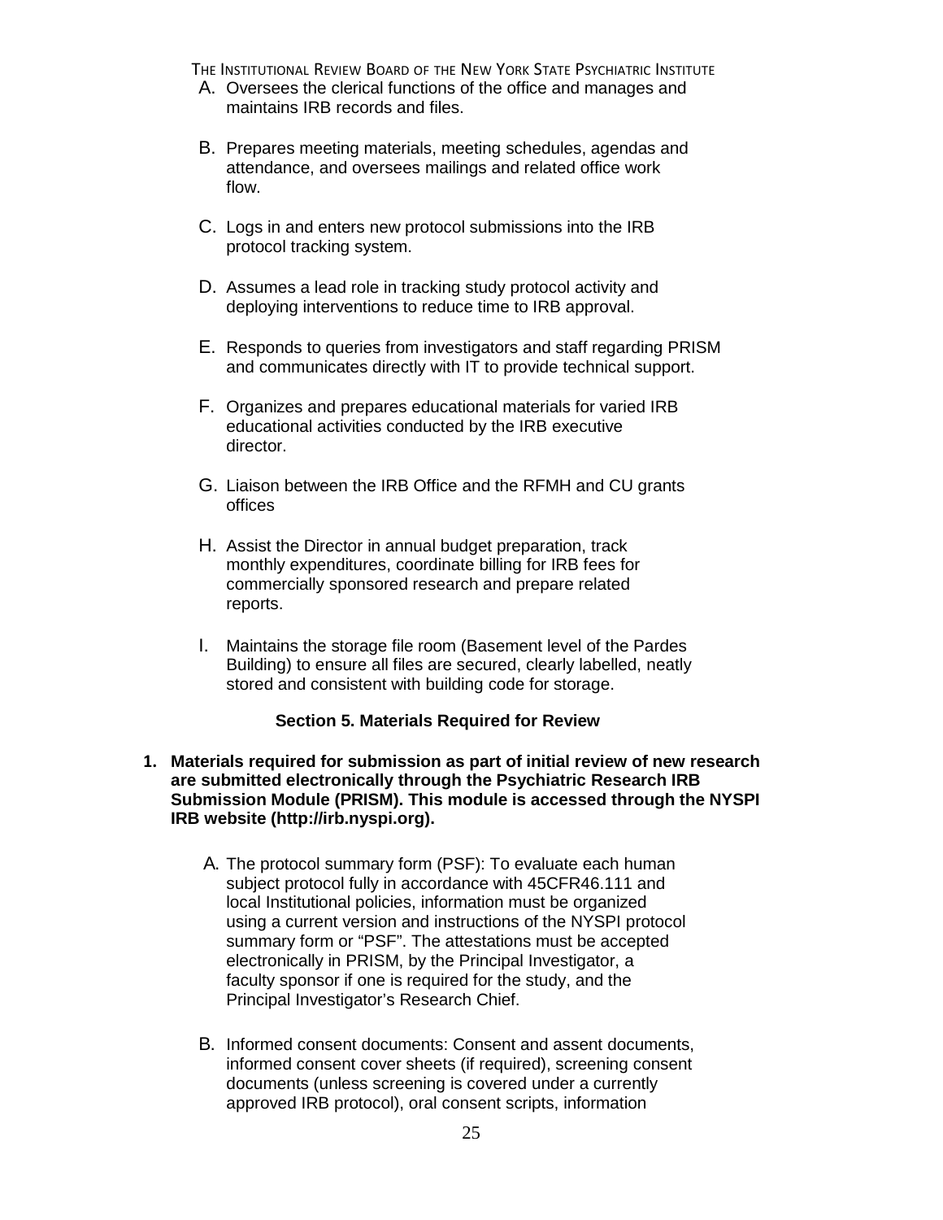A. Oversees the clerical functions of the office and manages and maintains IRB records and files.

B. Prepares meeting materials, meeting schedules, agendas and attendance, and oversees mailings and related office work flow.

C. Logs in and enters new protocol submissions into the IRB protocol tracking system.

D. Assumes a lead role in tracking study protocol activity and deploying interventions to reduce time to IRB approval.

E. Responds to queries from investigators and staff regarding PRISM and communicates directly with IT to provide technical support.

F. Organizes and prepares educational materials for varied IRB educational activities conducted by the IRB executive director.

G. Liaison between the IRB Office and the RFMH and CU grants offices

H. Assist the Director in annual budget preparation, track monthly expenditures, coordinate billing for IRB fees for commercially sponsored research and prepare related reports.

I. Maintains the storage file room (Basement level of the Pardes Building) to ensure all files are secured, clearly labelled, neatly stored and consistent with building code for storage.

## Section 5. Materials Required for Review

**1. Materials required for submission as part of initial review of new research are submitted electronically through the Psychiatric Research IRB Submission Module (PRISM). This module is accessed through the NYSPI IRB website (http://irb.nyspi.org).**

A. The protocol summary form (PSF): To evaluate each human subject protocol fully in accordance with 45CFR46.111 and local Institutional policies, information must be organized using a current version and instructions of the NYSPI protocol summary form or “PSF”. The attestations must be accepted electronically in PRISM, by the Principal Investigator, a faculty sponsor if one is required for the study, and the Principal Investigator’s Research Chief.

B. Informed consent documents: Consent and assent documents, informed consent cover sheets (if required), screening consent documents (unless screening is covered under a currently approved IRB protocol), oral consent scripts, information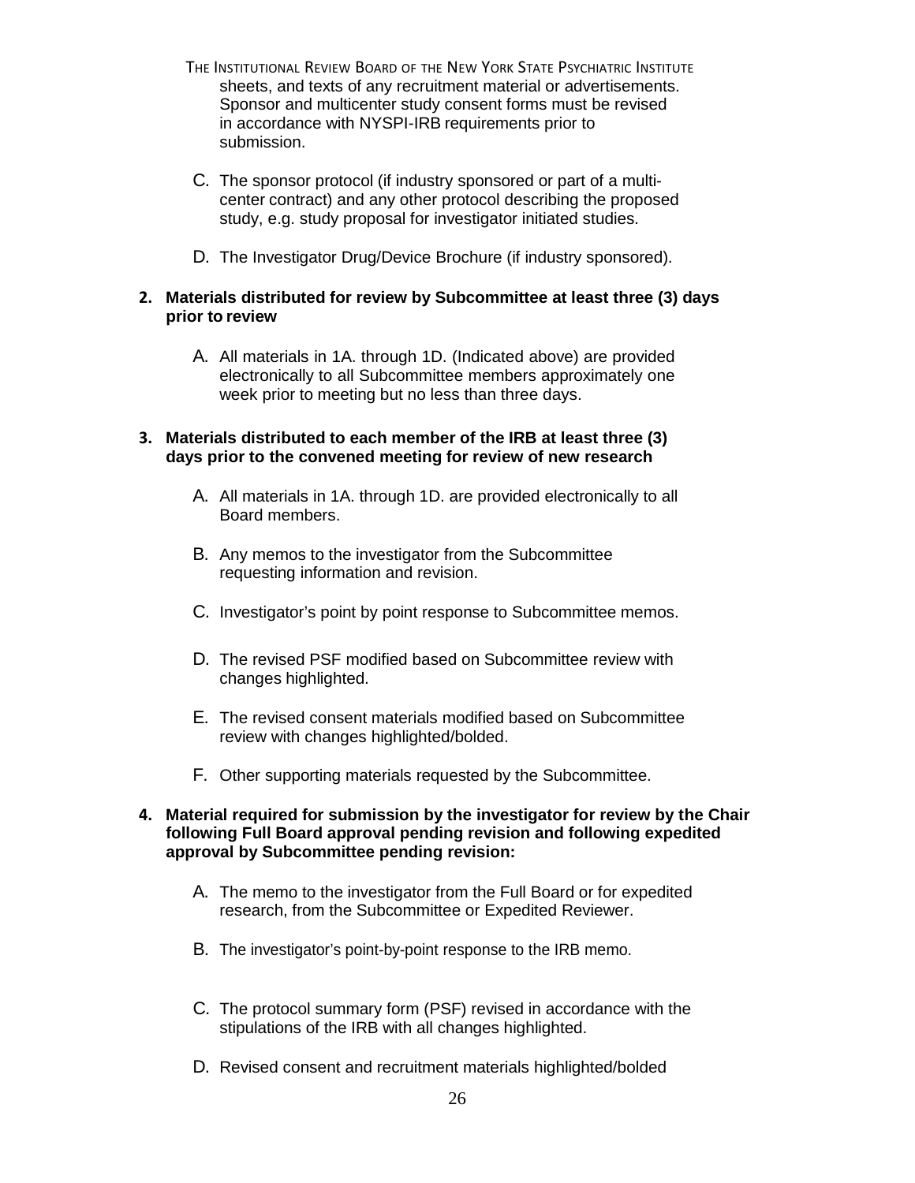sheets, and texts of any recruitment material or advertisements. Sponsor and multicenter study consent forms must be revised in accordance with NYSPI-IRB requirements prior to submission.

C. The sponsor protocol (if industry sponsored or part of a multi-center contract) and any other protocol describing the proposed study, e.g. study proposal for investigator initiated studies.

D. The Investigator Drug/Device Brochure (if industry sponsored).

**2. Materials distributed for review by Subcommittee at least three (3) days prior to review**

A. All materials in 1A. through 1D. (Indicated above) are provided electronically to all Subcommittee members approximately one week prior to meeting but no less than three days.

**3. Materials distributed to each member of the IRB at least three (3) days prior to the convened meeting for review of new research**

A. All materials in 1A. through 1D. are provided electronically to all Board members.

B. Any memos to the investigator from the Subcommittee requesting information and revision.

C. Investigator's point by point response to Subcommittee memos.

D. The revised PSF modified based on Subcommittee review with changes highlighted.

E. The revised consent materials modified based on Subcommittee review with changes highlighted/bolded.

F. Other supporting materials requested by the Subcommittee.

**4. Material required for submission by the investigator for review by the Chair following Full Board approval pending revision and following expedited approval by Subcommittee pending revision:**

A. The memo to the investigator from the Full Board or for expedited research, from the Subcommittee or Expedited Reviewer.

B. The investigator's point-by-point response to the IRB memo.

C. The protocol summary form (PSF) revised in accordance with the stipulations of the IRB with all changes highlighted.

D. Revised consent and recruitment materials highlighted/bolded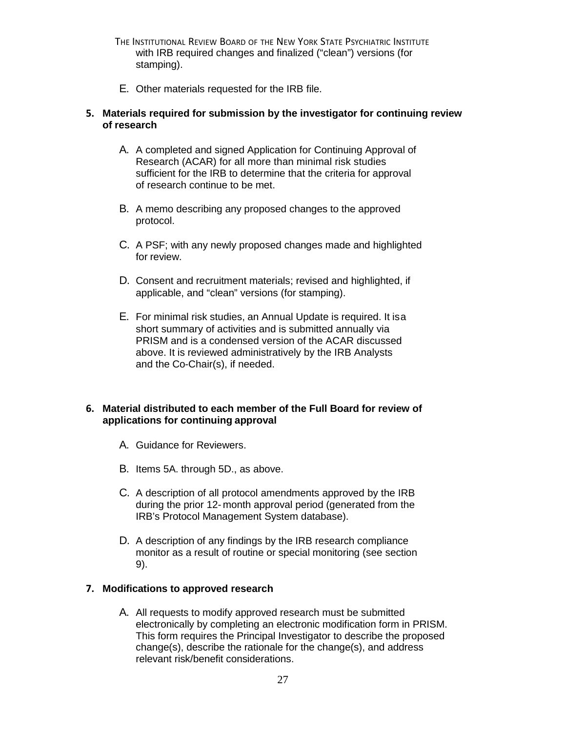with IRB required changes and finalized ("clean") versions (for stamping).

E. Other materials requested for the IRB file.

**5. Materials required for submission by the investigator for continuing review of research**

A. A completed and signed Application for Continuing Approval of Research (ACAR) for all more than minimal risk studies sufficient for the IRB to determine that the criteria for approval of research continue to be met.

B. A memo describing any proposed changes to the approved protocol.

C. A PSF; with any newly proposed changes made and highlighted for review.

D. Consent and recruitment materials; revised and highlighted, if applicable, and "clean" versions (for stamping).

E. For minimal risk studies, an Annual Update is required. It is a short summary of activities and is submitted annually via PRISM and is a condensed version of the ACAR discussed above. It is reviewed administratively by the IRB Analysts and the Co-Chair(s), if needed.

**6. Material distributed to each member of the Full Board for review of applications for continuing approval**

A. Guidance for Reviewers.

B. Items 5A. through 5D., as above.

C. A description of all protocol amendments approved by the IRB during the prior 12-month approval period (generated from the IRB's Protocol Management System database).

D. A description of any findings by the IRB research compliance monitor as a result of routine or special monitoring (see section 9).

**7. Modifications to approved research**

A. All requests to modify approved research must be submitted electronically by completing an electronic modification form in PRISM. This form requires the Principal Investigator to describe the proposed change(s), describe the rationale for the change(s), and address relevant risk/benefit considerations.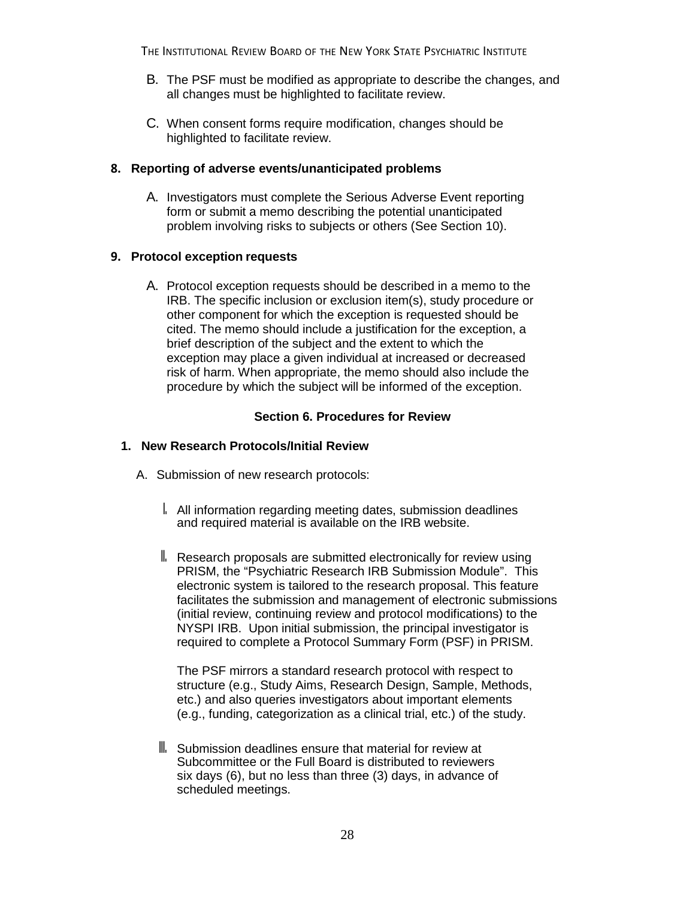B. The PSF must be modified as appropriate to describe the changes, and all changes must be highlighted to facilitate review.

C. When consent forms require modification, changes should be highlighted to facilitate review.

**8. Reporting of adverse events/unanticipated problems**

A. Investigators must complete the Serious Adverse Event reporting form or submit a memo describing the potential unanticipated problem involving risks to subjects or others (See Section 10).

**9. Protocol exception requests**

A. Protocol exception requests should be described in a memo to the IRB. The specific inclusion or exclusion item(s), study procedure or other component for which the exception is requested should be cited. The memo should include a justification for the exception, a brief description of the subject and the extent to which the exception may place a given individual at increased or decreased risk of harm. When appropriate, the memo should also include the procedure by which the subject will be informed of the exception.

## Section 6. Procedures for Review

**1. New Research Protocols/Initial Review**

A. Submission of new research protocols:

I. All information regarding meeting dates, submission deadlines and required material is available on the IRB website.

II. Research proposals are submitted electronically for review using PRISM, the "Psychiatric Research IRB Submission Module". This electronic system is tailored to the research proposal. This feature facilitates the submission and management of electronic submissions (initial review, continuing review and protocol modifications) to the NYSPI IRB. Upon initial submission, the principal investigator is required to complete a Protocol Summary Form (PSF) in PRISM.

The PSF mirrors a standard research protocol with respect to structure (e.g., Study Aims, Research Design, Sample, Methods, etc.) and also queries investigators about important elements (e.g., funding, categorization as a clinical trial, etc.) of the study.

III. Submission deadlines ensure that material for review at Subcommittee or the Full Board is distributed to reviewers six days (6), but no less than three (3) days, in advance of scheduled meetings.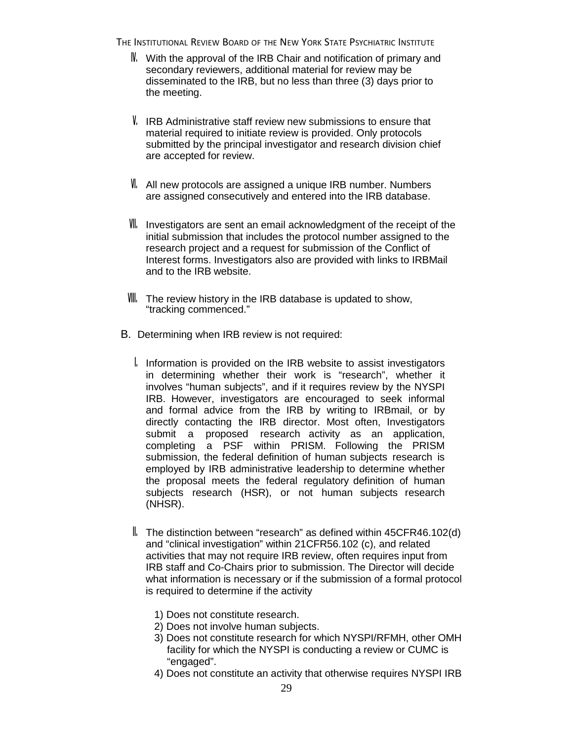IV. With the approval of the IRB Chair and notification of primary and secondary reviewers, additional material for review may be disseminated to the IRB, but no less than three (3) days prior to the meeting.

V. IRB Administrative staff review new submissions to ensure that material required to initiate review is provided. Only protocols submitted by the principal investigator and research division chief are accepted for review.

VI. All new protocols are assigned a unique IRB number. Numbers are assigned consecutively and entered into the IRB database.

VII. Investigators are sent an email acknowledgment of the receipt of the initial submission that includes the protocol number assigned to the research project and a request for submission of the Conflict of Interest forms. Investigators also are provided with links to IRBMail and to the IRB website.

VIII. The review history in the IRB database is updated to show, "tracking commenced."

B. Determining when IRB review is not required:

I. Information is provided on the IRB website to assist investigators in determining whether their work is "research", whether it involves "human subjects", and if it requires review by the NYSPI IRB. However, investigators are encouraged to seek informal and formal advice from the IRB by writing to IRBmail, or by directly contacting the IRB director. Most often, Investigators submit a proposed research activity as an application, completing a PSF within PRISM. Following the PRISM submission, the federal definition of human subjects research is employed by IRB administrative leadership to determine whether the proposal meets the federal regulatory definition of human subjects research (HSR), or not human subjects research (NHSR).

II. The distinction between "research" as defined within 45CFR46.102(d) and "clinical investigation" within 21CFR56.102 (c), and related activities that may not require IRB review, often requires input from IRB staff and Co-Chairs prior to submission. The Director will decide what information is necessary or if the submission of a formal protocol is required to determine if the activity

1) Does not constitute research.
2) Does not involve human subjects.
3) Does not constitute research for which NYSPI/RFMH, other OMH facility for which the NYSPI is conducting a review or CUMC is "engaged".
4) Does not constitute an activity that otherwise requires NYSPI IRB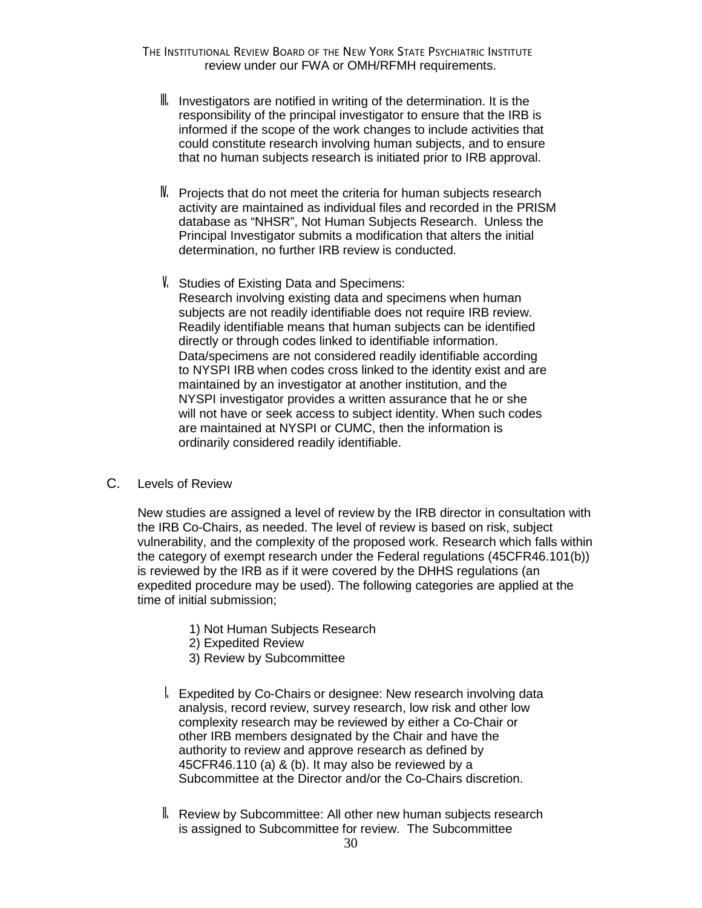review under our FWA or OMH/RFMH requirements.

III. Investigators are notified in writing of the determination. It is the responsibility of the principal investigator to ensure that the IRB is informed if the scope of the work changes to include activities that could constitute research involving human subjects, and to ensure that no human subjects research is initiated prior to IRB approval.

IV. Projects that do not meet the criteria for human subjects research activity are maintained as individual files and recorded in the PRISM database as "NHSR", Not Human Subjects Research. Unless the Principal Investigator submits a modification that alters the initial determination, no further IRB review is conducted.

V. Studies of Existing Data and Specimens:
Research involving existing data and specimens when human subjects are not readily identifiable does not require IRB review. Readily identifiable means that human subjects can be identified directly or through codes linked to identifiable information. Data/specimens are not considered readily identifiable according to NYSPI IRB when codes cross linked to the identity exist and are maintained by an investigator at another institution, and the NYSPI investigator provides a written assurance that he or she will not have or seek access to subject identity. When such codes are maintained at NYSPI or CUMC, then the information is ordinarily considered readily identifiable.

C. Levels of Review

New studies are assigned a level of review by the IRB director in consultation with the IRB Co-Chairs, as needed. The level of review is based on risk, subject vulnerability, and the complexity of the proposed work. Research which falls within the category of exempt research under the Federal regulations (45CFR46.101(b)) is reviewed by the IRB as if it were covered by the DHHS regulations (an expedited procedure may be used). The following categories are applied at the time of initial submission;

1) Not Human Subjects Research
2) Expedited Review
3) Review by Subcommittee

I. Expedited by Co-Chairs or designee: New research involving data analysis, record review, survey research, low risk and other low complexity research may be reviewed by either a Co-Chair or other IRB members designated by the Chair and have the authority to review and approve research as defined by 45CFR46.110 (a) & (b). It may also be reviewed by a Subcommittee at the Director and/or the Co-Chairs discretion.

II. Review by Subcommittee: All other new human subjects research is assigned to Subcommittee for review. The Subcommittee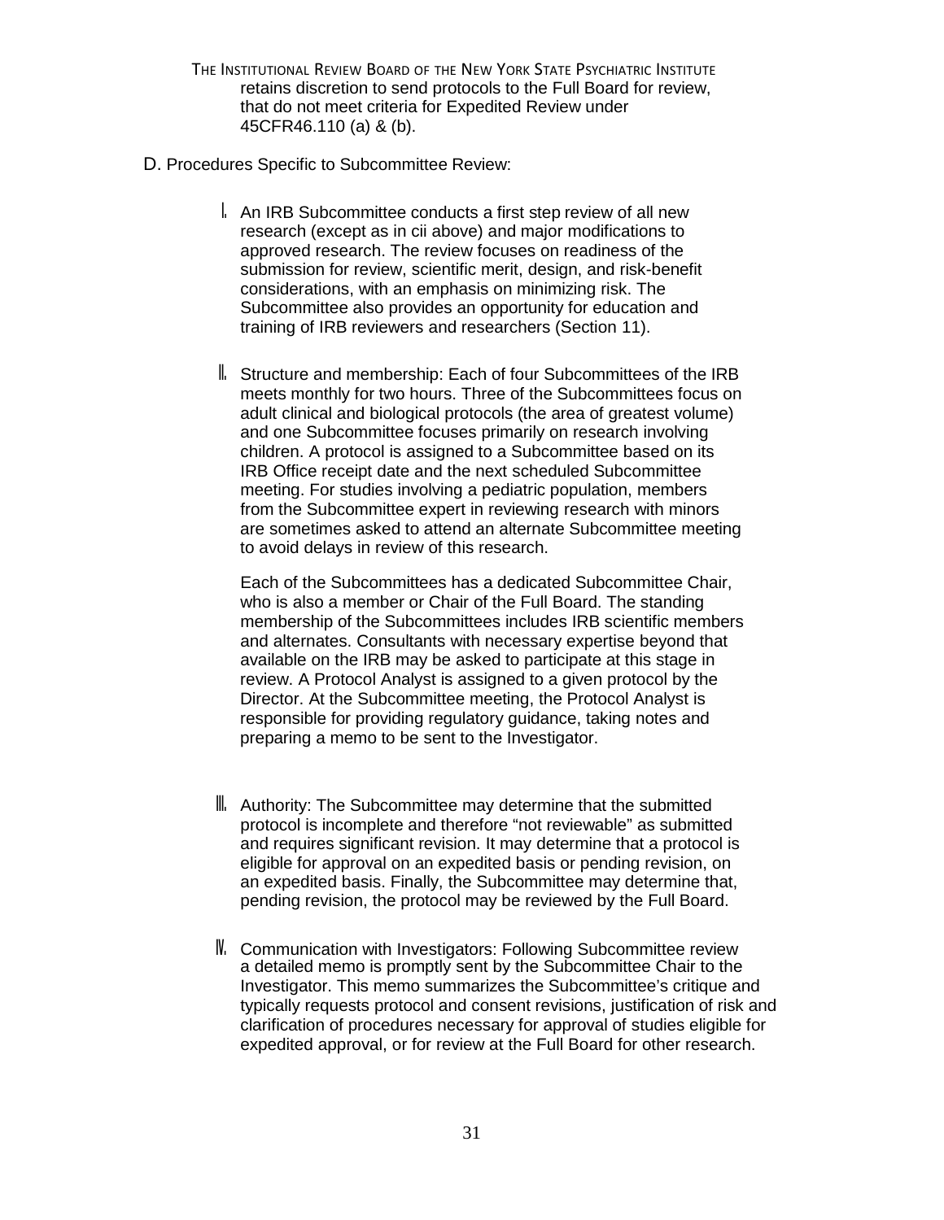retains discretion to send protocols to the Full Board for review, that do not meet criteria for Expedited Review under 45CFR46.110 (a) & (b).

D. Procedures Specific to Subcommittee Review:

I. An IRB Subcommittee conducts a first step review of all new research (except as in cii above) and major modifications to approved research. The review focuses on readiness of the submission for review, scientific merit, design, and risk-benefit considerations, with an emphasis on minimizing risk. The Subcommittee also provides an opportunity for education and training of IRB reviewers and researchers (Section 11).

II. Structure and membership: Each of four Subcommittees of the IRB meets monthly for two hours. Three of the Subcommittees focus on adult clinical and biological protocols (the area of greatest volume) and one Subcommittee focuses primarily on research involving children. A protocol is assigned to a Subcommittee based on its IRB Office receipt date and the next scheduled Subcommittee meeting. For studies involving a pediatric population, members from the Subcommittee expert in reviewing research with minors are sometimes asked to attend an alternate Subcommittee meeting to avoid delays in review of this research.

Each of the Subcommittees has a dedicated Subcommittee Chair, who is also a member or Chair of the Full Board. The standing membership of the Subcommittees includes IRB scientific members and alternates. Consultants with necessary expertise beyond that available on the IRB may be asked to participate at this stage in review. A Protocol Analyst is assigned to a given protocol by the Director. At the Subcommittee meeting, the Protocol Analyst is responsible for providing regulatory guidance, taking notes and preparing a memo to be sent to the Investigator.

III. Authority: The Subcommittee may determine that the submitted protocol is incomplete and therefore "not reviewable" as submitted and requires significant revision. It may determine that a protocol is eligible for approval on an expedited basis or pending revision, on an expedited basis. Finally, the Subcommittee may determine that, pending revision, the protocol may be reviewed by the Full Board.

IV. Communication with Investigators: Following Subcommittee review a detailed memo is promptly sent by the Subcommittee Chair to the Investigator. This memo summarizes the Subcommittee's critique and typically requests protocol and consent revisions, justification of risk and clarification of procedures necessary for approval of studies eligible for expedited approval, or for review at the Full Board for other research.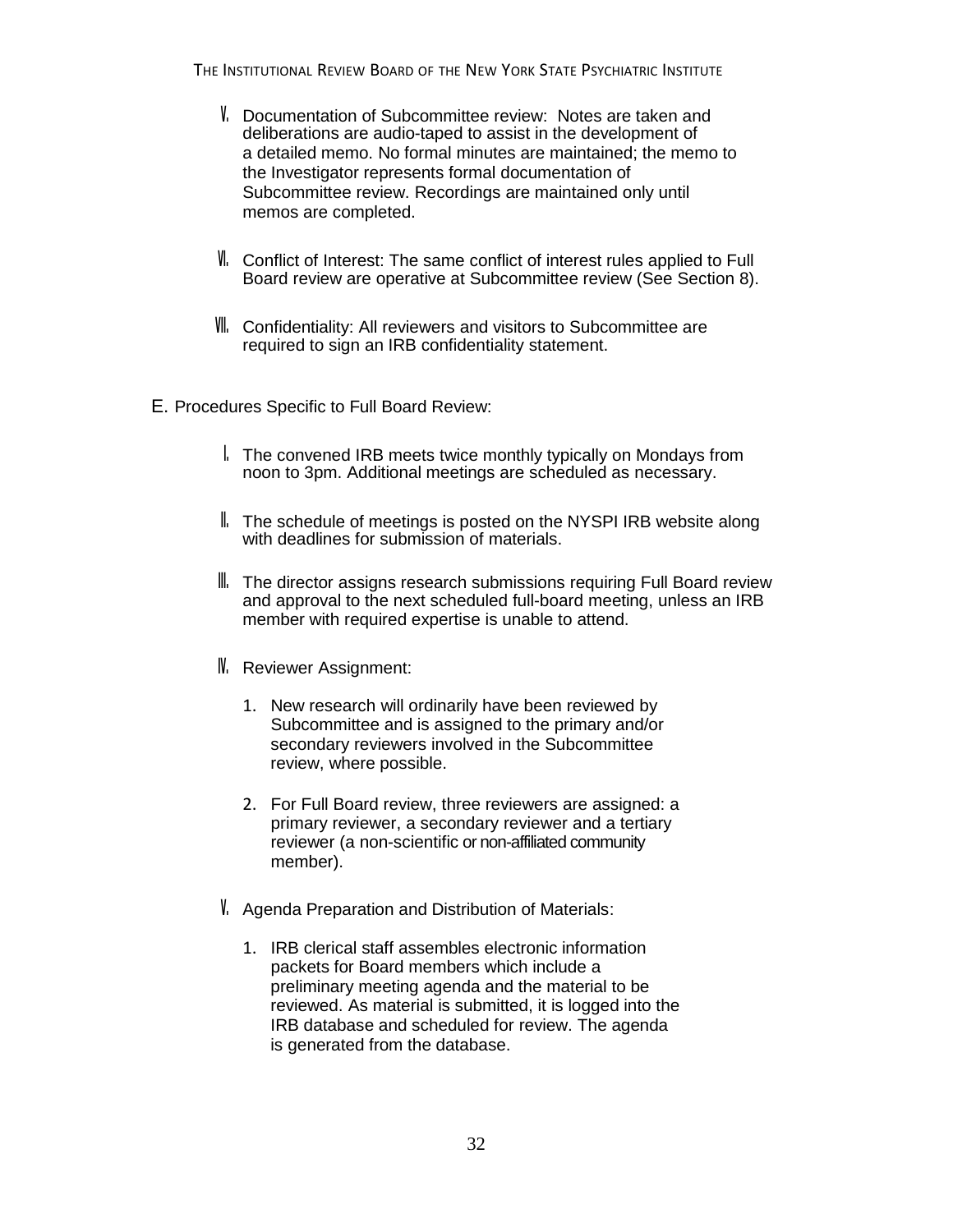V. Documentation of Subcommittee review: Notes are taken and deliberations are audio-taped to assist in the development of a detailed memo. No formal minutes are maintained; the memo to the Investigator represents formal documentation of Subcommittee review. Recordings are maintained only until memos are completed.

VI. Conflict of Interest: The same conflict of interest rules applied to Full Board review are operative at Subcommittee review (See Section 8).

VII. Confidentiality: All reviewers and visitors to Subcommittee are required to sign an IRB confidentiality statement.

E. Procedures Specific to Full Board Review:

I. The convened IRB meets twice monthly typically on Mondays from noon to 3pm. Additional meetings are scheduled as necessary.

II. The schedule of meetings is posted on the NYSPI IRB website along with deadlines for submission of materials.

III. The director assigns research submissions requiring Full Board review and approval to the next scheduled full-board meeting, unless an IRB member with required expertise is unable to attend.

IV. Reviewer Assignment:

1. New research will ordinarily have been reviewed by Subcommittee and is assigned to the primary and/or secondary reviewers involved in the Subcommittee review, where possible.

2. For Full Board review, three reviewers are assigned: a primary reviewer, a secondary reviewer and a tertiary reviewer (a non-scientific or non-affiliated community member).

V. Agenda Preparation and Distribution of Materials:

1. IRB clerical staff assembles electronic information packets for Board members which include a preliminary meeting agenda and the material to be reviewed. As material is submitted, it is logged into the IRB database and scheduled for review. The agenda is generated from the database.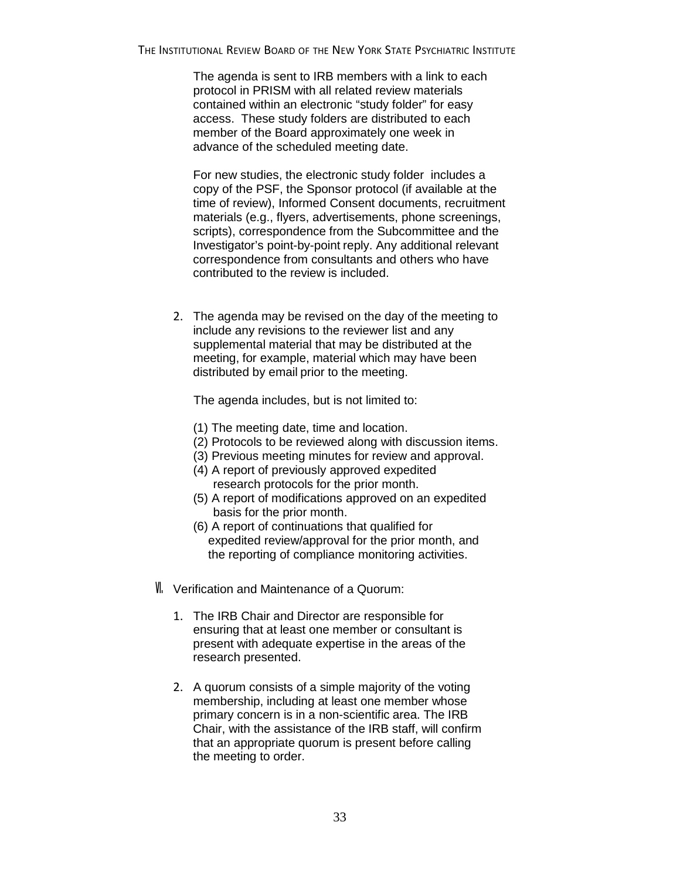The agenda is sent to IRB members with a link to each protocol in PRISM with all related review materials contained within an electronic "study folder" for easy access. These study folders are distributed to each member of the Board approximately one week in advance of the scheduled meeting date.

For new studies, the electronic study folder includes a copy of the PSF, the Sponsor protocol (if available at the time of review), Informed Consent documents, recruitment materials (e.g., flyers, advertisements, phone screenings, scripts), correspondence from the Subcommittee and the Investigator's point-by-point reply. Any additional relevant correspondence from consultants and others who have contributed to the review is included.

2. The agenda may be revised on the day of the meeting to include any revisions to the reviewer list and any supplemental material that may be distributed at the meeting, for example, material which may have been distributed by email prior to the meeting.

   The agenda includes, but is not limited to:

   (1) The meeting date, time and location.
   (2) Protocols to be reviewed along with discussion items.
   (3) Previous meeting minutes for review and approval.
   (4) A report of previously approved expedited research protocols for the prior month.
   (5) A report of modifications approved on an expedited basis for the prior month.
   (6) A report of continuations that qualified for expedited review/approval for the prior month, and the reporting of compliance monitoring activities.

VI. Verification and Maintenance of a Quorum:

1. The IRB Chair and Director are responsible for ensuring that at least one member or consultant is present with adequate expertise in the areas of the research presented.

2. A quorum consists of a simple majority of the voting membership, including at least one member whose primary concern is in a non-scientific area. The IRB Chair, with the assistance of the IRB staff, will confirm that an appropriate quorum is present before calling the meeting to order.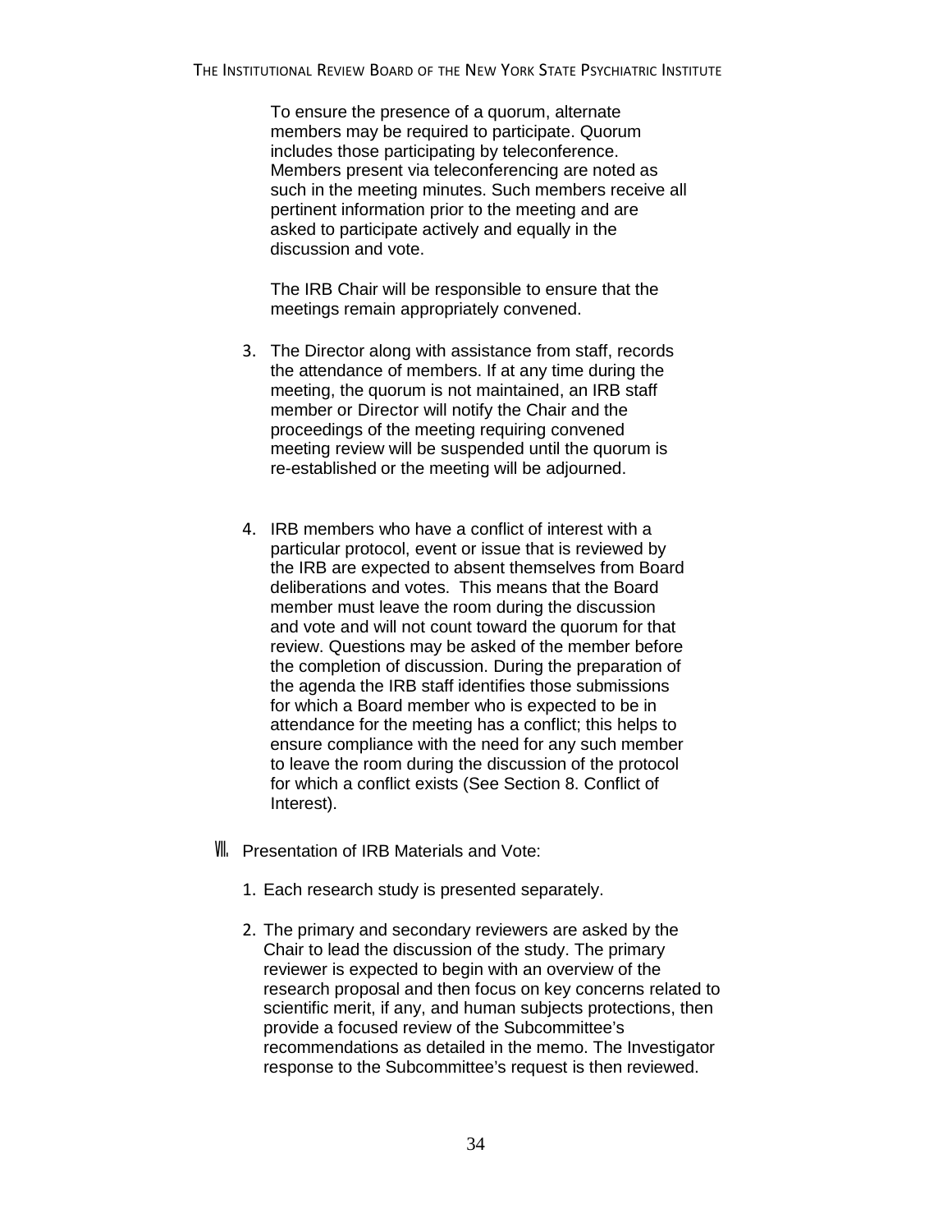To ensure the presence of a quorum, alternate members may be required to participate. Quorum includes those participating by teleconference. Members present via teleconferencing are noted as such in the meeting minutes. Such members receive all pertinent information prior to the meeting and are asked to participate actively and equally in the discussion and vote.

The IRB Chair will be responsible to ensure that the meetings remain appropriately convened.

3. The Director along with assistance from staff, records the attendance of members. If at any time during the meeting, the quorum is not maintained, an IRB staff member or Director will notify the Chair and the proceedings of the meeting requiring convened meeting review will be suspended until the quorum is re-established or the meeting will be adjourned.

4. IRB members who have a conflict of interest with a particular protocol, event or issue that is reviewed by the IRB are expected to absent themselves from Board deliberations and votes. This means that the Board member must leave the room during the discussion and vote and will not count toward the quorum for that review. Questions may be asked of the member before the completion of discussion. During the preparation of the agenda the IRB staff identifies those submissions for which a Board member who is expected to be in attendance for the meeting has a conflict; this helps to ensure compliance with the need for any such member to leave the room during the discussion of the protocol for which a conflict exists (See Section 8. Conflict of Interest).

VII. Presentation of IRB Materials and Vote:

1. Each research study is presented separately.

2. The primary and secondary reviewers are asked by the Chair to lead the discussion of the study. The primary reviewer is expected to begin with an overview of the research proposal and then focus on key concerns related to scientific merit, if any, and human subjects protections, then provide a focused review of the Subcommittee's recommendations as detailed in the memo. The Investigator response to the Subcommittee's request is then reviewed.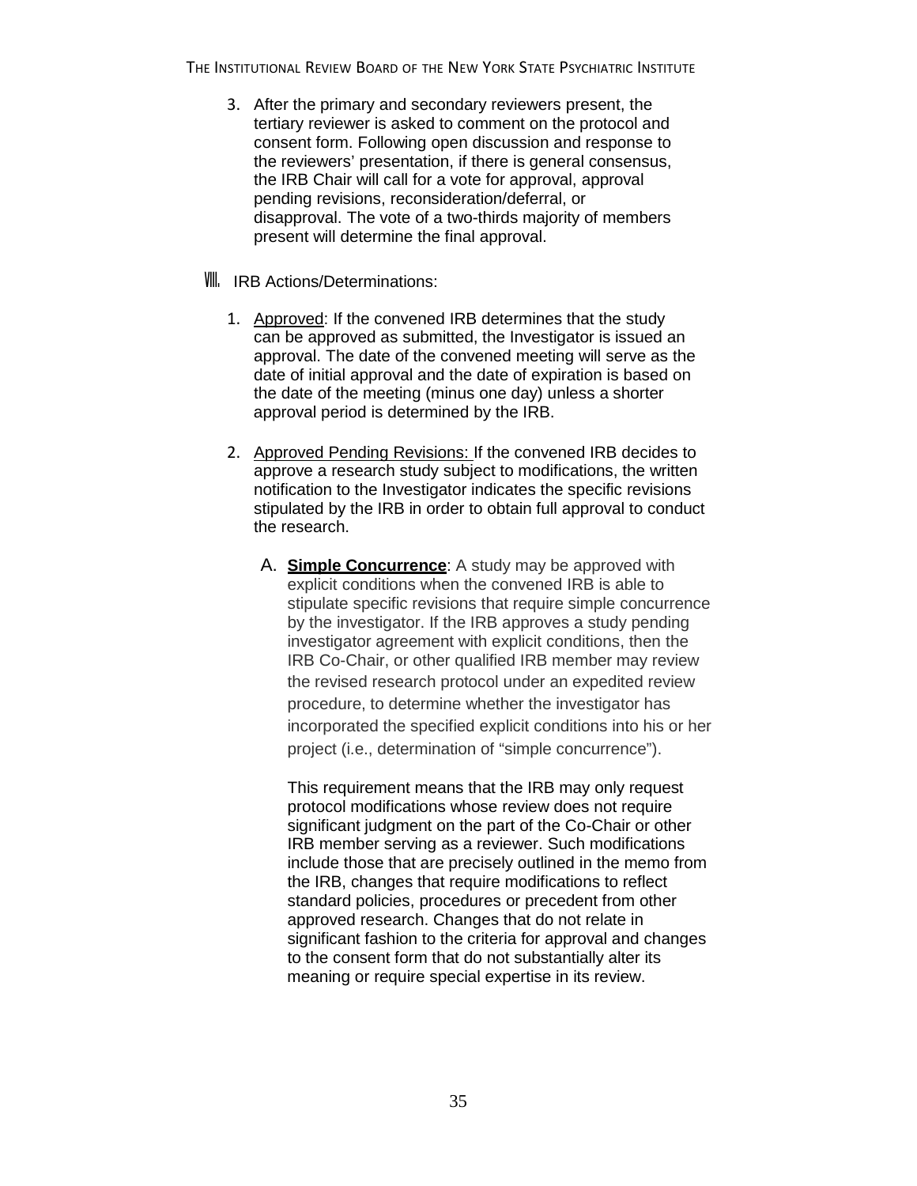3. After the primary and secondary reviewers present, the tertiary reviewer is asked to comment on the protocol and consent form. Following open discussion and response to the reviewers' presentation, if there is general consensus, the IRB Chair will call for a vote for approval, approval pending revisions, reconsideration/deferral, or disapproval. The vote of a two-thirds majority of members present will determine the final approval.

VIII. IRB Actions/Determinations:

1. Approved: If the convened IRB determines that the study can be approved as submitted, the Investigator is issued an approval. The date of the convened meeting will serve as the date of initial approval and the date of expiration is based on the date of the meeting (minus one day) unless a shorter approval period is determined by the IRB.

2. Approved Pending Revisions: If the convened IRB decides to approve a research study subject to modifications, the written notification to the Investigator indicates the specific revisions stipulated by the IRB in order to obtain full approval to conduct the research.

   A. **Simple Concurrence**: A study may be approved with explicit conditions when the convened IRB is able to stipulate specific revisions that require simple concurrence by the investigator. If the IRB approves a study pending investigator agreement with explicit conditions, then the IRB Co-Chair, or other qualified IRB member may review the revised research protocol under an expedited review procedure, to determine whether the investigator has incorporated the specified explicit conditions into his or her project (i.e., determination of "simple concurrence").

      This requirement means that the IRB may only request protocol modifications whose review does not require significant judgment on the part of the Co-Chair or other IRB member serving as a reviewer. Such modifications include those that are precisely outlined in the memo from the IRB, changes that require modifications to reflect standard policies, procedures or precedent from other approved research. Changes that do not relate in significant fashion to the criteria for approval and changes to the consent form that do not substantially alter its meaning or require special expertise in its review.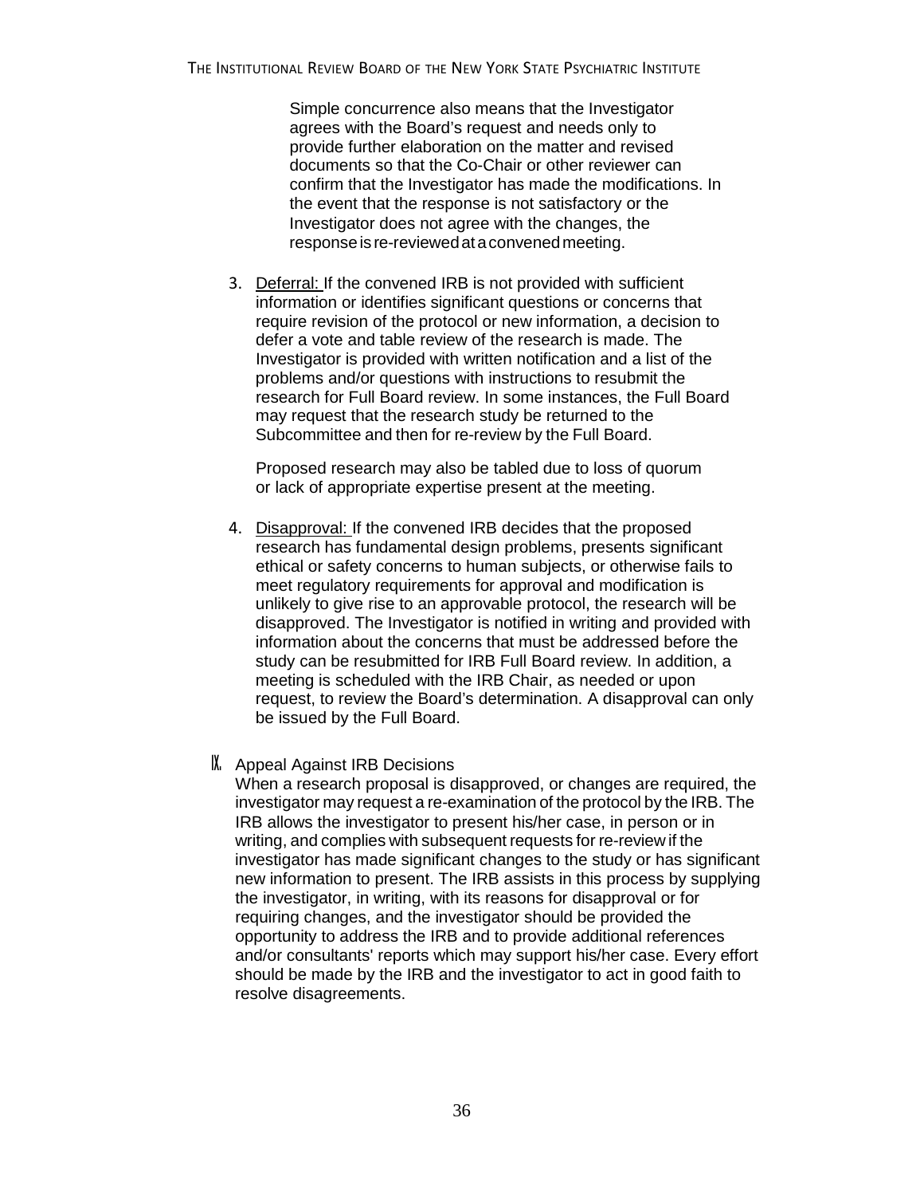Simple concurrence also means that the Investigator agrees with the Board's request and needs only to provide further elaboration on the matter and revised documents so that the Co-Chair or other reviewer can confirm that the Investigator has made the modifications. In the event that the response is not satisfactory or the Investigator does not agree with the changes, the response is re-reviewed at a convened meeting.

3. Deferral: If the convened IRB is not provided with sufficient information or identifies significant questions or concerns that require revision of the protocol or new information, a decision to defer a vote and table review of the research is made. The Investigator is provided with written notification and a list of the problems and/or questions with instructions to resubmit the research for Full Board review. In some instances, the Full Board may request that the research study be returned to the Subcommittee and then for re-review by the Full Board.

   Proposed research may also be tabled due to loss of quorum or lack of appropriate expertise present at the meeting.

4. Disapproval: If the convened IRB decides that the proposed research has fundamental design problems, presents significant ethical or safety concerns to human subjects, or otherwise fails to meet regulatory requirements for approval and modification is unlikely to give rise to an approvable protocol, the research will be disapproved. The Investigator is notified in writing and provided with information about the concerns that must be addressed before the study can be resubmitted for IRB Full Board review. In addition, a meeting is scheduled with the IRB Chair, as needed or upon request, to review the Board's determination. A disapproval can only be issued by the Full Board.

## IX. Appeal Against IRB Decisions

When a research proposal is disapproved, or changes are required, the investigator may request a re-examination of the protocol by the IRB. The IRB allows the investigator to present his/her case, in person or in writing, and complies with subsequent requests for re-review if the investigator has made significant changes to the study or has significant new information to present. The IRB assists in this process by supplying the investigator, in writing, with its reasons for disapproval or for requiring changes, and the investigator should be provided the opportunity to address the IRB and to provide additional references and/or consultants' reports which may support his/her case. Every effort should be made by the IRB and the investigator to act in good faith to resolve disagreements.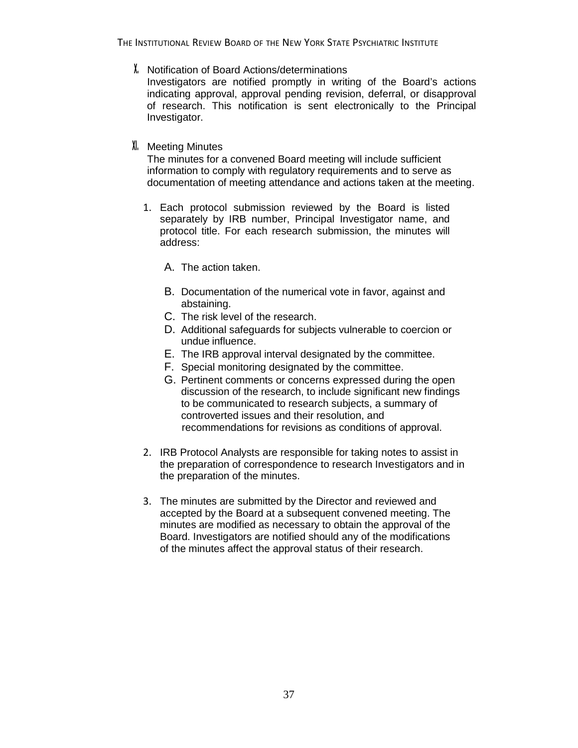## X. Notification of Board Actions/determinations

Investigators are notified promptly in writing of the Board's actions indicating approval, approval pending revision, deferral, or disapproval of research. This notification is sent electronically to the Principal Investigator.

## XI. Meeting Minutes

The minutes for a convened Board meeting will include sufficient information to comply with regulatory requirements and to serve as documentation of meeting attendance and actions taken at the meeting.

1. Each protocol submission reviewed by the Board is listed separately by IRB number, Principal Investigator name, and protocol title. For each research submission, the minutes will address:

   A. The action taken.

   B. Documentation of the numerical vote in favor, against and abstaining.

   C. The risk level of the research.

   D. Additional safeguards for subjects vulnerable to coercion or undue influence.

   E. The IRB approval interval designated by the committee.

   F. Special monitoring designated by the committee.

   G. Pertinent comments or concerns expressed during the open discussion of the research, to include significant new findings to be communicated to research subjects, a summary of controverted issues and their resolution, and recommendations for revisions as conditions of approval.

2. IRB Protocol Analysts are responsible for taking notes to assist in the preparation of correspondence to research Investigators and in the preparation of the minutes.

3. The minutes are submitted by the Director and reviewed and accepted by the Board at a subsequent convened meeting. The minutes are modified as necessary to obtain the approval of the Board. Investigators are notified should any of the modifications of the minutes affect the approval status of their research.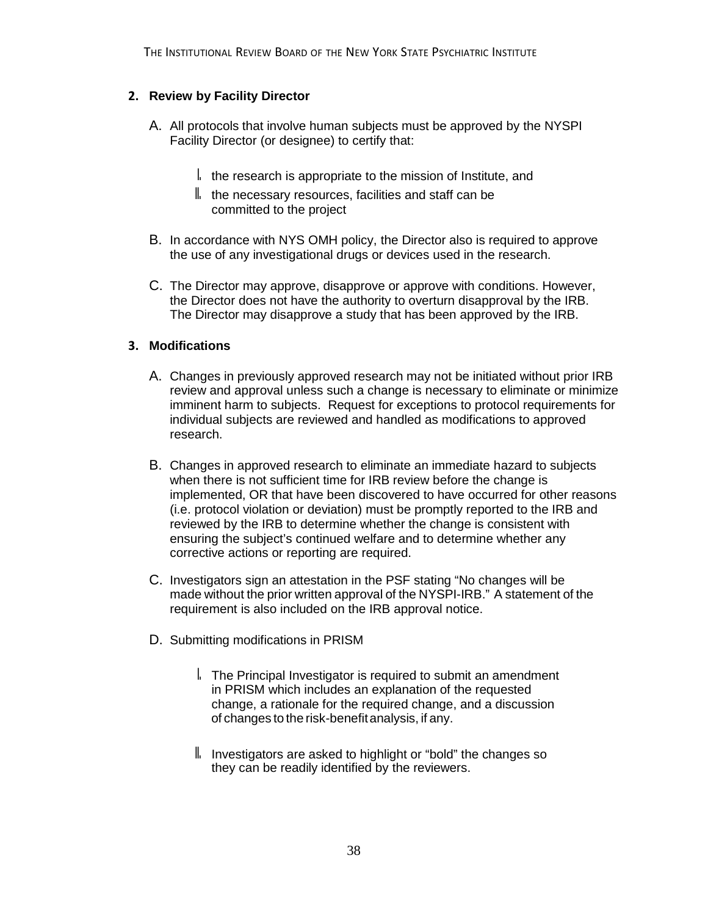## 2. Review by Facility Director

A. All protocols that involve human subjects must be approved by the NYSPI Facility Director (or designee) to certify that:

   I. the research is appropriate to the mission of Institute, and

   II. the necessary resources, facilities and staff can be committed to the project

B. In accordance with NYS OMH policy, the Director also is required to approve the use of any investigational drugs or devices used in the research.

C. The Director may approve, disapprove or approve with conditions. However, the Director does not have the authority to overturn disapproval by the IRB. The Director may disapprove a study that has been approved by the IRB.

## 3. Modifications

A. Changes in previously approved research may not be initiated without prior IRB review and approval unless such a change is necessary to eliminate or minimize imminent harm to subjects. Request for exceptions to protocol requirements for individual subjects are reviewed and handled as modifications to approved research.

B. Changes in approved research to eliminate an immediate hazard to subjects when there is not sufficient time for IRB review before the change is implemented, OR that have been discovered to have occurred for other reasons (i.e. protocol violation or deviation) must be promptly reported to the IRB and reviewed by the IRB to determine whether the change is consistent with ensuring the subject's continued welfare and to determine whether any corrective actions or reporting are required.

C. Investigators sign an attestation in the PSF stating "No changes will be made without the prior written approval of the NYSPI-IRB." A statement of the requirement is also included on the IRB approval notice.

D. Submitting modifications in PRISM

   I. The Principal Investigator is required to submit an amendment in PRISM which includes an explanation of the requested change, a rationale for the required change, and a discussion of changes to the risk-benefit analysis, if any.

   II. Investigators are asked to highlight or "bold" the changes so they can be readily identified by the reviewers.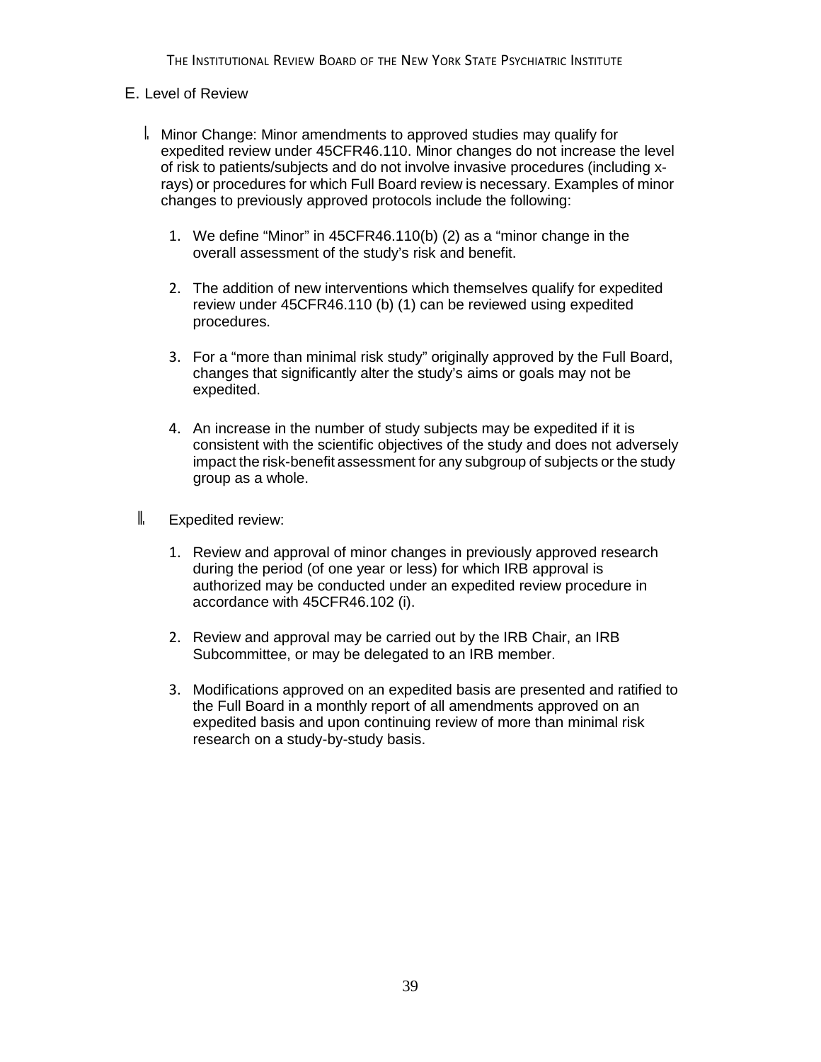## E. Level of Review

I. Minor Change: Minor amendments to approved studies may qualify for expedited review under 45CFR46.110. Minor changes do not increase the level of risk to patients/subjects and do not involve invasive procedures (including x-rays) or procedures for which Full Board review is necessary. Examples of minor changes to previously approved protocols include the following:

1. We define "Minor" in 45CFR46.110(b) (2) as a "minor change in the overall assessment of the study's risk and benefit.

2. The addition of new interventions which themselves qualify for expedited review under 45CFR46.110 (b) (1) can be reviewed using expedited procedures.

3. For a "more than minimal risk study" originally approved by the Full Board, changes that significantly alter the study's aims or goals may not be expedited.

4. An increase in the number of study subjects may be expedited if it is consistent with the scientific objectives of the study and does not adversely impact the risk-benefit assessment for any subgroup of subjects or the study group as a whole.

II. Expedited review:

1. Review and approval of minor changes in previously approved research during the period (of one year or less) for which IRB approval is authorized may be conducted under an expedited review procedure in accordance with 45CFR46.102 (i).

2. Review and approval may be carried out by the IRB Chair, an IRB Subcommittee, or may be delegated to an IRB member.

3. Modifications approved on an expedited basis are presented and ratified to the Full Board in a monthly report of all amendments approved on an expedited basis and upon continuing review of more than minimal risk research on a study-by-study basis.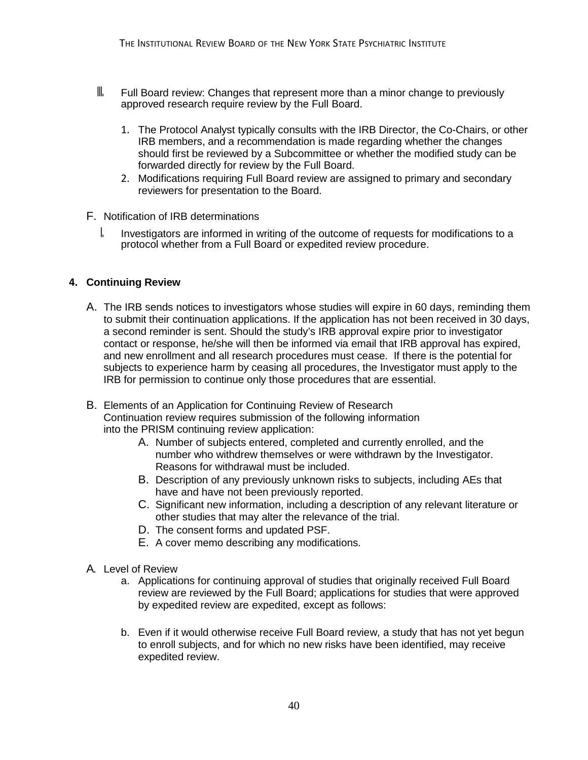III. Full Board review: Changes that represent more than a minor change to previously approved research require review by the Full Board.

1. The Protocol Analyst typically consults with the IRB Director, the Co-Chairs, or other IRB members, and a recommendation is made regarding whether the changes should first be reviewed by a Subcommittee or whether the modified study can be forwarded directly for review by the Full Board.
2. Modifications requiring Full Board review are assigned to primary and secondary reviewers for presentation to the Board.

F. Notification of IRB determinations

I. Investigators are informed in writing of the outcome of requests for modifications to a protocol whether from a Full Board or expedited review procedure.

**4. Continuing Review**

A. The IRB sends notices to investigators whose studies will expire in 60 days, reminding them to submit their continuation applications. If the application has not been received in 30 days, a second reminder is sent. Should the study's IRB approval expire prior to investigator contact or response, he/she will then be informed via email that IRB approval has expired, and new enrollment and all research procedures must cease. If there is the potential for subjects to experience harm by ceasing all procedures, the Investigator must apply to the IRB for permission to continue only those procedures that are essential.

B. Elements of an Application for Continuing Review of Research
Continuation review requires submission of the following information into the PRISM continuing review application:

  A. Number of subjects entered, completed and currently enrolled, and the number who withdrew themselves or were withdrawn by the Investigator. Reasons for withdrawal must be included.
  B. Description of any previously unknown risks to subjects, including AEs that have and have not been previously reported.
  C. Significant new information, including a description of any relevant literature or other studies that may alter the relevance of the trial.
  D. The consent forms and updated PSF.
  E. A cover memo describing any modifications.

A. Level of Review

  a. Applications for continuing approval of studies that originally received Full Board review are reviewed by the Full Board; applications for studies that were approved by expedited review are expedited, except as follows:

  b. Even if it would otherwise receive Full Board review, a study that has not yet begun to enroll subjects, and for which no new risks have been identified, may receive expedited review.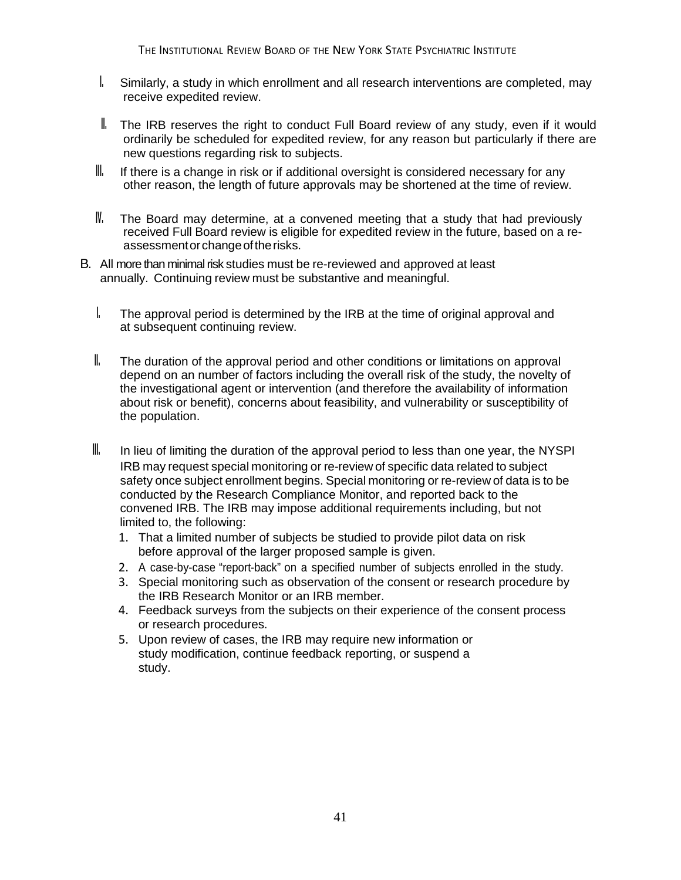I. Similarly, a study in which enrollment and all research interventions are completed, may receive expedited review.

II. The IRB reserves the right to conduct Full Board review of any study, even if it would ordinarily be scheduled for expedited review, for any reason but particularly if there are new questions regarding risk to subjects.

III. If there is a change in risk or if additional oversight is considered necessary for any other reason, the length of future approvals may be shortened at the time of review.

IV. The Board may determine, at a convened meeting that a study that had previously received Full Board review is eligible for expedited review in the future, based on a re-assessment or change of the risks.

B. All more than minimal risk studies must be re-reviewed and approved at least annually. Continuing review must be substantive and meaningful.

I. The approval period is determined by the IRB at the time of original approval and at subsequent continuing review.

II. The duration of the approval period and other conditions or limitations on approval depend on an number of factors including the overall risk of the study, the novelty of the investigational agent or intervention (and therefore the availability of information about risk or benefit), concerns about feasibility, and vulnerability or susceptibility of the population.

III. In lieu of limiting the duration of the approval period to less than one year, the NYSPI IRB may request special monitoring or re-review of specific data related to subject safety once subject enrollment begins. Special monitoring or re-review of data is to be conducted by the Research Compliance Monitor, and reported back to the convened IRB. The IRB may impose additional requirements including, but not limited to, the following:

1. That a limited number of subjects be studied to provide pilot data on risk before approval of the larger proposed sample is given.
2. A case-by-case "report-back" on a specified number of subjects enrolled in the study.
3. Special monitoring such as observation of the consent or research procedure by the IRB Research Monitor or an IRB member.
4. Feedback surveys from the subjects on their experience of the consent process or research procedures.
5. Upon review of cases, the IRB may require new information or study modification, continue feedback reporting, or suspend a study.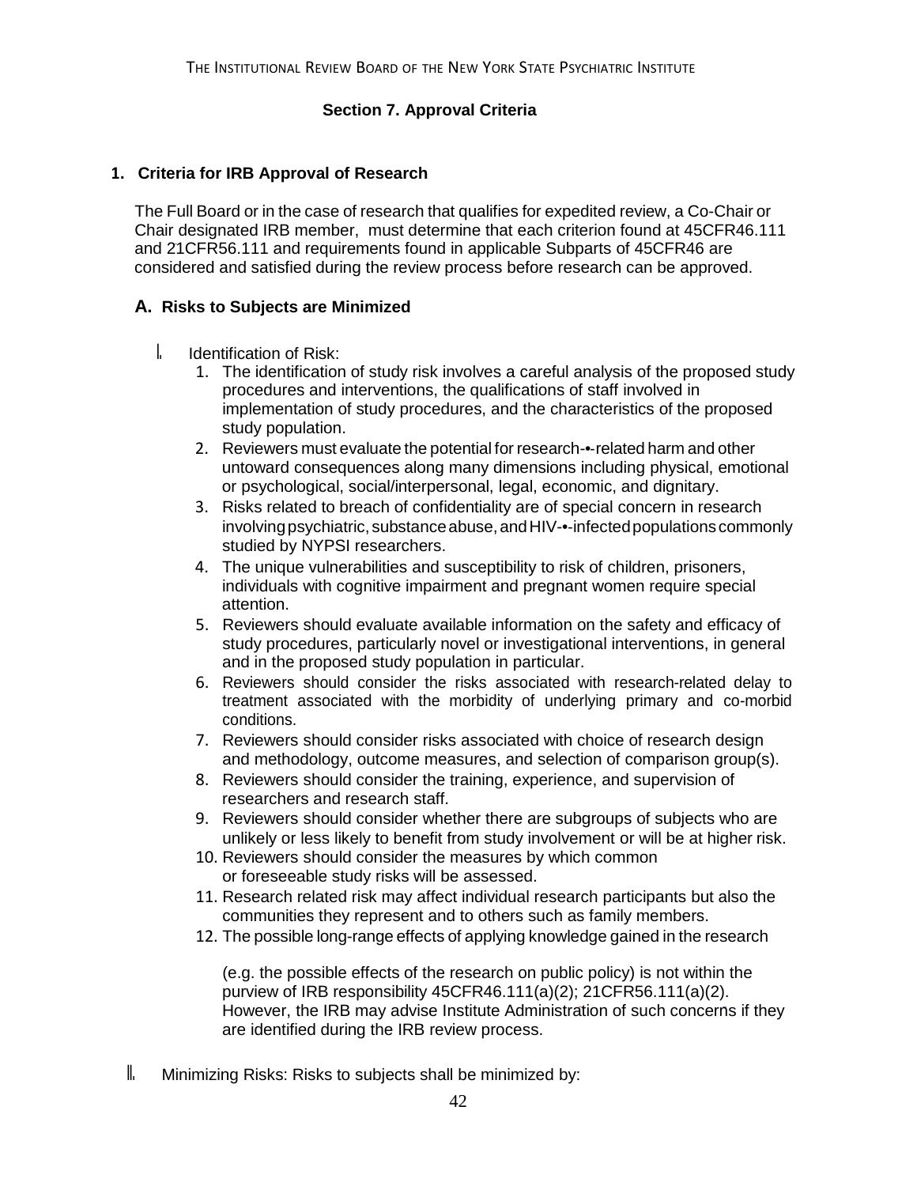THE INSTITUTIONAL REVIEW BOARD OF THE NEW YORK STATE PSYCHIATRIC INSTITUTE

## Section 7. Approval Criteria

### 1. Criteria for IRB Approval of Research

The Full Board or in the case of research that qualifies for expedited review, a Co-Chair or Chair designated IRB member, must determine that each criterion found at 45CFR46.111 and 21CFR56.111 and requirements found in applicable Subparts of 45CFR46 are considered and satisfied during the review process before research can be approved.

#### A. Risks to Subjects are Minimized

I. Identification of Risk:

1. The identification of study risk involves a careful analysis of the proposed study procedures and interventions, the qualifications of staff involved in implementation of study procedures, and the characteristics of the proposed study population.
2. Reviewers must evaluate the potential for research-•-related harm and other untoward consequences along many dimensions including physical, emotional or psychological, social/interpersonal, legal, economic, and dignitary.
3. Risks related to breach of confidentiality are of special concern in research involving psychiatric, substance abuse, and HIV-•-infected populations commonly studied by NYPSI researchers.
4. The unique vulnerabilities and susceptibility to risk of children, prisoners, individuals with cognitive impairment and pregnant women require special attention.
5. Reviewers should evaluate available information on the safety and efficacy of study procedures, particularly novel or investigational interventions, in general and in the proposed study population in particular.
6. Reviewers should consider the risks associated with research-related delay to treatment associated with the morbidity of underlying primary and co-morbid conditions.
7. Reviewers should consider risks associated with choice of research design and methodology, outcome measures, and selection of comparison group(s).
8. Reviewers should consider the training, experience, and supervision of researchers and research staff.
9. Reviewers should consider whether there are subgroups of subjects who are unlikely or less likely to benefit from study involvement or will be at higher risk.
10. Reviewers should consider the measures by which common or foreseeable study risks will be assessed.
11. Research related risk may affect individual research participants but also the communities they represent and to others such as family members.
12. The possible long-range effects of applying knowledge gained in the research

    (e.g. the possible effects of the research on public policy) is not within the purview of IRB responsibility 45CFR46.111(a)(2); 21CFR56.111(a)(2). However, the IRB may advise Institute Administration of such concerns if they are identified during the IRB review process.

II. Minimizing Risks: Risks to subjects shall be minimized by: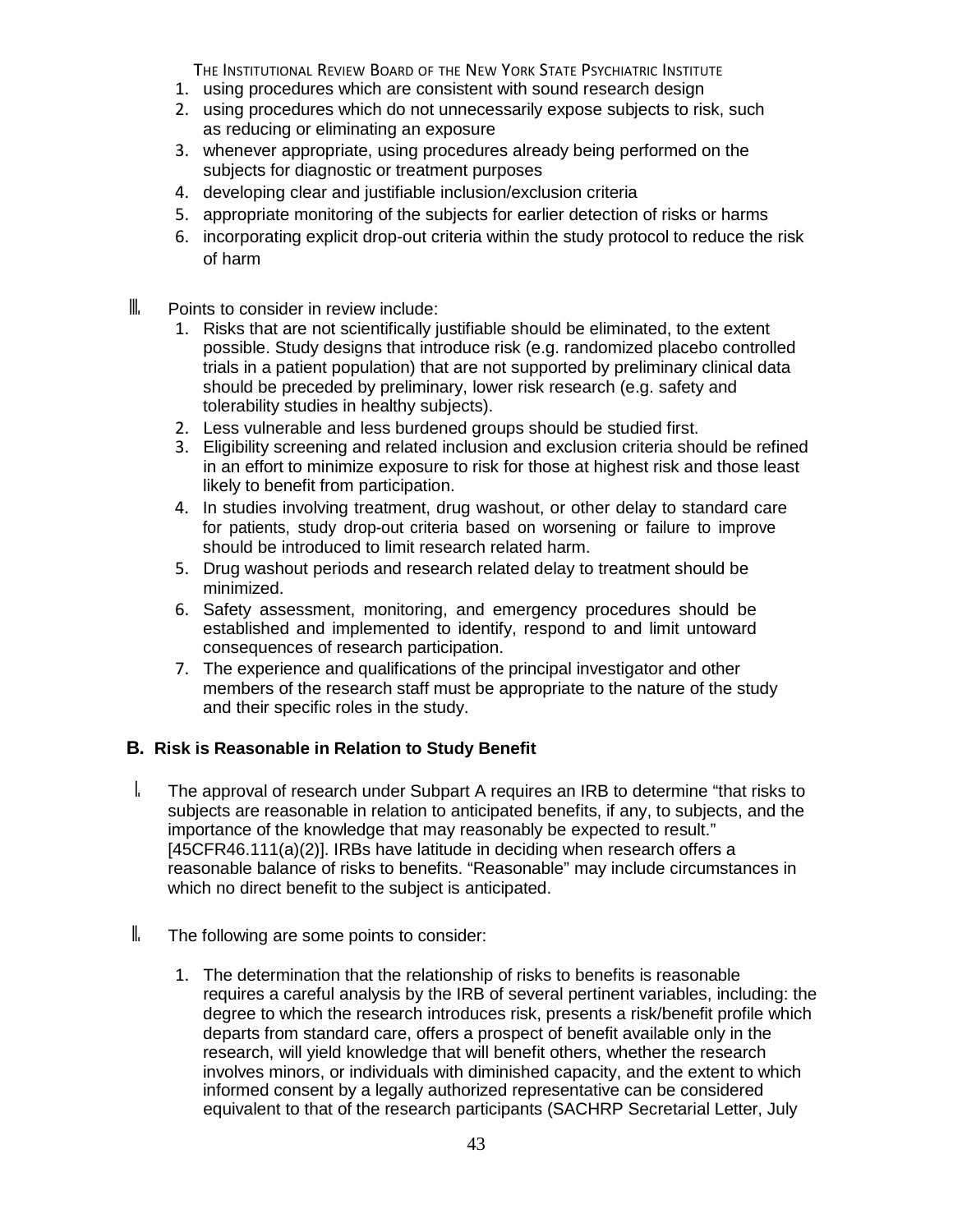1. using procedures which are consistent with sound research design
2. using procedures which do not unnecessarily expose subjects to risk, such as reducing or eliminating an exposure
3. whenever appropriate, using procedures already being performed on the subjects for diagnostic or treatment purposes
4. developing clear and justifiable inclusion/exclusion criteria
5. appropriate monitoring of the subjects for earlier detection of risks or harms
6. incorporating explicit drop-out criteria within the study protocol to reduce the risk of harm

III. Points to consider in review include:

1. Risks that are not scientifically justifiable should be eliminated, to the extent possible. Study designs that introduce risk (e.g. randomized placebo controlled trials in a patient population) that are not supported by preliminary clinical data should be preceded by preliminary, lower risk research (e.g. safety and tolerability studies in healthy subjects).
2. Less vulnerable and less burdened groups should be studied first.
3. Eligibility screening and related inclusion and exclusion criteria should be refined in an effort to minimize exposure to risk for those at highest risk and those least likely to benefit from participation.
4. In studies involving treatment, drug washout, or other delay to standard care for patients, study drop-out criteria based on worsening or failure to improve should be introduced to limit research related harm.
5. Drug washout periods and research related delay to treatment should be minimized.
6. Safety assessment, monitoring, and emergency procedures should be established and implemented to identify, respond to and limit untoward consequences of research participation.
7. The experience and qualifications of the principal investigator and other members of the research staff must be appropriate to the nature of the study and their specific roles in the study.

### B. Risk is Reasonable in Relation to Study Benefit

I. The approval of research under Subpart A requires an IRB to determine “that risks to subjects are reasonable in relation to anticipated benefits, if any, to subjects, and the importance of the knowledge that may reasonably be expected to result.” [45CFR46.111(a)(2)]. IRBs have latitude in deciding when research offers a reasonable balance of risks to benefits. “Reasonable” may include circumstances in which no direct benefit to the subject is anticipated.

II. The following are some points to consider:

1. The determination that the relationship of risks to benefits is reasonable requires a careful analysis by the IRB of several pertinent variables, including: the degree to which the research introduces risk, presents a risk/benefit profile which departs from standard care, offers a prospect of benefit available only in the research, will yield knowledge that will benefit others, whether the research involves minors, or individuals with diminished capacity, and the extent to which informed consent by a legally authorized representative can be considered equivalent to that of the research participants (SACHRP Secretarial Letter, July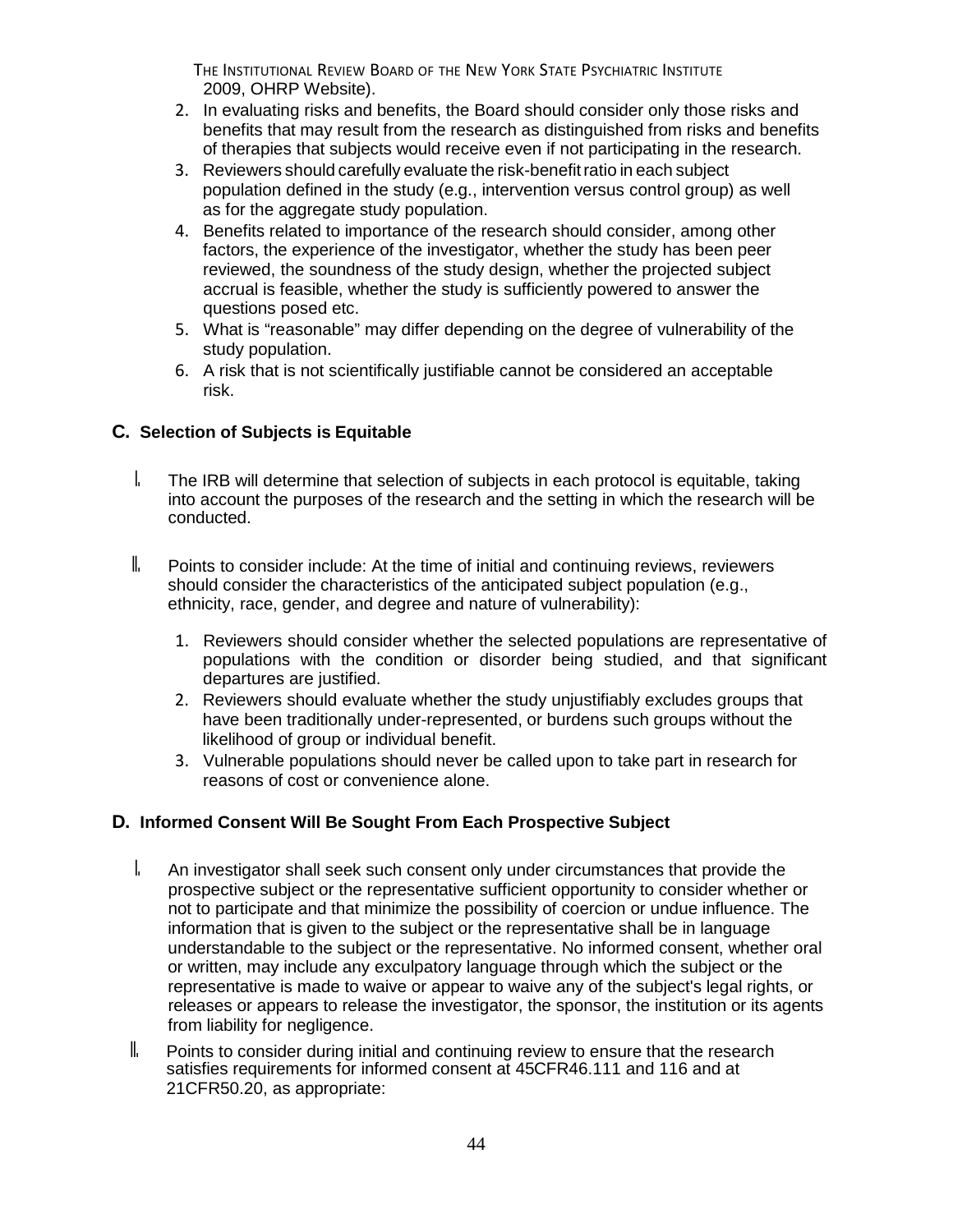2009, OHRP Website).

2. In evaluating risks and benefits, the Board should consider only those risks and benefits that may result from the research as distinguished from risks and benefits of therapies that subjects would receive even if not participating in the research.
3. Reviewers should carefully evaluate the risk-benefit ratio in each subject population defined in the study (e.g., intervention versus control group) as well as for the aggregate study population.
4. Benefits related to importance of the research should consider, among other factors, the experience of the investigator, whether the study has been peer reviewed, the soundness of the study design, whether the projected subject accrual is feasible, whether the study is sufficiently powered to answer the questions posed etc.
5. What is "reasonable" may differ depending on the degree of vulnerability of the study population.
6. A risk that is not scientifically justifiable cannot be considered an acceptable risk.

### C. Selection of Subjects is Equitable

I. The IRB will determine that selection of subjects in each protocol is equitable, taking into account the purposes of the research and the setting in which the research will be conducted.

II. Points to consider include: At the time of initial and continuing reviews, reviewers should consider the characteristics of the anticipated subject population (e.g., ethnicity, race, gender, and degree and nature of vulnerability):

1. Reviewers should consider whether the selected populations are representative of populations with the condition or disorder being studied, and that significant departures are justified.
2. Reviewers should evaluate whether the study unjustifiably excludes groups that have been traditionally under-represented, or burdens such groups without the likelihood of group or individual benefit.
3. Vulnerable populations should never be called upon to take part in research for reasons of cost or convenience alone.

### D. Informed Consent Will Be Sought From Each Prospective Subject

I. An investigator shall seek such consent only under circumstances that provide the prospective subject or the representative sufficient opportunity to consider whether or not to participate and that minimize the possibility of coercion or undue influence. The information that is given to the subject or the representative shall be in language understandable to the subject or the representative. No informed consent, whether oral or written, may include any exculpatory language through which the subject or the representative is made to waive or appear to waive any of the subject's legal rights, or releases or appears to release the investigator, the sponsor, the institution or its agents from liability for negligence.

II. Points to consider during initial and continuing review to ensure that the research satisfies requirements for informed consent at 45CFR46.111 and 116 and at 21CFR50.20, as appropriate: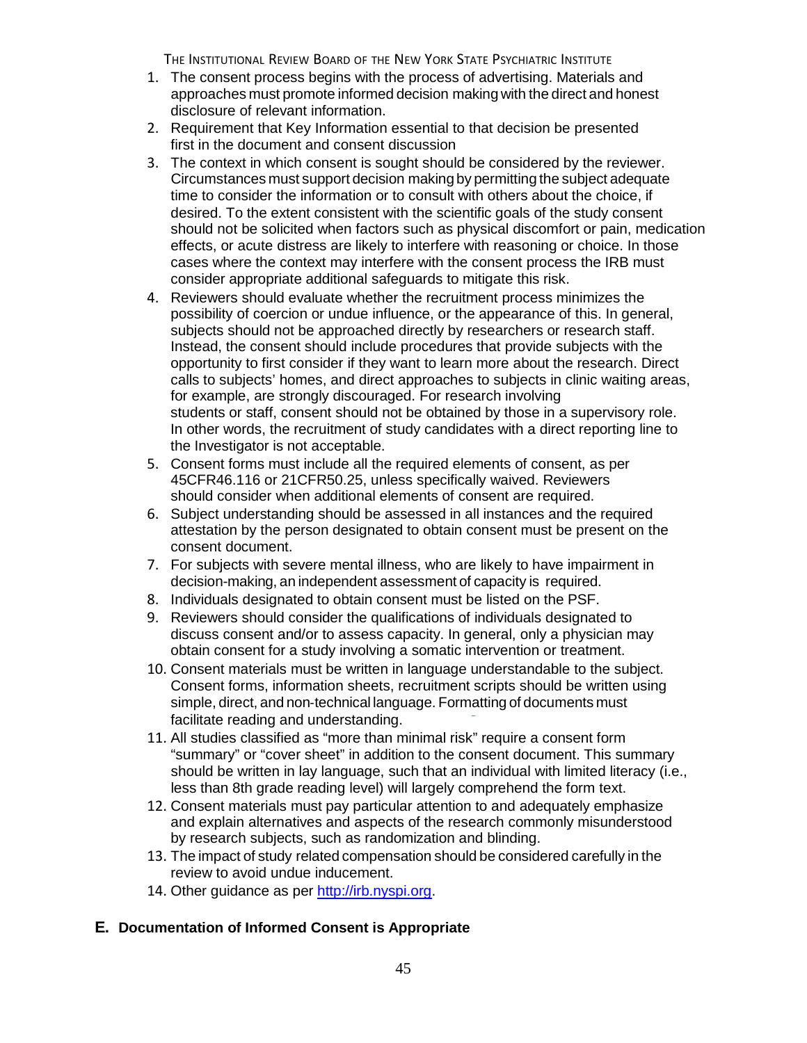1. The consent process begins with the process of advertising. Materials and approaches must promote informed decision making with the direct and honest disclosure of relevant information.
2. Requirement that Key Information essential to that decision be presented first in the document and consent discussion
3. The context in which consent is sought should be considered by the reviewer. Circumstances must support decision making by permitting the subject adequate time to consider the information or to consult with others about the choice, if desired. To the extent consistent with the scientific goals of the study consent should not be solicited when factors such as physical discomfort or pain, medication effects, or acute distress are likely to interfere with reasoning or choice. In those cases where the context may interfere with the consent process the IRB must consider appropriate additional safeguards to mitigate this risk.
4. Reviewers should evaluate whether the recruitment process minimizes the possibility of coercion or undue influence, or the appearance of this. In general, subjects should not be approached directly by researchers or research staff. Instead, the consent should include procedures that provide subjects with the opportunity to first consider if they want to learn more about the research. Direct calls to subjects' homes, and direct approaches to subjects in clinic waiting areas, for example, are strongly discouraged. For research involving students or staff, consent should not be obtained by those in a supervisory role. In other words, the recruitment of study candidates with a direct reporting line to the Investigator is not acceptable.
5. Consent forms must include all the required elements of consent, as per 45CFR46.116 or 21CFR50.25, unless specifically waived. Reviewers should consider when additional elements of consent are required.
6. Subject understanding should be assessed in all instances and the required attestation by the person designated to obtain consent must be present on the consent document.
7. For subjects with severe mental illness, who are likely to have impairment in decision-making, an independent assessment of capacity is required.
8. Individuals designated to obtain consent must be listed on the PSF.
9. Reviewers should consider the qualifications of individuals designated to discuss consent and/or to assess capacity. In general, only a physician may obtain consent for a study involving a somatic intervention or treatment.
10. Consent materials must be written in language understandable to the subject. Consent forms, information sheets, recruitment scripts should be written using simple, direct, and non-technical language. Formatting of documents must facilitate reading and understanding.
11. All studies classified as "more than minimal risk" require a consent form "summary" or "cover sheet" in addition to the consent document. This summary should be written in lay language, such that an individual with limited literacy (i.e., less than 8th grade reading level) will largely comprehend the form text.
12. Consent materials must pay particular attention to and adequately emphasize and explain alternatives and aspects of the research commonly misunderstood by research subjects, such as randomization and blinding.
13. The impact of study related compensation should be considered carefully in the review to avoid undue inducement.
14. Other guidance as per http://irb.nyspi.org.

## E. Documentation of Informed Consent is Appropriate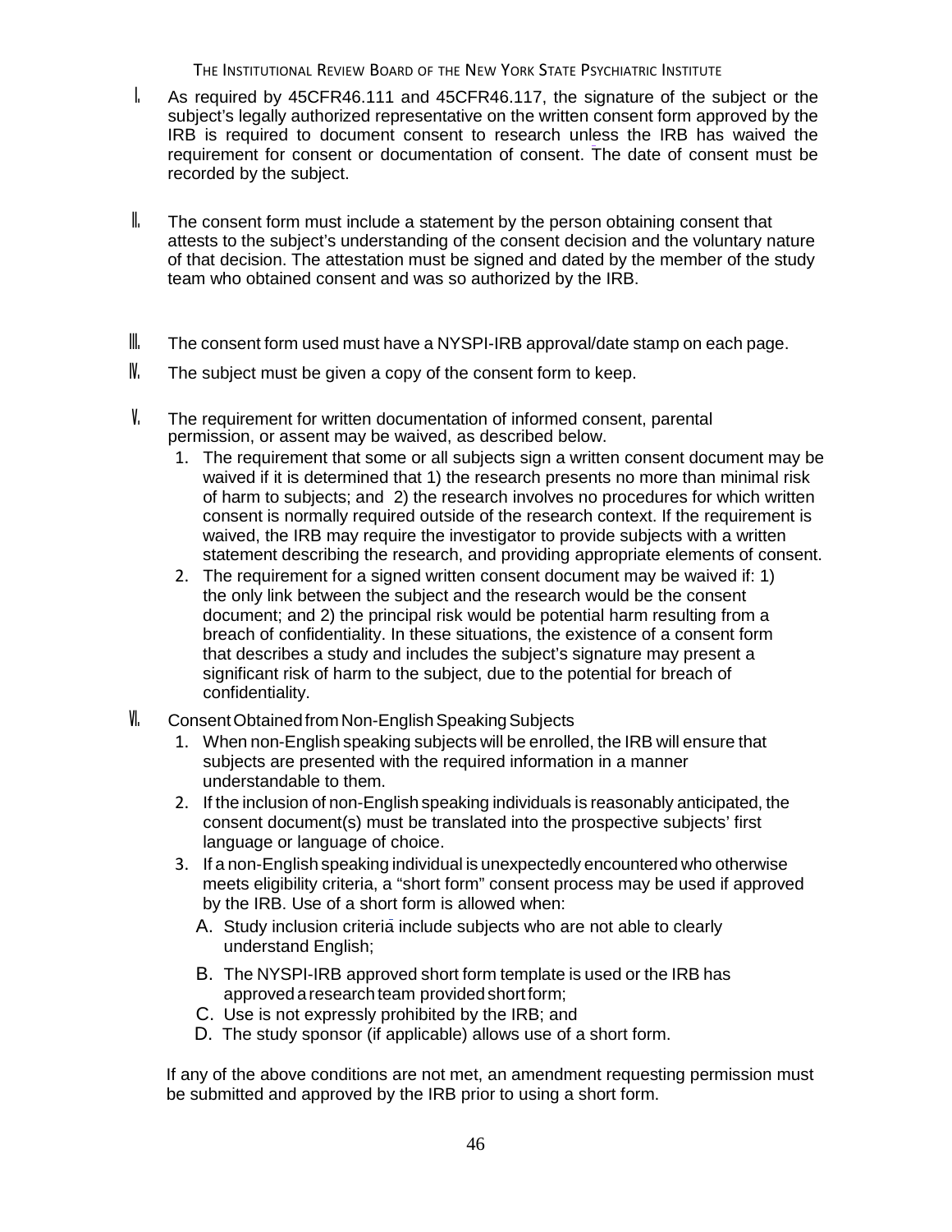I. As required by 45CFR46.111 and 45CFR46.117, the signature of the subject or the subject's legally authorized representative on the written consent form approved by the IRB is required to document consent to research unless the IRB has waived the requirement for consent or documentation of consent. The date of consent must be recorded by the subject.

II. The consent form must include a statement by the person obtaining consent that attests to the subject's understanding of the consent decision and the voluntary nature of that decision. The attestation must be signed and dated by the member of the study team who obtained consent and was so authorized by the IRB.

III. The consent form used must have a NYSPI-IRB approval/date stamp on each page.

IV. The subject must be given a copy of the consent form to keep.

V. The requirement for written documentation of informed consent, parental permission, or assent may be waived, as described below.
   1. The requirement that some or all subjects sign a written consent document may be waived if it is determined that 1) the research presents no more than minimal risk of harm to subjects; and 2) the research involves no procedures for which written consent is normally required outside of the research context. If the requirement is waived, the IRB may require the investigator to provide subjects with a written statement describing the research, and providing appropriate elements of consent.
   2. The requirement for a signed written consent document may be waived if: 1) the only link between the subject and the research would be the consent document; and 2) the principal risk would be potential harm resulting from a breach of confidentiality. In these situations, the existence of a consent form that describes a study and includes the subject's signature may present a significant risk of harm to the subject, due to the potential for breach of confidentiality.

VI. Consent Obtained from Non-English Speaking Subjects
   1. When non-English speaking subjects will be enrolled, the IRB will ensure that subjects are presented with the required information in a manner understandable to them.
   2. If the inclusion of non-English speaking individuals is reasonably anticipated, the consent document(s) must be translated into the prospective subjects' first language or language of choice.
   3. If a non-English speaking individual is unexpectedly encountered who otherwise meets eligibility criteria, a "short form" consent process may be used if approved by the IRB. Use of a short form is allowed when:
      A. Study inclusion criteria include subjects who are not able to clearly understand English;
      B. The NYSPI-IRB approved short form template is used or the IRB has approved a research team provided short form;
      C. Use is not expressly prohibited by the IRB; and
      D. The study sponsor (if applicable) allows use of a short form.

   If any of the above conditions are not met, an amendment requesting permission must be submitted and approved by the IRB prior to using a short form.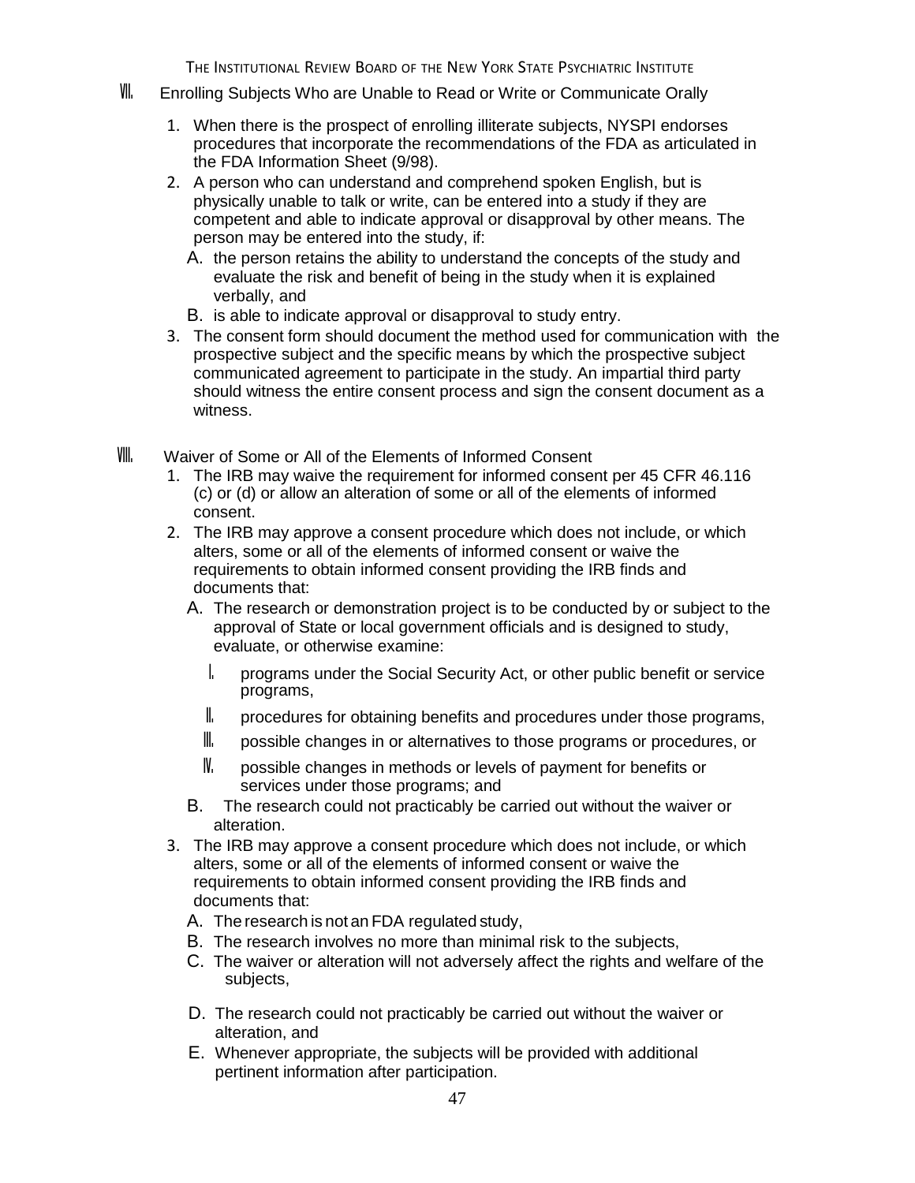## VII. Enrolling Subjects Who are Unable to Read or Write or Communicate Orally

1. When there is the prospect of enrolling illiterate subjects, NYSPI endorses procedures that incorporate the recommendations of the FDA as articulated in the FDA Information Sheet (9/98).
2. A person who can understand and comprehend spoken English, but is physically unable to talk or write, can be entered into a study if they are competent and able to indicate approval or disapproval by other means. The person may be entered into the study, if:
   A. the person retains the ability to understand the concepts of the study and evaluate the risk and benefit of being in the study when it is explained verbally, and
   B. is able to indicate approval or disapproval to study entry.
3. The consent form should document the method used for communication with the prospective subject and the specific means by which the prospective subject communicated agreement to participate in the study. An impartial third party should witness the entire consent process and sign the consent document as a witness.

## VIII. Waiver of Some or All of the Elements of Informed Consent

1. The IRB may waive the requirement for informed consent per 45 CFR 46.116 (c) or (d) or allow an alteration of some or all of the elements of informed consent.
2. The IRB may approve a consent procedure which does not include, or which alters, some or all of the elements of informed consent or waive the requirements to obtain informed consent providing the IRB finds and documents that:
   A. The research or demonstration project is to be conducted by or subject to the approval of State or local government officials and is designed to study, evaluate, or otherwise examine:
      I. programs under the Social Security Act, or other public benefit or service programs,
      II. procedures for obtaining benefits and procedures under those programs,
      III. possible changes in or alternatives to those programs or procedures, or
      IV. possible changes in methods or levels of payment for benefits or services under those programs; and
   B. The research could not practicably be carried out without the waiver or alteration.
3. The IRB may approve a consent procedure which does not include, or which alters, some or all of the elements of informed consent or waive the requirements to obtain informed consent providing the IRB finds and documents that:
   A. The research is not an FDA regulated study,
   B. The research involves no more than minimal risk to the subjects,
   C. The waiver or alteration will not adversely affect the rights and welfare of the subjects,
   D. The research could not practicably be carried out without the waiver or alteration, and
   E. Whenever appropriate, the subjects will be provided with additional pertinent information after participation.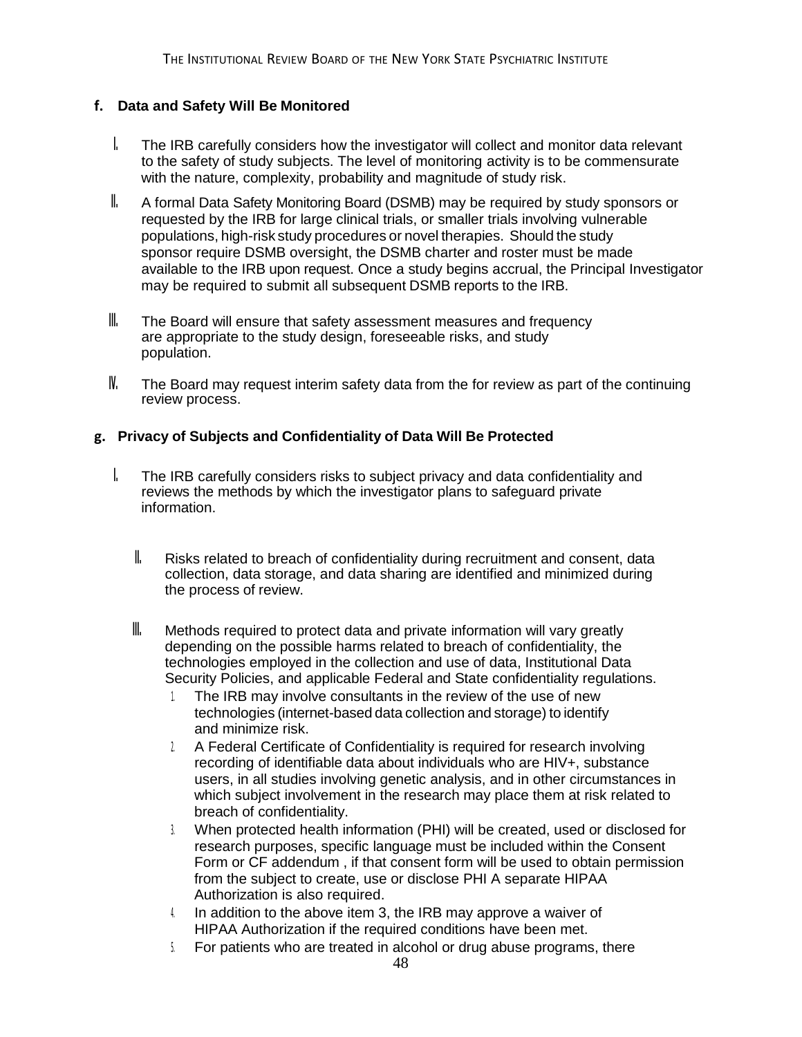**f. Data and Safety Will Be Monitored**

I. The IRB carefully considers how the investigator will collect and monitor data relevant to the safety of study subjects. The level of monitoring activity is to be commensurate with the nature, complexity, probability and magnitude of study risk.

II. A formal Data Safety Monitoring Board (DSMB) may be required by study sponsors or requested by the IRB for large clinical trials, or smaller trials involving vulnerable populations, high-risk study procedures or novel therapies. Should the study sponsor require DSMB oversight, the DSMB charter and roster must be made available to the IRB upon request. Once a study begins accrual, the Principal Investigator may be required to submit all subsequent DSMB reports to the IRB.

III. The Board will ensure that safety assessment measures and frequency are appropriate to the study design, foreseeable risks, and study population.

IV. The Board may request interim safety data from the for review as part of the continuing review process.

**g. Privacy of Subjects and Confidentiality of Data Will Be Protected**

I. The IRB carefully considers risks to subject privacy and data confidentiality and reviews the methods by which the investigator plans to safeguard private information.

II. Risks related to breach of confidentiality during recruitment and consent, data collection, data storage, and data sharing are identified and minimized during the process of review.

III. Methods required to protect data and private information will vary greatly depending on the possible harms related to breach of confidentiality, the technologies employed in the collection and use of data, Institutional Data Security Policies, and applicable Federal and State confidentiality regulations.

1. The IRB may involve consultants in the review of the use of new technologies (internet-based data collection and storage) to identify and minimize risk.
2. A Federal Certificate of Confidentiality is required for research involving recording of identifiable data about individuals who are HIV+, substance users, in all studies involving genetic analysis, and in other circumstances in which subject involvement in the research may place them at risk related to breach of confidentiality.
3. When protected health information (PHI) will be created, used or disclosed for research purposes, specific language must be included within the Consent Form or CF addendum , if that consent form will be used to obtain permission from the subject to create, use or disclose PHI A separate HIPAA Authorization is also required.
4. In addition to the above item 3, the IRB may approve a waiver of HIPAA Authorization if the required conditions have been met.
5. For patients who are treated in alcohol or drug abuse programs, there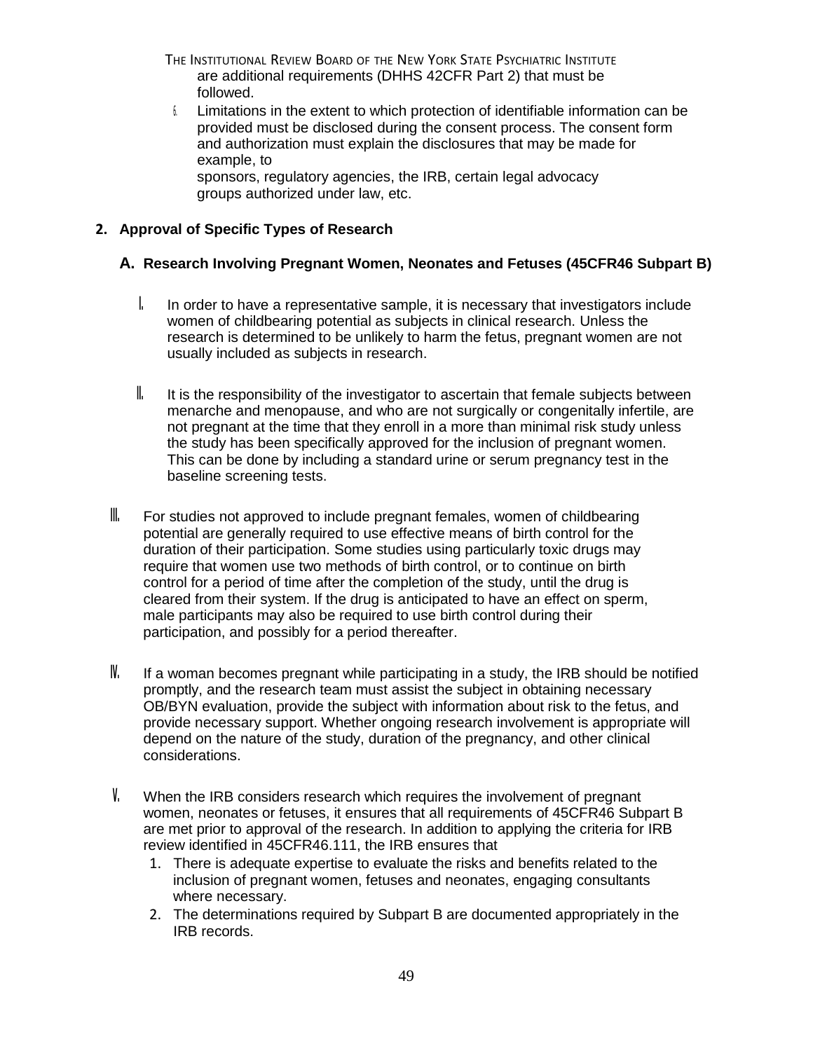are additional requirements (DHHS 42CFR Part 2) that must be followed.

6. Limitations in the extent to which protection of identifiable information can be provided must be disclosed during the consent process. The consent form and authorization must explain the disclosures that may be made for example, to sponsors, regulatory agencies, the IRB, certain legal advocacy groups authorized under law, etc.

## 2. Approval of Specific Types of Research

### A. Research Involving Pregnant Women, Neonates and Fetuses (45CFR46 Subpart B)

I. In order to have a representative sample, it is necessary that investigators include women of childbearing potential as subjects in clinical research. Unless the research is determined to be unlikely to harm the fetus, pregnant women are not usually included as subjects in research.

II. It is the responsibility of the investigator to ascertain that female subjects between menarche and menopause, and who are not surgically or congenitally infertile, are not pregnant at the time that they enroll in a more than minimal risk study unless the study has been specifically approved for the inclusion of pregnant women. This can be done by including a standard urine or serum pregnancy test in the baseline screening tests.

III. For studies not approved to include pregnant females, women of childbearing potential are generally required to use effective means of birth control for the duration of their participation. Some studies using particularly toxic drugs may require that women use two methods of birth control, or to continue on birth control for a period of time after the completion of the study, until the drug is cleared from their system. If the drug is anticipated to have an effect on sperm, male participants may also be required to use birth control during their participation, and possibly for a period thereafter.

IV. If a woman becomes pregnant while participating in a study, the IRB should be notified promptly, and the research team must assist the subject in obtaining necessary OB/BYN evaluation, provide the subject with information about risk to the fetus, and provide necessary support. Whether ongoing research involvement is appropriate will depend on the nature of the study, duration of the pregnancy, and other clinical considerations.

V. When the IRB considers research which requires the involvement of pregnant women, neonates or fetuses, it ensures that all requirements of 45CFR46 Subpart B are met prior to approval of the research. In addition to applying the criteria for IRB review identified in 45CFR46.111, the IRB ensures that

1. There is adequate expertise to evaluate the risks and benefits related to the inclusion of pregnant women, fetuses and neonates, engaging consultants where necessary.
2. The determinations required by Subpart B are documented appropriately in the IRB records.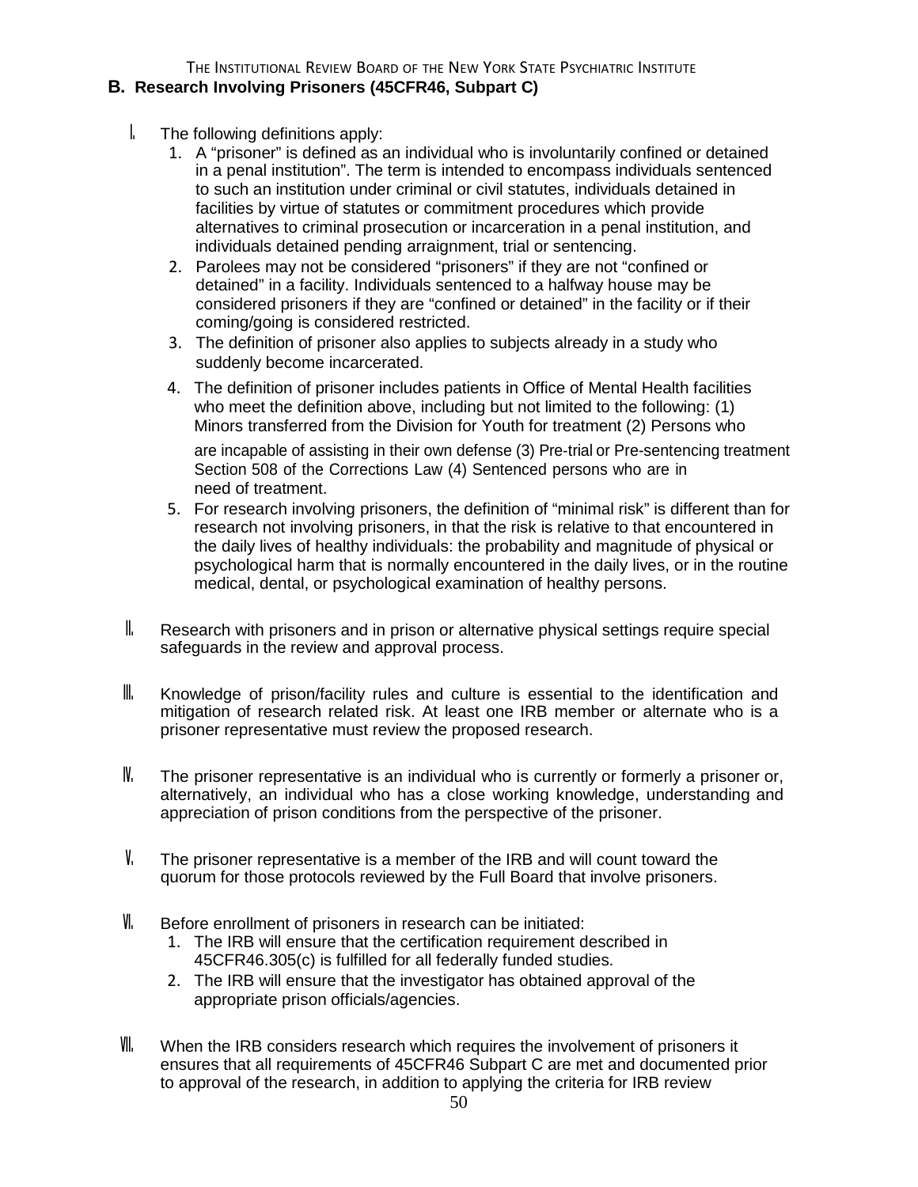## B. Research Involving Prisoners (45CFR46, Subpart C)

I. The following definitions apply:
   1. A "prisoner" is defined as an individual who is involuntarily confined or detained in a penal institution". The term is intended to encompass individuals sentenced to such an institution under criminal or civil statutes, individuals detained in facilities by virtue of statutes or commitment procedures which provide alternatives to criminal prosecution or incarceration in a penal institution, and individuals detained pending arraignment, trial or sentencing.
   2. Parolees may not be considered "prisoners" if they are not "confined or detained" in a facility. Individuals sentenced to a halfway house may be considered prisoners if they are "confined or detained" in the facility or if their coming/going is considered restricted.
   3. The definition of prisoner also applies to subjects already in a study who suddenly become incarcerated.
   4. The definition of prisoner includes patients in Office of Mental Health facilities who meet the definition above, including but not limited to the following: (1) Minors transferred from the Division for Youth for treatment (2) Persons who are incapable of assisting in their own defense (3) Pre-trial or Pre-sentencing treatment Section 508 of the Corrections Law (4) Sentenced persons who are in need of treatment.
   5. For research involving prisoners, the definition of "minimal risk" is different than for research not involving prisoners, in that the risk is relative to that encountered in the daily lives of healthy individuals: the probability and magnitude of physical or psychological harm that is normally encountered in the daily lives, or in the routine medical, dental, or psychological examination of healthy persons.

II. Research with prisoners and in prison or alternative physical settings require special safeguards in the review and approval process.

III. Knowledge of prison/facility rules and culture is essential to the identification and mitigation of research related risk. At least one IRB member or alternate who is a prisoner representative must review the proposed research.

IV. The prisoner representative is an individual who is currently or formerly a prisoner or, alternatively, an individual who has a close working knowledge, understanding and appreciation of prison conditions from the perspective of the prisoner.

V. The prisoner representative is a member of the IRB and will count toward the quorum for those protocols reviewed by the Full Board that involve prisoners.

VI. Before enrollment of prisoners in research can be initiated:
   1. The IRB will ensure that the certification requirement described in 45CFR46.305(c) is fulfilled for all federally funded studies.
   2. The IRB will ensure that the investigator has obtained approval of the appropriate prison officials/agencies.

VII. When the IRB considers research which requires the involvement of prisoners it ensures that all requirements of 45CFR46 Subpart C are met and documented prior to approval of the research, in addition to applying the criteria for IRB review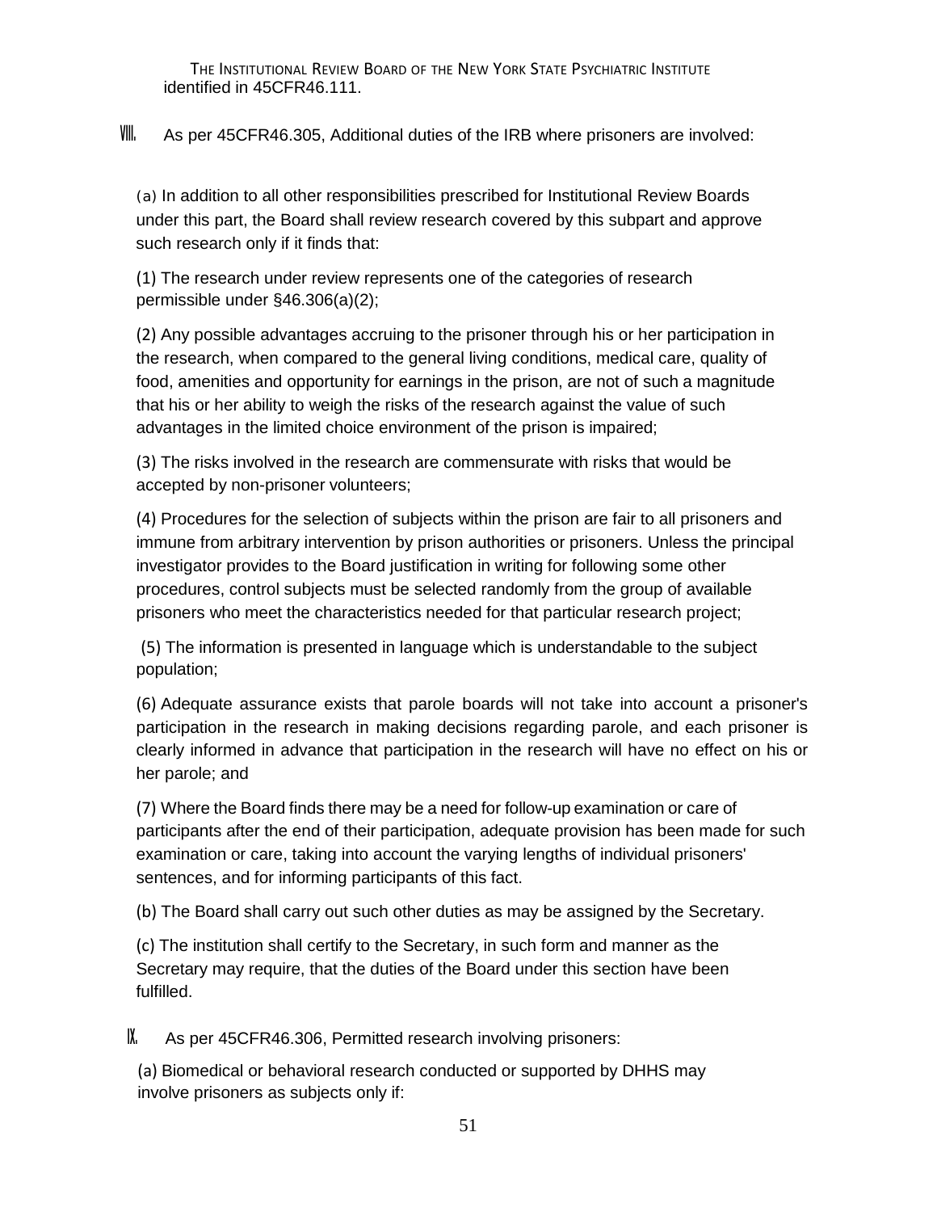identified in 45CFR46.111.

VIII. As per 45CFR46.305, Additional duties of the IRB where prisoners are involved:

(a) In addition to all other responsibilities prescribed for Institutional Review Boards under this part, the Board shall review research covered by this subpart and approve such research only if it finds that:

(1) The research under review represents one of the categories of research permissible under §46.306(a)(2);

(2) Any possible advantages accruing to the prisoner through his or her participation in the research, when compared to the general living conditions, medical care, quality of food, amenities and opportunity for earnings in the prison, are not of such a magnitude that his or her ability to weigh the risks of the research against the value of such advantages in the limited choice environment of the prison is impaired;

(3) The risks involved in the research are commensurate with risks that would be accepted by non-prisoner volunteers;

(4) Procedures for the selection of subjects within the prison are fair to all prisoners and immune from arbitrary intervention by prison authorities or prisoners. Unless the principal investigator provides to the Board justification in writing for following some other procedures, control subjects must be selected randomly from the group of available prisoners who meet the characteristics needed for that particular research project;

(5) The information is presented in language which is understandable to the subject population;

(6) Adequate assurance exists that parole boards will not take into account a prisoner's participation in the research in making decisions regarding parole, and each prisoner is clearly informed in advance that participation in the research will have no effect on his or her parole; and

(7) Where the Board finds there may be a need for follow-up examination or care of participants after the end of their participation, adequate provision has been made for such examination or care, taking into account the varying lengths of individual prisoners' sentences, and for informing participants of this fact.

(b) The Board shall carry out such other duties as may be assigned by the Secretary.

(c) The institution shall certify to the Secretary, in such form and manner as the Secretary may require, that the duties of the Board under this section have been fulfilled.

IX. As per 45CFR46.306, Permitted research involving prisoners:

(a) Biomedical or behavioral research conducted or supported by DHHS may involve prisoners as subjects only if: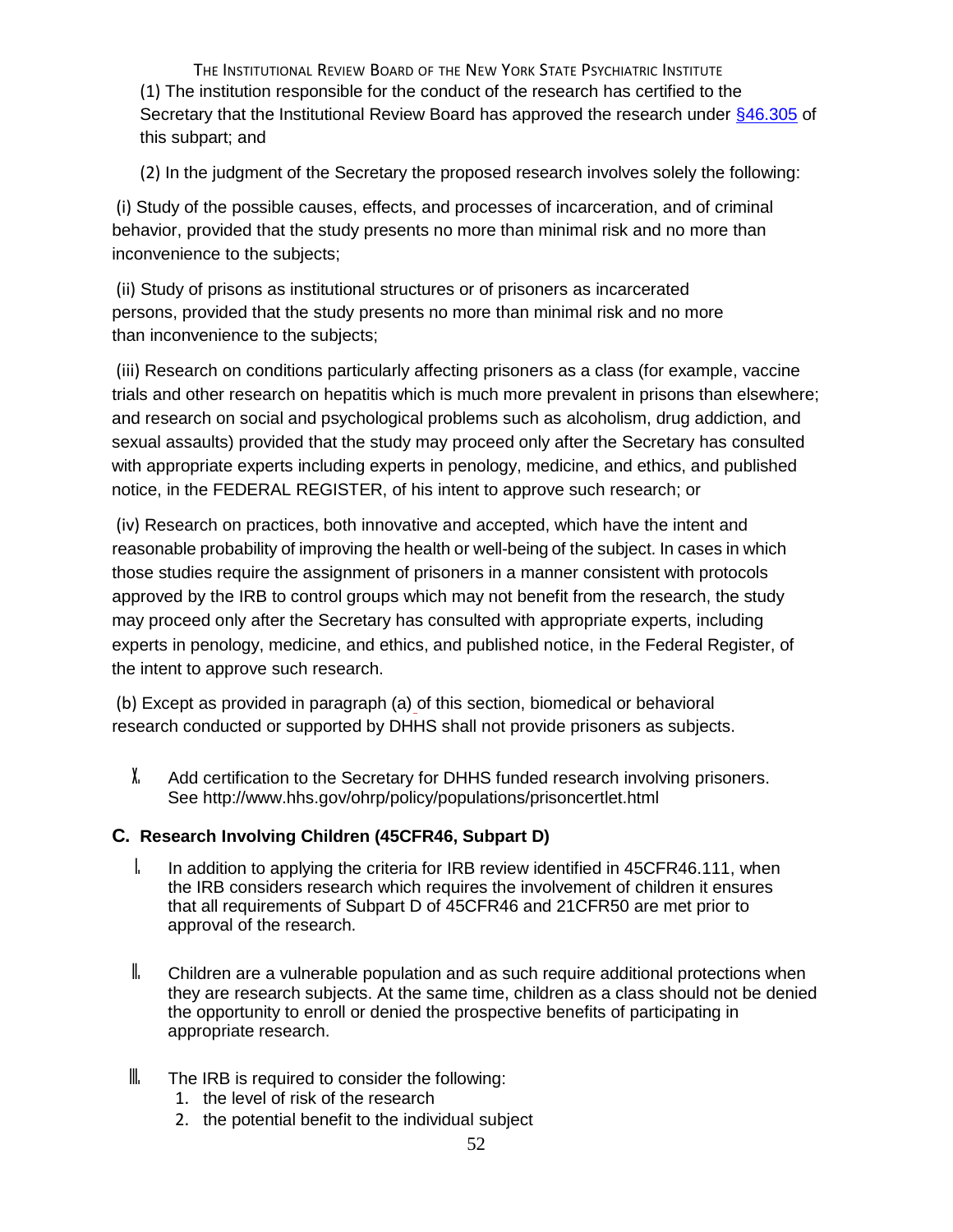(1) The institution responsible for the conduct of the research has certified to the Secretary that the Institutional Review Board has approved the research under §46.305 of this subpart; and

(2) In the judgment of the Secretary the proposed research involves solely the following:

(i) Study of the possible causes, effects, and processes of incarceration, and of criminal behavior, provided that the study presents no more than minimal risk and no more than inconvenience to the subjects;

(ii) Study of prisons as institutional structures or of prisoners as incarcerated persons, provided that the study presents no more than minimal risk and no more than inconvenience to the subjects;

(iii) Research on conditions particularly affecting prisoners as a class (for example, vaccine trials and other research on hepatitis which is much more prevalent in prisons than elsewhere; and research on social and psychological problems such as alcoholism, drug addiction, and sexual assaults) provided that the study may proceed only after the Secretary has consulted with appropriate experts including experts in penology, medicine, and ethics, and published notice, in the FEDERAL REGISTER, of his intent to approve such research; or

(iv) Research on practices, both innovative and accepted, which have the intent and reasonable probability of improving the health or well-being of the subject. In cases in which those studies require the assignment of prisoners in a manner consistent with protocols approved by the IRB to control groups which may not benefit from the research, the study may proceed only after the Secretary has consulted with appropriate experts, including experts in penology, medicine, and ethics, and published notice, in the Federal Register, of the intent to approve such research.

(b) Except as provided in paragraph (a) of this section, biomedical or behavioral research conducted or supported by DHHS shall not provide prisoners as subjects.

X. Add certification to the Secretary for DHHS funded research involving prisoners. See http://www.hhs.gov/ohrp/policy/populations/prisoncertlet.html

### C. Research Involving Children (45CFR46, Subpart D)

I. In addition to applying the criteria for IRB review identified in 45CFR46.111, when the IRB considers research which requires the involvement of children it ensures that all requirements of Subpart D of 45CFR46 and 21CFR50 are met prior to approval of the research.

II. Children are a vulnerable population and as such require additional protections when they are research subjects. At the same time, children as a class should not be denied the opportunity to enroll or denied the prospective benefits of participating in appropriate research.

III. The IRB is required to consider the following:
1. the level of risk of the research
2. the potential benefit to the individual subject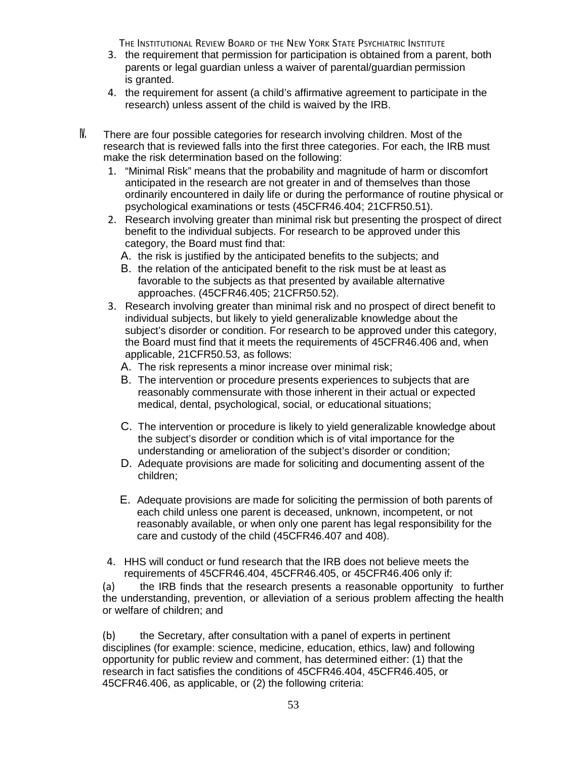3. the requirement that permission for participation is obtained from a parent, both parents or legal guardian unless a waiver of parental/guardian permission is granted.
4. the requirement for assent (a child's affirmative agreement to participate in the research) unless assent of the child is waived by the IRB.

IV. There are four possible categories for research involving children. Most of the research that is reviewed falls into the first three categories. For each, the IRB must make the risk determination based on the following:

1. "Minimal Risk" means that the probability and magnitude of harm or discomfort anticipated in the research are not greater in and of themselves than those ordinarily encountered in daily life or during the performance of routine physical or psychological examinations or tests (45CFR46.404; 21CFR50.51).
2. Research involving greater than minimal risk but presenting the prospect of direct benefit to the individual subjects. For research to be approved under this category, the Board must find that:
   A. the risk is justified by the anticipated benefits to the subjects; and
   B. the relation of the anticipated benefit to the risk must be at least as favorable to the subjects as that presented by available alternative approaches. (45CFR46.405; 21CFR50.52).
3. Research involving greater than minimal risk and no prospect of direct benefit to individual subjects, but likely to yield generalizable knowledge about the subject's disorder or condition. For research to be approved under this category, the Board must find that it meets the requirements of 45CFR46.406 and, when applicable, 21CFR50.53, as follows:
   A. The risk represents a minor increase over minimal risk;
   B. The intervention or procedure presents experiences to subjects that are reasonably commensurate with those inherent in their actual or expected medical, dental, psychological, social, or educational situations;
   C. The intervention or procedure is likely to yield generalizable knowledge about the subject's disorder or condition which is of vital importance for the understanding or amelioration of the subject's disorder or condition;
   D. Adequate provisions are made for soliciting and documenting assent of the children;
   E. Adequate provisions are made for soliciting the permission of both parents of each child unless one parent is deceased, unknown, incompetent, or not reasonably available, or when only one parent has legal responsibility for the care and custody of the child (45CFR46.407 and 408).
4. HHS will conduct or fund research that the IRB does not believe meets the requirements of 45CFR46.404, 45CFR46.405, or 45CFR46.406 only if:

(a) the IRB finds that the research presents a reasonable opportunity to further the understanding, prevention, or alleviation of a serious problem affecting the health or welfare of children; and

(b) the Secretary, after consultation with a panel of experts in pertinent disciplines (for example: science, medicine, education, ethics, law) and following opportunity for public review and comment, has determined either: (1) that the research in fact satisfies the conditions of 45CFR46.404, 45CFR46.405, or 45CFR46.406, as applicable, or (2) the following criteria: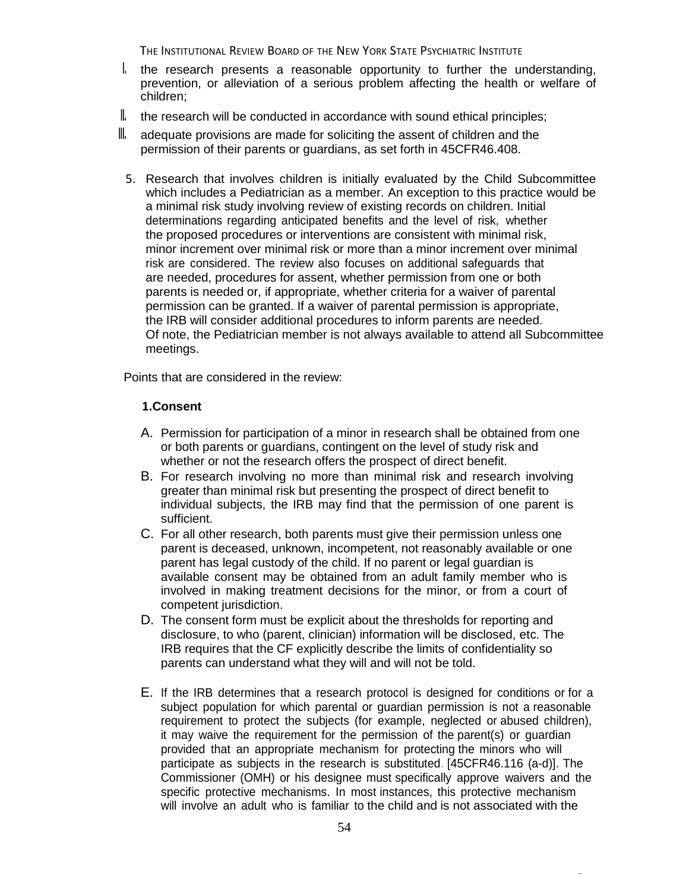I. the research presents a reasonable opportunity to further the understanding, prevention, or alleviation of a serious problem affecting the health or welfare of children;

II. the research will be conducted in accordance with sound ethical principles;

III. adequate provisions are made for soliciting the assent of children and the permission of their parents or guardians, as set forth in 45CFR46.408.

5. Research that involves children is initially evaluated by the Child Subcommittee which includes a Pediatrician as a member. An exception to this practice would be a minimal risk study involving review of existing records on children. Initial determinations regarding anticipated benefits and the level of risk, whether the proposed procedures or interventions are consistent with minimal risk, minor increment over minimal risk or more than a minor increment over minimal risk are considered. The review also focuses on additional safeguards that are needed, procedures for assent, whether permission from one or both parents is needed or, if appropriate, whether criteria for a waiver of parental permission can be granted. If a waiver of parental permission is appropriate, the IRB will consider additional procedures to inform parents are needed. Of note, the Pediatrician member is not always available to attend all Subcommittee meetings.

Points that are considered in the review:

**1.Consent**

A. Permission for participation of a minor in research shall be obtained from one or both parents or guardians, contingent on the level of study risk and whether or not the research offers the prospect of direct benefit.

B. For research involving no more than minimal risk and research involving greater than minimal risk but presenting the prospect of direct benefit to individual subjects, the IRB may find that the permission of one parent is sufficient.

C. For all other research, both parents must give their permission unless one parent is deceased, unknown, incompetent, not reasonably available or one parent has legal custody of the child. If no parent or legal guardian is available consent may be obtained from an adult family member who is involved in making treatment decisions for the minor, or from a court of competent jurisdiction.

D. The consent form must be explicit about the thresholds for reporting and disclosure, to who (parent, clinician) information will be disclosed, etc. The IRB requires that the CF explicitly describe the limits of confidentiality so parents can understand what they will and will not be told.

E. If the IRB determines that a research protocol is designed for conditions or for a subject population for which parental or guardian permission is not a reasonable requirement to protect the subjects (for example, neglected or abused children), it may waive the requirement for the permission of the parent(s) or guardian provided that an appropriate mechanism for protecting the minors who will participate as subjects in the research is substituted. [45CFR46.116 (a-d)]. The Commissioner (OMH) or his designee must specifically approve waivers and the specific protective mechanisms. In most instances, this protective mechanism will involve an adult who is familiar to the child and is not associated with the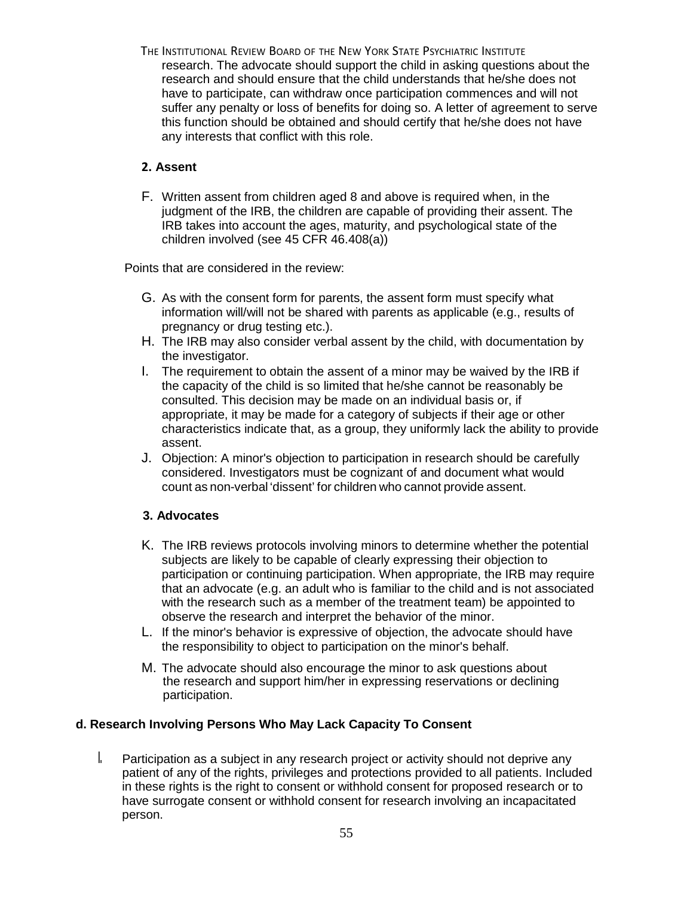research. The advocate should support the child in asking questions about the research and should ensure that the child understands that he/she does not have to participate, can withdraw once participation commences and will not suffer any penalty or loss of benefits for doing so. A letter of agreement to serve this function should be obtained and should certify that he/she does not have any interests that conflict with this role.

**2. Assent**

F. Written assent from children aged 8 and above is required when, in the judgment of the IRB, the children are capable of providing their assent. The IRB takes into account the ages, maturity, and psychological state of the children involved (see 45 CFR 46.408(a))

Points that are considered in the review:

G. As with the consent form for parents, the assent form must specify what information will/will not be shared with parents as applicable (e.g., results of pregnancy or drug testing etc.).

H. The IRB may also consider verbal assent by the child, with documentation by the investigator.

I. The requirement to obtain the assent of a minor may be waived by the IRB if the capacity of the child is so limited that he/she cannot be reasonably be consulted. This decision may be made on an individual basis or, if appropriate, it may be made for a category of subjects if their age or other characteristics indicate that, as a group, they uniformly lack the ability to provide assent.

J. Objection: A minor's objection to participation in research should be carefully considered. Investigators must be cognizant of and document what would count as non-verbal 'dissent' for children who cannot provide assent.

**3. Advocates**

K. The IRB reviews protocols involving minors to determine whether the potential subjects are likely to be capable of clearly expressing their objection to participation or continuing participation. When appropriate, the IRB may require that an advocate (e.g. an adult who is familiar to the child and is not associated with the research such as a member of the treatment team) be appointed to observe the research and interpret the behavior of the minor.

L. If the minor's behavior is expressive of objection, the advocate should have the responsibility to object to participation on the minor's behalf.

M. The advocate should also encourage the minor to ask questions about the research and support him/her in expressing reservations or declining participation.

**d. Research Involving Persons Who May Lack Capacity To Consent**

I. Participation as a subject in any research project or activity should not deprive any patient of any of the rights, privileges and protections provided to all patients. Included in these rights is the right to consent or withhold consent for proposed research or to have surrogate consent or withhold consent for research involving an incapacitated person.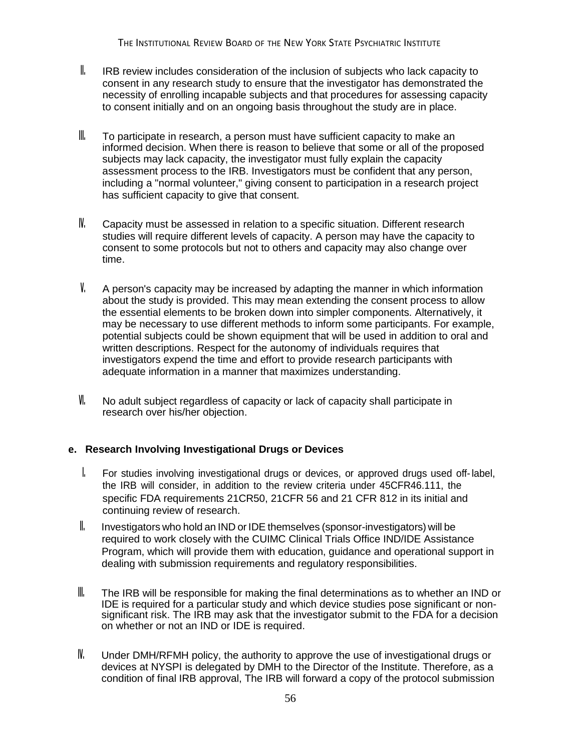II. IRB review includes consideration of the inclusion of subjects who lack capacity to consent in any research study to ensure that the investigator has demonstrated the necessity of enrolling incapable subjects and that procedures for assessing capacity to consent initially and on an ongoing basis throughout the study are in place.

III. To participate in research, a person must have sufficient capacity to make an informed decision. When there is reason to believe that some or all of the proposed subjects may lack capacity, the investigator must fully explain the capacity assessment process to the IRB. Investigators must be confident that any person, including a "normal volunteer," giving consent to participation in a research project has sufficient capacity to give that consent.

IV. Capacity must be assessed in relation to a specific situation. Different research studies will require different levels of capacity. A person may have the capacity to consent to some protocols but not to others and capacity may also change over time.

V. A person's capacity may be increased by adapting the manner in which information about the study is provided. This may mean extending the consent process to allow the essential elements to be broken down into simpler components. Alternatively, it may be necessary to use different methods to inform some participants. For example, potential subjects could be shown equipment that will be used in addition to oral and written descriptions. Respect for the autonomy of individuals requires that investigators expend the time and effort to provide research participants with adequate information in a manner that maximizes understanding.

VI. No adult subject regardless of capacity or lack of capacity shall participate in research over his/her objection.

**e. Research Involving Investigational Drugs or Devices**

I. For studies involving investigational drugs or devices, or approved drugs used off-label, the IRB will consider, in addition to the review criteria under 45CFR46.111, the specific FDA requirements 21CR50, 21CFR 56 and 21 CFR 812 in its initial and continuing review of research.

II. Investigators who hold an IND or IDE themselves (sponsor-investigators) will be required to work closely with the CUIMC Clinical Trials Office IND/IDE Assistance Program, which will provide them with education, guidance and operational support in dealing with submission requirements and regulatory responsibilities.

III. The IRB will be responsible for making the final determinations as to whether an IND or IDE is required for a particular study and which device studies pose significant or non-significant risk. The IRB may ask that the investigator submit to the FDA for a decision on whether or not an IND or IDE is required.

IV. Under DMH/RFMH policy, the authority to approve the use of investigational drugs or devices at NYSPI is delegated by DMH to the Director of the Institute. Therefore, as a condition of final IRB approval, The IRB will forward a copy of the protocol submission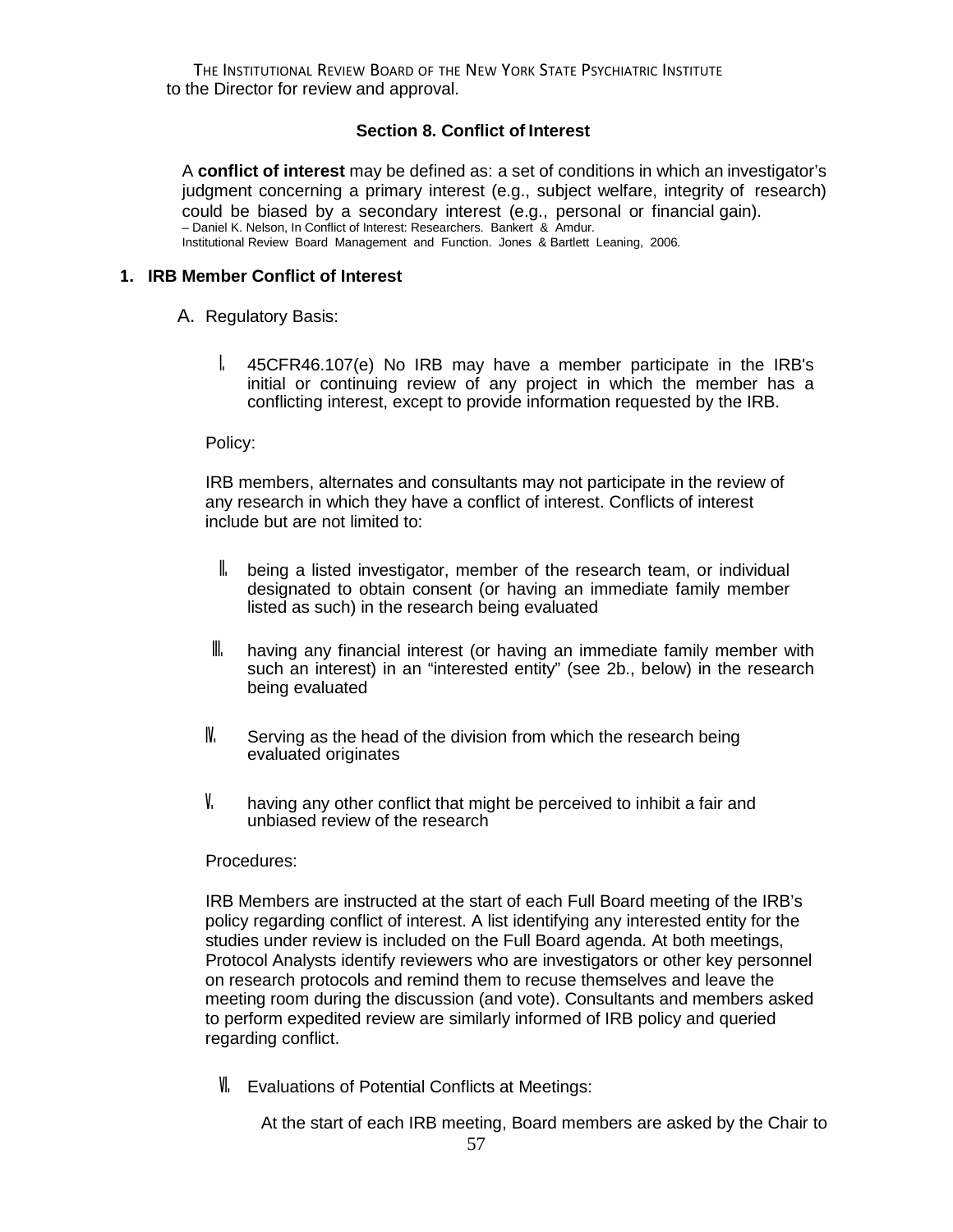to the Director for review and approval.

## Section 8. Conflict of Interest

A **conflict of interest** may be defined as: a set of conditions in which an investigator's judgment concerning a primary interest (e.g., subject welfare, integrity of research) could be biased by a secondary interest (e.g., personal or financial gain).
– Daniel K. Nelson, In Conflict of Interest: Researchers. Bankert & Amdur.
Institutional Review Board Management and Function. Jones & Bartlett Leaning, 2006.

### 1. IRB Member Conflict of Interest

A. Regulatory Basis:

I. 45CFR46.107(e) No IRB may have a member participate in the IRB's initial or continuing review of any project in which the member has a conflicting interest, except to provide information requested by the IRB.

Policy:

IRB members, alternates and consultants may not participate in the review of any research in which they have a conflict of interest. Conflicts of interest include but are not limited to:

II. being a listed investigator, member of the research team, or individual designated to obtain consent (or having an immediate family member listed as such) in the research being evaluated

III. having any financial interest (or having an immediate family member with such an interest) in an "interested entity" (see 2b., below) in the research being evaluated

IV. Serving as the head of the division from which the research being evaluated originates

V. having any other conflict that might be perceived to inhibit a fair and unbiased review of the research

Procedures:

IRB Members are instructed at the start of each Full Board meeting of the IRB's policy regarding conflict of interest. A list identifying any interested entity for the studies under review is included on the Full Board agenda. At both meetings, Protocol Analysts identify reviewers who are investigators or other key personnel on research protocols and remind them to recuse themselves and leave the meeting room during the discussion (and vote). Consultants and members asked to perform expedited review are similarly informed of IRB policy and queried regarding conflict.

VI. Evaluations of Potential Conflicts at Meetings:

At the start of each IRB meeting, Board members are asked by the Chair to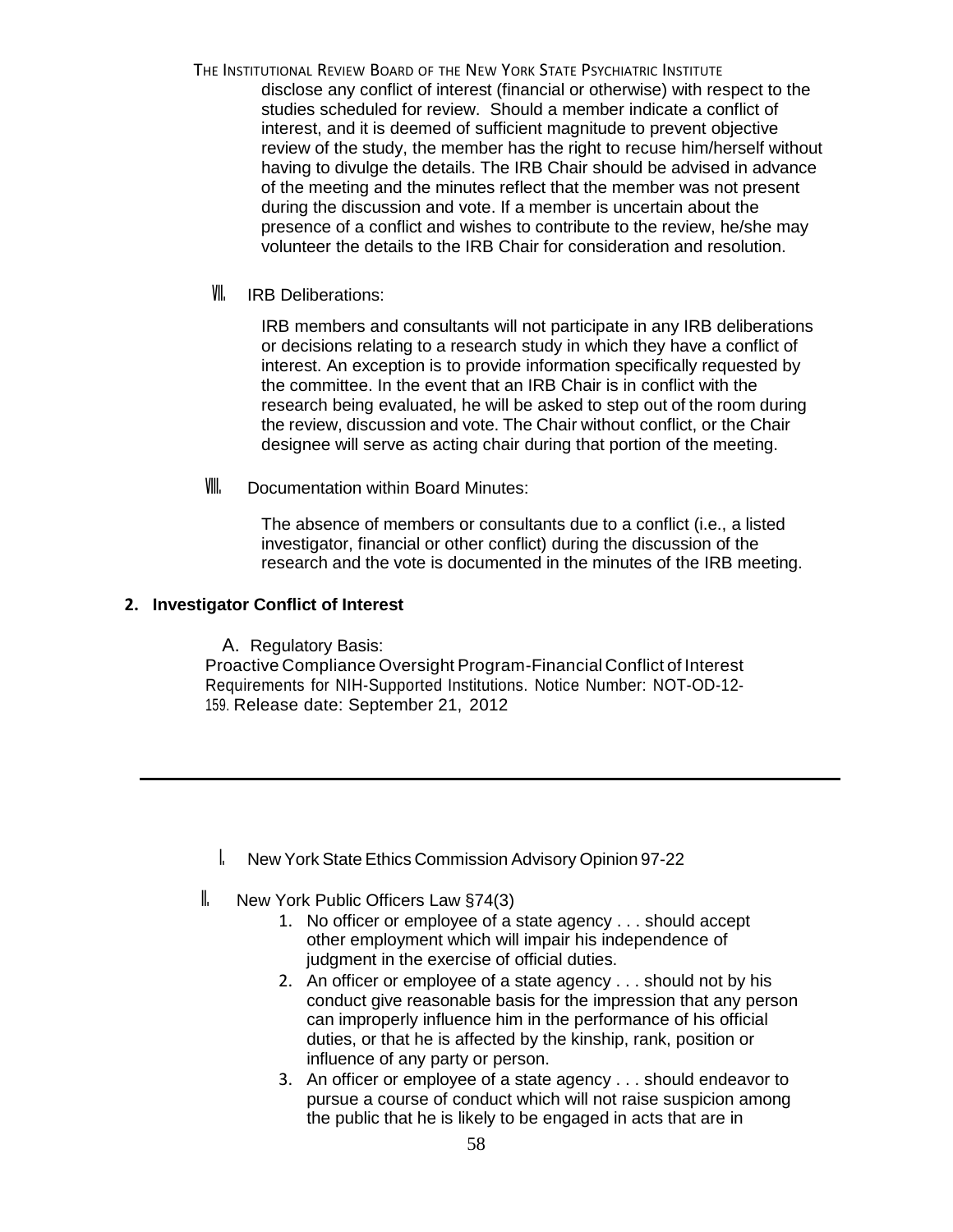disclose any conflict of interest (financial or otherwise) with respect to the studies scheduled for review. Should a member indicate a conflict of interest, and it is deemed of sufficient magnitude to prevent objective review of the study, the member has the right to recuse him/herself without having to divulge the details. The IRB Chair should be advised in advance of the meeting and the minutes reflect that the member was not present during the discussion and vote. If a member is uncertain about the presence of a conflict and wishes to contribute to the review, he/she may volunteer the details to the IRB Chair for consideration and resolution.

VII. IRB Deliberations:

IRB members and consultants will not participate in any IRB deliberations or decisions relating to a research study in which they have a conflict of interest. An exception is to provide information specifically requested by the committee. In the event that an IRB Chair is in conflict with the research being evaluated, he will be asked to step out of the room during the review, discussion and vote. The Chair without conflict, or the Chair designee will serve as acting chair during that portion of the meeting.

VIII. Documentation within Board Minutes:

The absence of members or consultants due to a conflict (i.e., a listed investigator, financial or other conflict) during the discussion of the research and the vote is documented in the minutes of the IRB meeting.

**2. Investigator Conflict of Interest**

A. Regulatory Basis:

Proactive Compliance Oversight Program-Financial Conflict of Interest Requirements for NIH-Supported Institutions. Notice Number: NOT-OD-12-159. Release date: September 21, 2012

---

I. New York State Ethics Commission Advisory Opinion 97-22

II. New York Public Officers Law §74(3)

1. No officer or employee of a state agency . . . should accept other employment which will impair his independence of judgment in the exercise of official duties.
2. An officer or employee of a state agency . . . should not by his conduct give reasonable basis for the impression that any person can improperly influence him in the performance of his official duties, or that he is affected by the kinship, rank, position or influence of any party or person.
3. An officer or employee of a state agency . . . should endeavor to pursue a course of conduct which will not raise suspicion among the public that he is likely to be engaged in acts that are in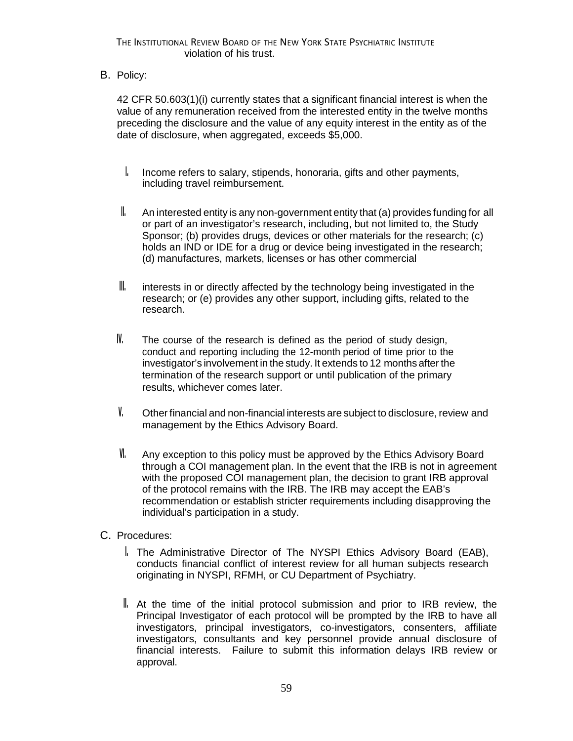violation of his trust.

B. Policy:

42 CFR 50.603(1)(i) currently states that a significant financial interest is when the value of any remuneration received from the interested entity in the twelve months preceding the disclosure and the value of any equity interest in the entity as of the date of disclosure, when aggregated, exceeds $5,000.

I. Income refers to salary, stipends, honoraria, gifts and other payments, including travel reimbursement.

II. An interested entity is any non-government entity that (a) provides funding for all or part of an investigator's research, including, but not limited to, the Study Sponsor; (b) provides drugs, devices or other materials for the research; (c) holds an IND or IDE for a drug or device being investigated in the research; (d) manufactures, markets, licenses or has other commercial

III. interests in or directly affected by the technology being investigated in the research; or (e) provides any other support, including gifts, related to the research.

IV. The course of the research is defined as the period of study design, conduct and reporting including the 12-month period of time prior to the investigator's involvement in the study. It extends to 12 months after the termination of the research support or until publication of the primary results, whichever comes later.

V. Other financial and non-financial interests are subject to disclosure, review and management by the Ethics Advisory Board.

VI. Any exception to this policy must be approved by the Ethics Advisory Board through a COI management plan. In the event that the IRB is not in agreement with the proposed COI management plan, the decision to grant IRB approval of the protocol remains with the IRB. The IRB may accept the EAB's recommendation or establish stricter requirements including disapproving the individual's participation in a study.

C. Procedures:

I. The Administrative Director of The NYSPI Ethics Advisory Board (EAB), conducts financial conflict of interest review for all human subjects research originating in NYSPI, RFMH, or CU Department of Psychiatry.

II. At the time of the initial protocol submission and prior to IRB review, the Principal Investigator of each protocol will be prompted by the IRB to have all investigators, principal investigators, co-investigators, consenters, affiliate investigators, consultants and key personnel provide annual disclosure of financial interests. Failure to submit this information delays IRB review or approval.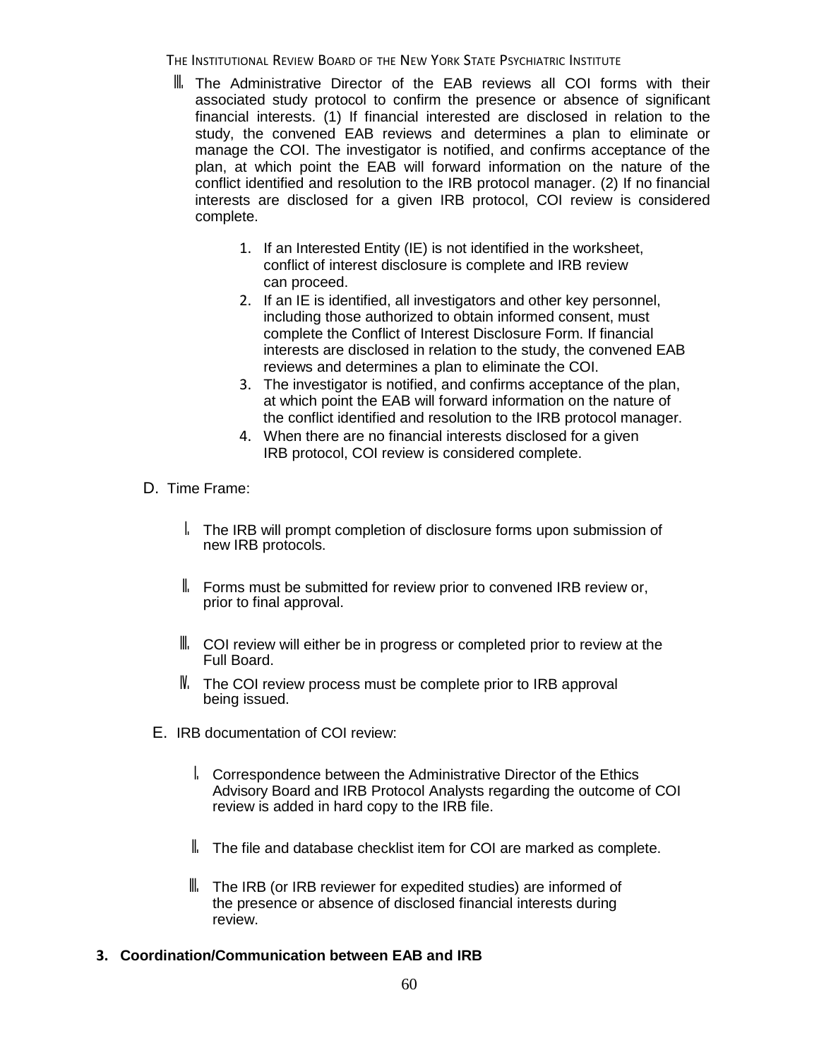III. The Administrative Director of the EAB reviews all COI forms with their associated study protocol to confirm the presence or absence of significant financial interests. (1) If financial interested are disclosed in relation to the study, the convened EAB reviews and determines a plan to eliminate or manage the COI. The investigator is notified, and confirms acceptance of the plan, at which point the EAB will forward information on the nature of the conflict identified and resolution to the IRB protocol manager. (2) If no financial interests are disclosed for a given IRB protocol, COI review is considered complete.

1. If an Interested Entity (IE) is not identified in the worksheet, conflict of interest disclosure is complete and IRB review can proceed.
2. If an IE is identified, all investigators and other key personnel, including those authorized to obtain informed consent, must complete the Conflict of Interest Disclosure Form. If financial interests are disclosed in relation to the study, the convened EAB reviews and determines a plan to eliminate the COI.
3. The investigator is notified, and confirms acceptance of the plan, at which point the EAB will forward information on the nature of the conflict identified and resolution to the IRB protocol manager.
4. When there are no financial interests disclosed for a given IRB protocol, COI review is considered complete.

D. Time Frame:

I. The IRB will prompt completion of disclosure forms upon submission of new IRB protocols.

II. Forms must be submitted for review prior to convened IRB review or, prior to final approval.

III. COI review will either be in progress or completed prior to review at the Full Board.

IV. The COI review process must be complete prior to IRB approval being issued.

E. IRB documentation of COI review:

I. Correspondence between the Administrative Director of the Ethics Advisory Board and IRB Protocol Analysts regarding the outcome of COI review is added in hard copy to the IRB file.

II. The file and database checklist item for COI are marked as complete.

III. The IRB (or IRB reviewer for expedited studies) are informed of the presence or absence of disclosed financial interests during review.

**3. Coordination/Communication between EAB and IRB**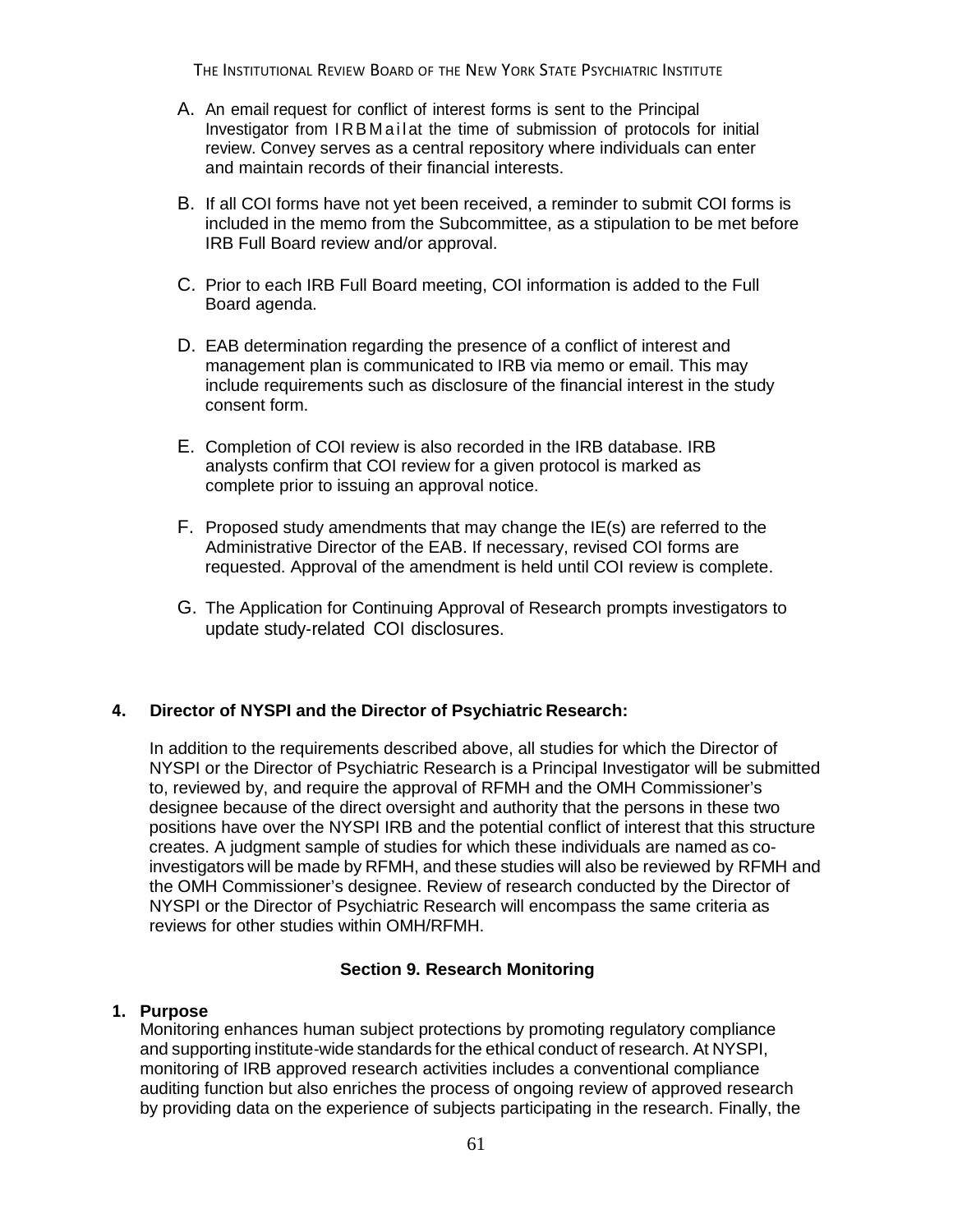A. An email request for conflict of interest forms is sent to the Principal Investigator from IRBMail at the time of submission of protocols for initial review. Convey serves as a central repository where individuals can enter and maintain records of their financial interests.

B. If all COI forms have not yet been received, a reminder to submit COI forms is included in the memo from the Subcommittee, as a stipulation to be met before IRB Full Board review and/or approval.

C. Prior to each IRB Full Board meeting, COI information is added to the Full Board agenda.

D. EAB determination regarding the presence of a conflict of interest and management plan is communicated to IRB via memo or email. This may include requirements such as disclosure of the financial interest in the study consent form.

E. Completion of COI review is also recorded in the IRB database. IRB analysts confirm that COI review for a given protocol is marked as complete prior to issuing an approval notice.

F. Proposed study amendments that may change the IE(s) are referred to the Administrative Director of the EAB. If necessary, revised COI forms are requested. Approval of the amendment is held until COI review is complete.

G. The Application for Continuing Approval of Research prompts investigators to update study-related COI disclosures.

**4. Director of NYSPI and the Director of Psychiatric Research:**

In addition to the requirements described above, all studies for which the Director of NYSPI or the Director of Psychiatric Research is a Principal Investigator will be submitted to, reviewed by, and require the approval of RFMH and the OMH Commissioner's designee because of the direct oversight and authority that the persons in these two positions have over the NYSPI IRB and the potential conflict of interest that this structure creates. A judgment sample of studies for which these individuals are named as co-investigators will be made by RFMH, and these studies will also be reviewed by RFMH and the OMH Commissioner's designee. Review of research conducted by the Director of NYSPI or the Director of Psychiatric Research will encompass the same criteria as reviews for other studies within OMH/RFMH.

## Section 9. Research Monitoring

**1. Purpose**

Monitoring enhances human subject protections by promoting regulatory compliance and supporting institute-wide standards for the ethical conduct of research. At NYSPI, monitoring of IRB approved research activities includes a conventional compliance auditing function but also enriches the process of ongoing review of approved research by providing data on the experience of subjects participating in the research. Finally, the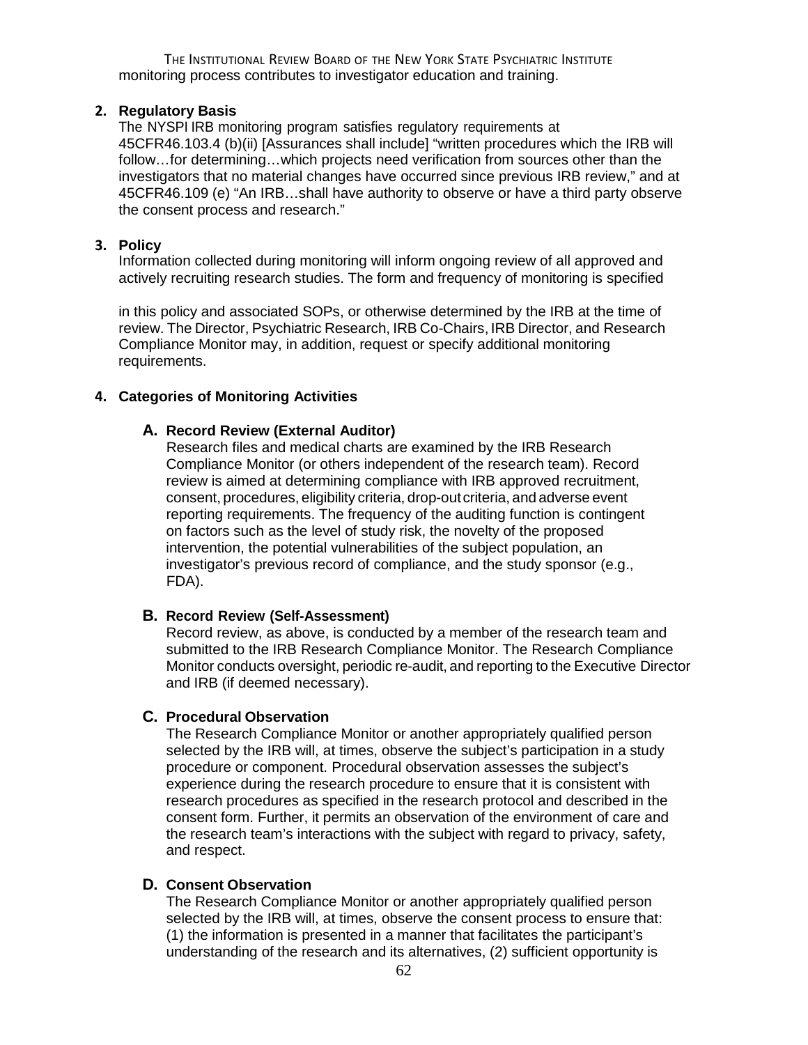monitoring process contributes to investigator education and training.

**2. Regulatory Basis**

The NYSPI IRB monitoring program satisfies regulatory requirements at 45CFR46.103.4 (b)(ii) [Assurances shall include] "written procedures which the IRB will follow…for determining…which projects need verification from sources other than the investigators that no material changes have occurred since previous IRB review," and at 45CFR46.109 (e) "An IRB…shall have authority to observe or have a third party observe the consent process and research."

**3. Policy**

Information collected during monitoring will inform ongoing review of all approved and actively recruiting research studies. The form and frequency of monitoring is specified in this policy and associated SOPs, or otherwise determined by the IRB at the time of review. The Director, Psychiatric Research, IRB Co-Chairs, IRB Director, and Research Compliance Monitor may, in addition, request or specify additional monitoring requirements.

**4. Categories of Monitoring Activities**

**A. Record Review (External Auditor)**

Research files and medical charts are examined by the IRB Research Compliance Monitor (or others independent of the research team). Record review is aimed at determining compliance with IRB approved recruitment, consent, procedures, eligibility criteria, drop-out criteria, and adverse event reporting requirements. The frequency of the auditing function is contingent on factors such as the level of study risk, the novelty of the proposed intervention, the potential vulnerabilities of the subject population, an investigator's previous record of compliance, and the study sponsor (e.g., FDA).

**B. Record Review (Self-Assessment)**

Record review, as above, is conducted by a member of the research team and submitted to the IRB Research Compliance Monitor. The Research Compliance Monitor conducts oversight, periodic re-audit, and reporting to the Executive Director and IRB (if deemed necessary).

**C. Procedural Observation**

The Research Compliance Monitor or another appropriately qualified person selected by the IRB will, at times, observe the subject's participation in a study procedure or component. Procedural observation assesses the subject's experience during the research procedure to ensure that it is consistent with research procedures as specified in the research protocol and described in the consent form. Further, it permits an observation of the environment of care and the research team's interactions with the subject with regard to privacy, safety, and respect.

**D. Consent Observation**

The Research Compliance Monitor or another appropriately qualified person selected by the IRB will, at times, observe the consent process to ensure that: (1) the information is presented in a manner that facilitates the participant's understanding of the research and its alternatives, (2) sufficient opportunity is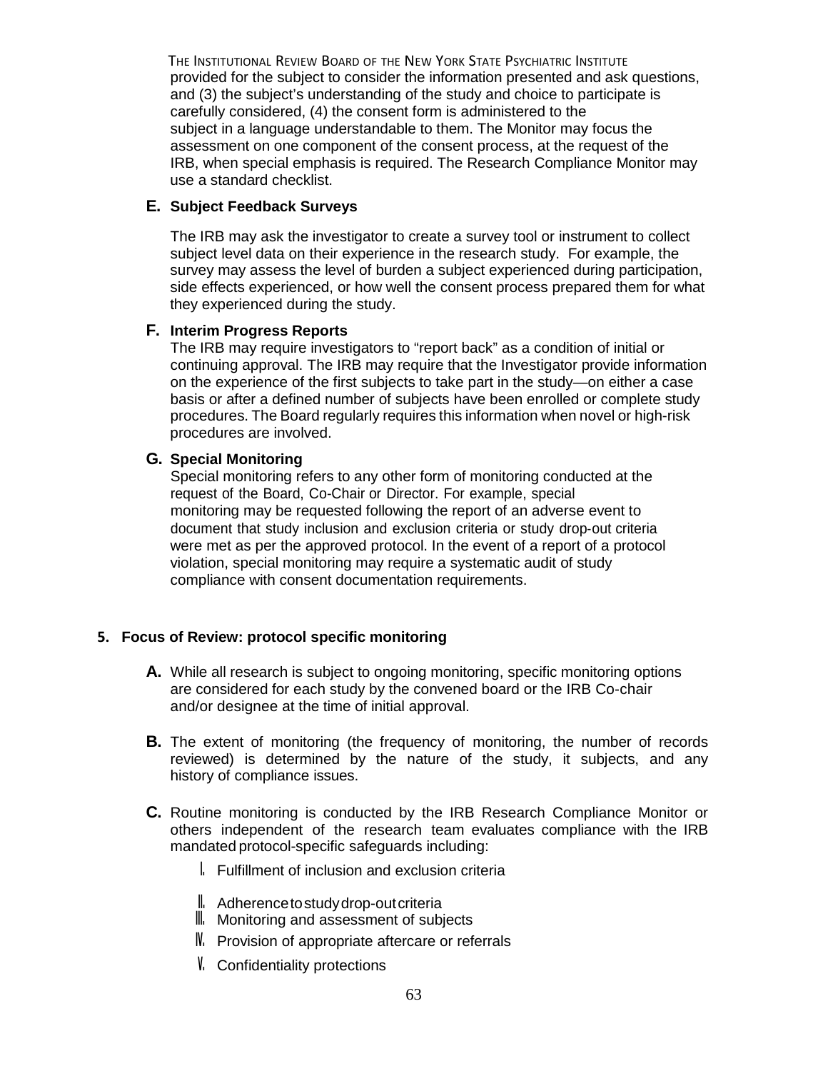provided for the subject to consider the information presented and ask questions, and (3) the subject's understanding of the study and choice to participate is carefully considered, (4) the consent form is administered to the subject in a language understandable to them. The Monitor may focus the assessment on one component of the consent process, at the request of the IRB, when special emphasis is required. The Research Compliance Monitor may use a standard checklist.

**E. Subject Feedback Surveys**

The IRB may ask the investigator to create a survey tool or instrument to collect subject level data on their experience in the research study. For example, the survey may assess the level of burden a subject experienced during participation, side effects experienced, or how well the consent process prepared them for what they experienced during the study.

**F. Interim Progress Reports**

The IRB may require investigators to "report back" as a condition of initial or continuing approval. The IRB may require that the Investigator provide information on the experience of the first subjects to take part in the study—on either a case basis or after a defined number of subjects have been enrolled or complete study procedures. The Board regularly requires this information when novel or high-risk procedures are involved.

**G. Special Monitoring**

Special monitoring refers to any other form of monitoring conducted at the request of the Board, Co-Chair or Director. For example, special monitoring may be requested following the report of an adverse event to document that study inclusion and exclusion criteria or study drop-out criteria were met as per the approved protocol. In the event of a report of a protocol violation, special monitoring may require a systematic audit of study compliance with consent documentation requirements.

## 5. Focus of Review: protocol specific monitoring

**A.** While all research is subject to ongoing monitoring, specific monitoring options are considered for each study by the convened board or the IRB Co-chair and/or designee at the time of initial approval.

**B.** The extent of monitoring (the frequency of monitoring, the number of records reviewed) is determined by the nature of the study, it subjects, and any history of compliance issues.

**C.** Routine monitoring is conducted by the IRB Research Compliance Monitor or others independent of the research team evaluates compliance with the IRB mandated protocol-specific safeguards including:

- I. Fulfillment of inclusion and exclusion criteria
- II. Adherence to study drop-out criteria
- III. Monitoring and assessment of subjects
- IV. Provision of appropriate aftercare or referrals
- V. Confidentiality protections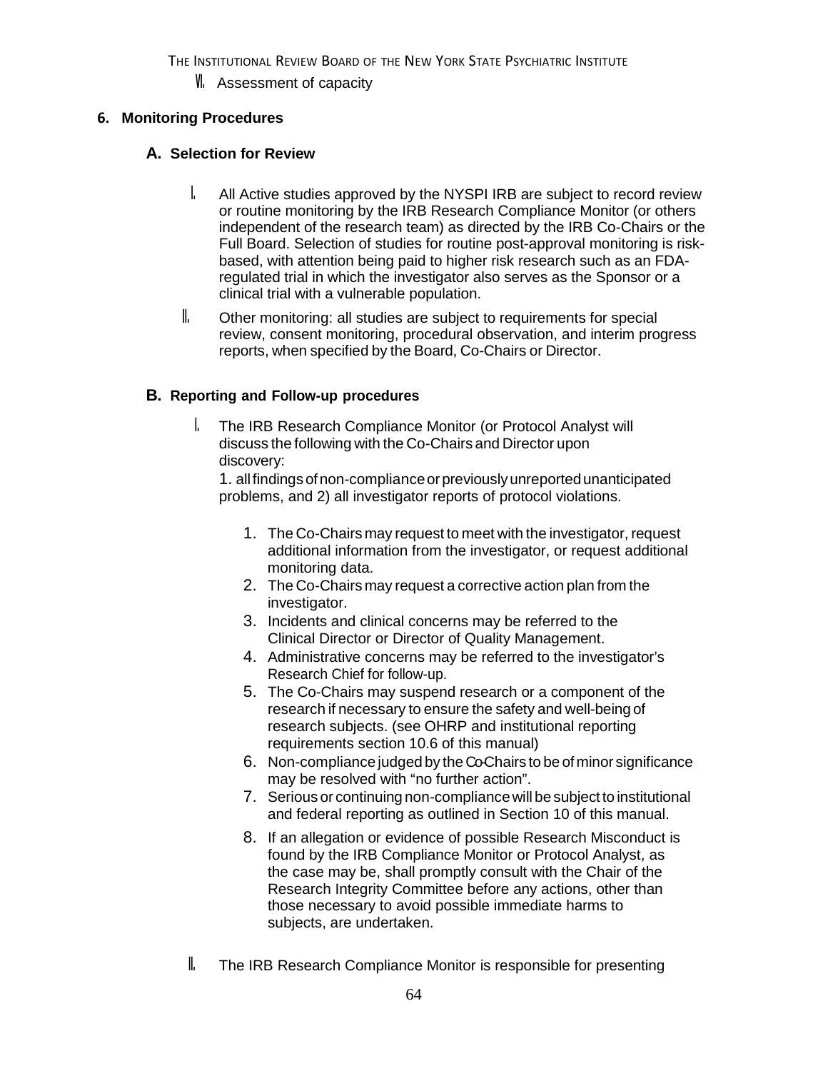VII. Assessment of capacity

## 6. Monitoring Procedures

### A. Selection for Review

I. All Active studies approved by the NYSPI IRB are subject to record review or routine monitoring by the IRB Research Compliance Monitor (or others independent of the research team) as directed by the IRB Co-Chairs or the Full Board. Selection of studies for routine post-approval monitoring is risk-based, with attention being paid to higher risk research such as an FDA-regulated trial in which the investigator also serves as the Sponsor or a clinical trial with a vulnerable population.

II. Other monitoring: all studies are subject to requirements for special review, consent monitoring, procedural observation, and interim progress reports, when specified by the Board, Co-Chairs or Director.

### B. Reporting and Follow-up procedures

I. The IRB Research Compliance Monitor (or Protocol Analyst will discuss the following with the Co-Chairs and Director upon discovery:
1. all findings of non-compliance or previously unreported unanticipated problems, and 2) all investigator reports of protocol violations.

1. The Co-Chairs may request to meet with the investigator, request additional information from the investigator, or request additional monitoring data.
2. The Co-Chairs may request a corrective action plan from the investigator.
3. Incidents and clinical concerns may be referred to the Clinical Director or Director of Quality Management.
4. Administrative concerns may be referred to the investigator's Research Chief for follow-up.
5. The Co-Chairs may suspend research or a component of the research if necessary to ensure the safety and well-being of research subjects. (see OHRP and institutional reporting requirements section 10.6 of this manual)
6. Non-compliance judged by the Co-Chairs to be of minor significance may be resolved with "no further action".
7. Serious or continuing non-compliance will be subject to institutional and federal reporting as outlined in Section 10 of this manual.
8. If an allegation or evidence of possible Research Misconduct is found by the IRB Compliance Monitor or Protocol Analyst, as the case may be, shall promptly consult with the Chair of the Research Integrity Committee before any actions, other than those necessary to avoid possible immediate harms to subjects, are undertaken.

II. The IRB Research Compliance Monitor is responsible for presenting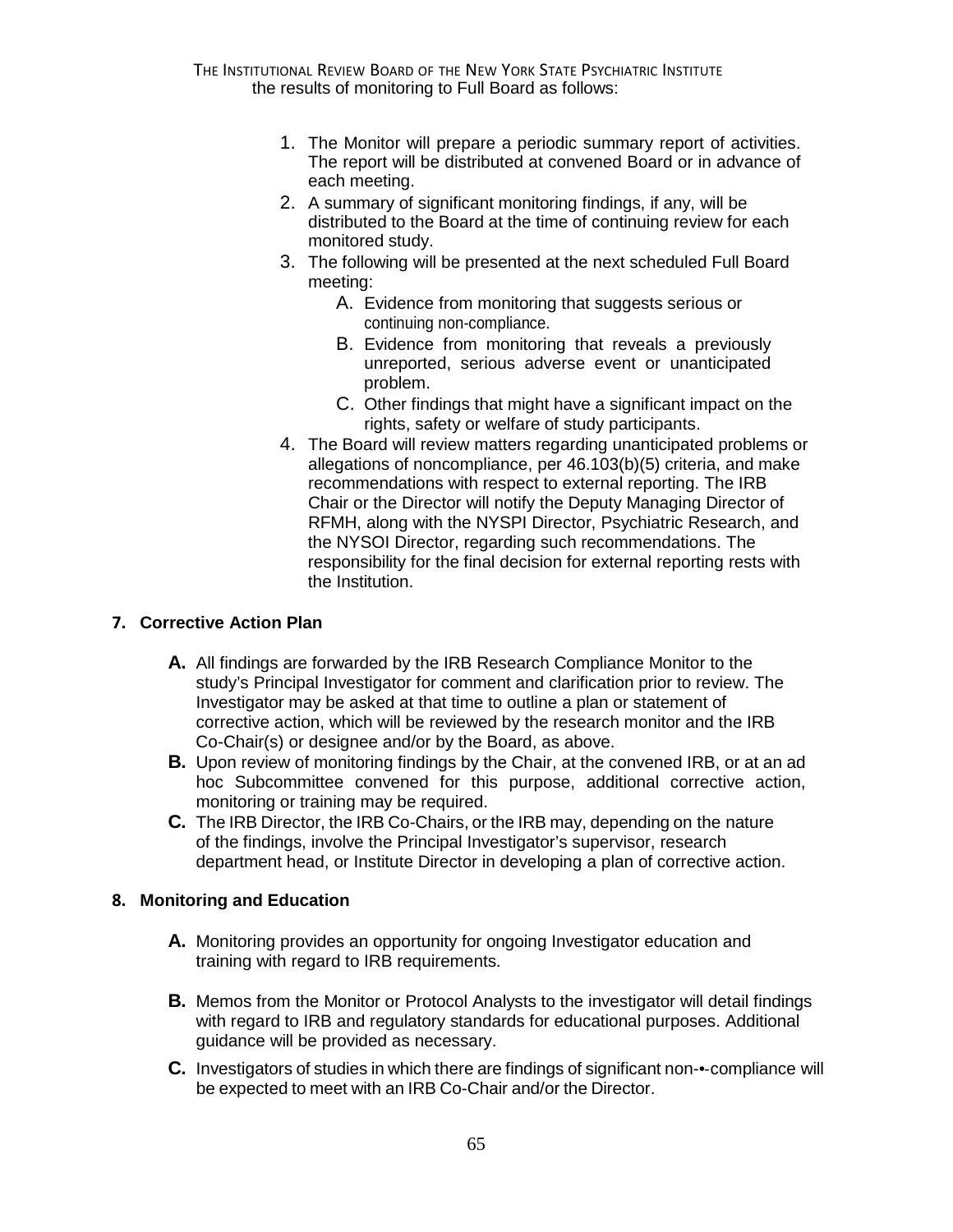the results of monitoring to Full Board as follows:

1. The Monitor will prepare a periodic summary report of activities. The report will be distributed at convened Board or in advance of each meeting.
2. A summary of significant monitoring findings, if any, will be distributed to the Board at the time of continuing review for each monitored study.
3. The following will be presented at the next scheduled Full Board meeting:
   A. Evidence from monitoring that suggests serious or continuing non-compliance.
   B. Evidence from monitoring that reveals a previously unreported, serious adverse event or unanticipated problem.
   C. Other findings that might have a significant impact on the rights, safety or welfare of study participants.
4. The Board will review matters regarding unanticipated problems or allegations of noncompliance, per 46.103(b)(5) criteria, and make recommendations with respect to external reporting. The IRB Chair or the Director will notify the Deputy Managing Director of RFMH, along with the NYSPI Director, Psychiatric Research, and the NYSOI Director, regarding such recommendations. The responsibility for the final decision for external reporting rests with the Institution.

## 7. Corrective Action Plan

**A.** All findings are forwarded by the IRB Research Compliance Monitor to the study's Principal Investigator for comment and clarification prior to review. The Investigator may be asked at that time to outline a plan or statement of corrective action, which will be reviewed by the research monitor and the IRB Co-Chair(s) or designee and/or by the Board, as above.

**B.** Upon review of monitoring findings by the Chair, at the convened IRB, or at an ad hoc Subcommittee convened for this purpose, additional corrective action, monitoring or training may be required.

**C.** The IRB Director, the IRB Co-Chairs, or the IRB may, depending on the nature of the findings, involve the Principal Investigator's supervisor, research department head, or Institute Director in developing a plan of corrective action.

## 8. Monitoring and Education

**A.** Monitoring provides an opportunity for ongoing Investigator education and training with regard to IRB requirements.

**B.** Memos from the Monitor or Protocol Analysts to the investigator will detail findings with regard to IRB and regulatory standards for educational purposes. Additional guidance will be provided as necessary.

**C.** Investigators of studies in which there are findings of significant non-•-compliance will be expected to meet with an IRB Co-Chair and/or the Director.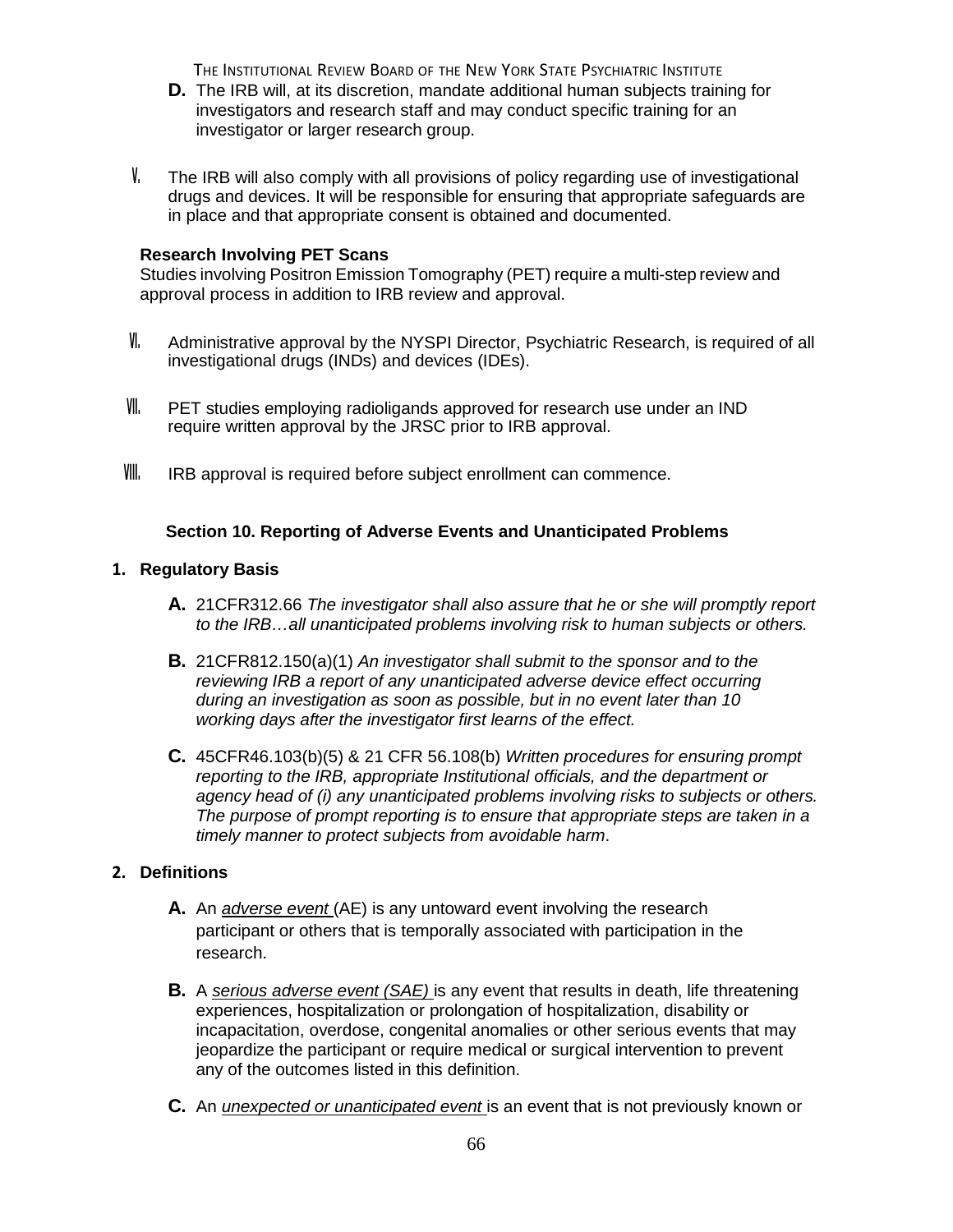**D.** The IRB will, at its discretion, mandate additional human subjects training for investigators and research staff and may conduct specific training for an investigator or larger research group.

V. The IRB will also comply with all provisions of policy regarding use of investigational drugs and devices. It will be responsible for ensuring that appropriate safeguards are in place and that appropriate consent is obtained and documented.

**Research Involving PET Scans**

Studies involving Positron Emission Tomography (PET) require a multi-step review and approval process in addition to IRB review and approval.

VI. Administrative approval by the NYSPI Director, Psychiatric Research, is required of all investigational drugs (INDs) and devices (IDEs).

VII. PET studies employing radioligands approved for research use under an IND require written approval by the JRSC prior to IRB approval.

VIII. IRB approval is required before subject enrollment can commence.

## Section 10. Reporting of Adverse Events and Unanticipated Problems

### 1. Regulatory Basis

**A.** 21CFR312.66 *The investigator shall also assure that he or she will promptly report to the IRB…all unanticipated problems involving risk to human subjects or others.*

**B.** 21CFR812.150(a)(1) *An investigator shall submit to the sponsor and to the reviewing IRB a report of any unanticipated adverse device effect occurring during an investigation as soon as possible, but in no event later than 10 working days after the investigator first learns of the effect.*

**C.** 45CFR46.103(b)(5) & 21 CFR 56.108(b) *Written procedures for ensuring prompt reporting to the IRB, appropriate Institutional officials, and the department or agency head of (i) any unanticipated problems involving risks to subjects or others. The purpose of prompt reporting is to ensure that appropriate steps are taken in a timely manner to protect subjects from avoidable harm*.

### 2. Definitions

**A.** An *adverse event* (AE) is any untoward event involving the research participant or others that is temporally associated with participation in the research.

**B.** A *serious adverse event (SAE)* is any event that results in death, life threatening experiences, hospitalization or prolongation of hospitalization, disability or incapacitation, overdose, congenital anomalies or other serious events that may jeopardize the participant or require medical or surgical intervention to prevent any of the outcomes listed in this definition.

**C.** An *unexpected or unanticipated event* is an event that is not previously known or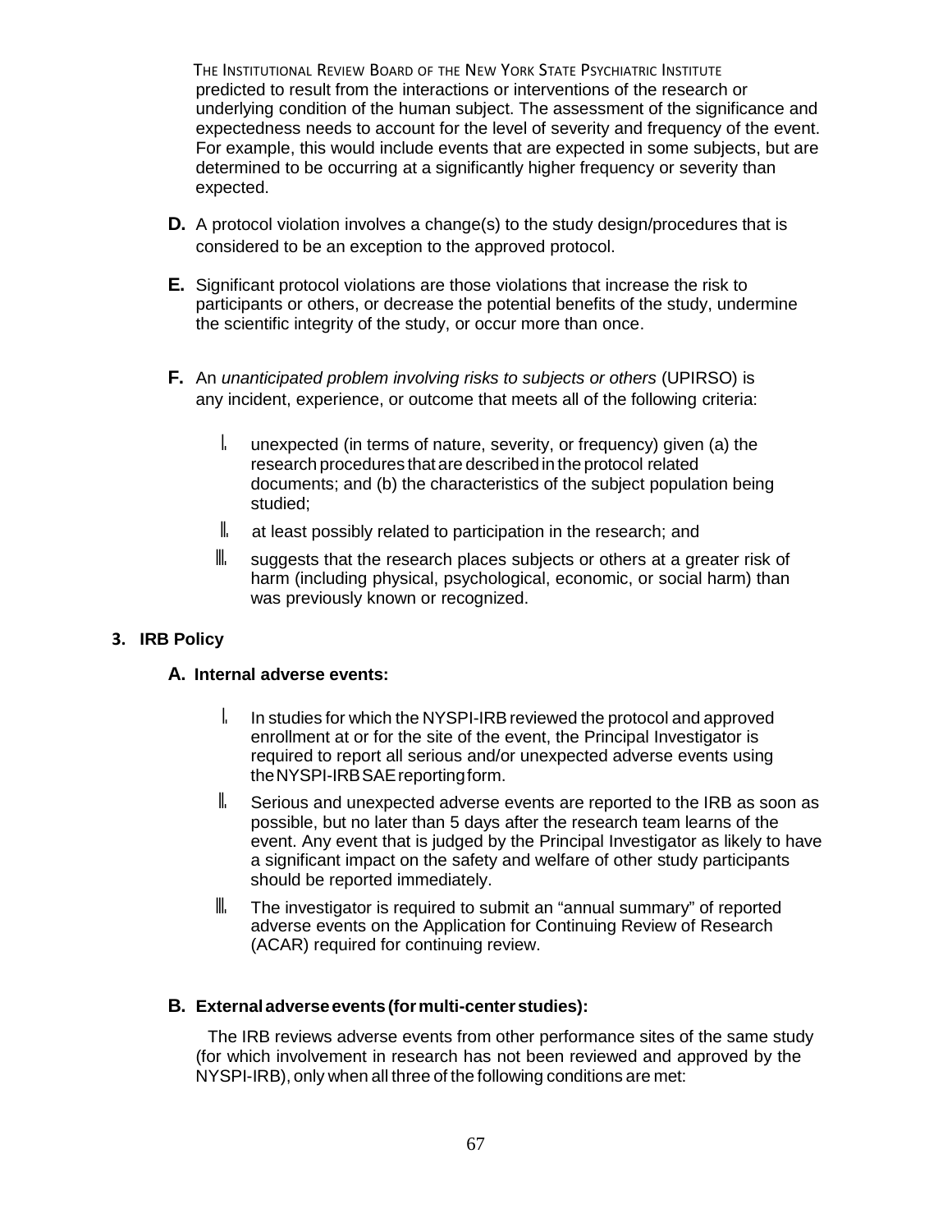predicted to result from the interactions or interventions of the research or underlying condition of the human subject. The assessment of the significance and expectedness needs to account for the level of severity and frequency of the event. For example, this would include events that are expected in some subjects, but are determined to be occurring at a significantly higher frequency or severity than expected.

**D.** A protocol violation involves a change(s) to the study design/procedures that is considered to be an exception to the approved protocol.

**E.** Significant protocol violations are those violations that increase the risk to participants or others, or decrease the potential benefits of the study, undermine the scientific integrity of the study, or occur more than once.

**F.** An *unanticipated problem involving risks to subjects or others* (UPIRSO) is any incident, experience, or outcome that meets all of the following criteria:

- I. unexpected (in terms of nature, severity, or frequency) given (a) the research procedures that are described in the protocol related documents; and (b) the characteristics of the subject population being studied;
- II. at least possibly related to participation in the research; and
- III. suggests that the research places subjects or others at a greater risk of harm (including physical, psychological, economic, or social harm) than was previously known or recognized.

## 3. IRB Policy

### A. Internal adverse events:

- I. In studies for which the NYSPI-IRB reviewed the protocol and approved enrollment at or for the site of the event, the Principal Investigator is required to report all serious and/or unexpected adverse events using the NYSPI-IRB SAE reporting form.
- II. Serious and unexpected adverse events are reported to the IRB as soon as possible, but no later than 5 days after the research team learns of the event. Any event that is judged by the Principal Investigator as likely to have a significant impact on the safety and welfare of other study participants should be reported immediately.
- III. The investigator is required to submit an "annual summary" of reported adverse events on the Application for Continuing Review of Research (ACAR) required for continuing review.

### B. External adverse events (for multi-center studies):

The IRB reviews adverse events from other performance sites of the same study (for which involvement in research has not been reviewed and approved by the NYSPI-IRB), only when all three of the following conditions are met: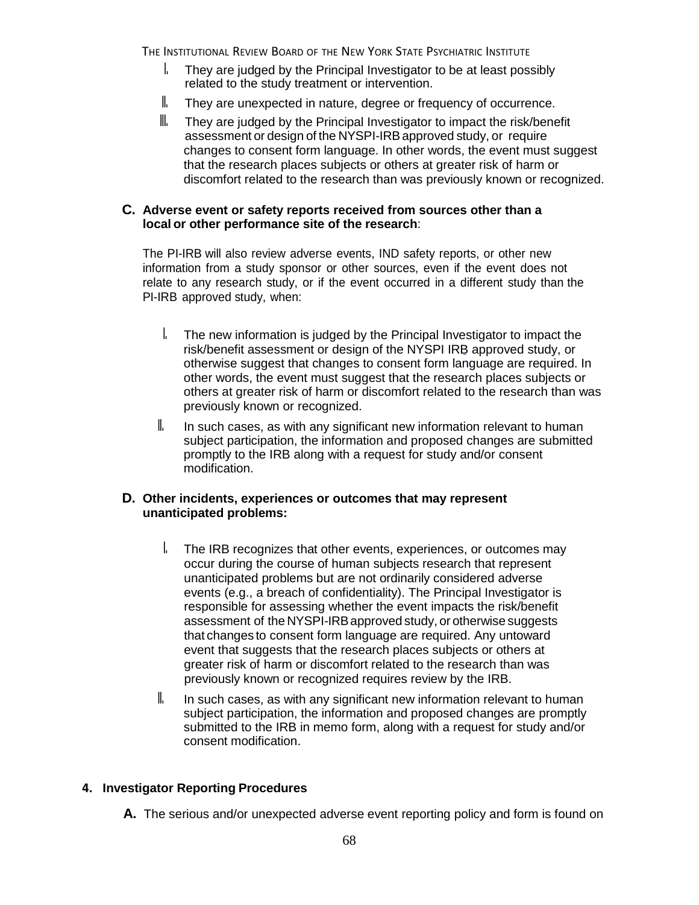I. They are judged by the Principal Investigator to be at least possibly related to the study treatment or intervention.

II. They are unexpected in nature, degree or frequency of occurrence.

III. They are judged by the Principal Investigator to impact the risk/benefit assessment or design of the NYSPI-IRB approved study, or require changes to consent form language. In other words, the event must suggest that the research places subjects or others at greater risk of harm or discomfort related to the research than was previously known or recognized.

**C. Adverse event or safety reports received from sources other than a local or other performance site of the research**:

The PI-IRB will also review adverse events, IND safety reports, or other new information from a study sponsor or other sources, even if the event does not relate to any research study, or if the event occurred in a different study than the PI-IRB approved study, when:

I. The new information is judged by the Principal Investigator to impact the risk/benefit assessment or design of the NYSPI IRB approved study, or otherwise suggest that changes to consent form language are required. In other words, the event must suggest that the research places subjects or others at greater risk of harm or discomfort related to the research than was previously known or recognized.

II. In such cases, as with any significant new information relevant to human subject participation, the information and proposed changes are submitted promptly to the IRB along with a request for study and/or consent modification.

**D. Other incidents, experiences or outcomes that may represent unanticipated problems:**

I. The IRB recognizes that other events, experiences, or outcomes may occur during the course of human subjects research that represent unanticipated problems but are not ordinarily considered adverse events (e.g., a breach of confidentiality). The Principal Investigator is responsible for assessing whether the event impacts the risk/benefit assessment of the NYSPI-IRB approved study, or otherwise suggests that changes to consent form language are required. Any untoward event that suggests that the research places subjects or others at greater risk of harm or discomfort related to the research than was previously known or recognized requires review by the IRB.

II. In such cases, as with any significant new information relevant to human subject participation, the information and proposed changes are promptly submitted to the IRB in memo form, along with a request for study and/or consent modification.

**4. Investigator Reporting Procedures**

**A.** The serious and/or unexpected adverse event reporting policy and form is found on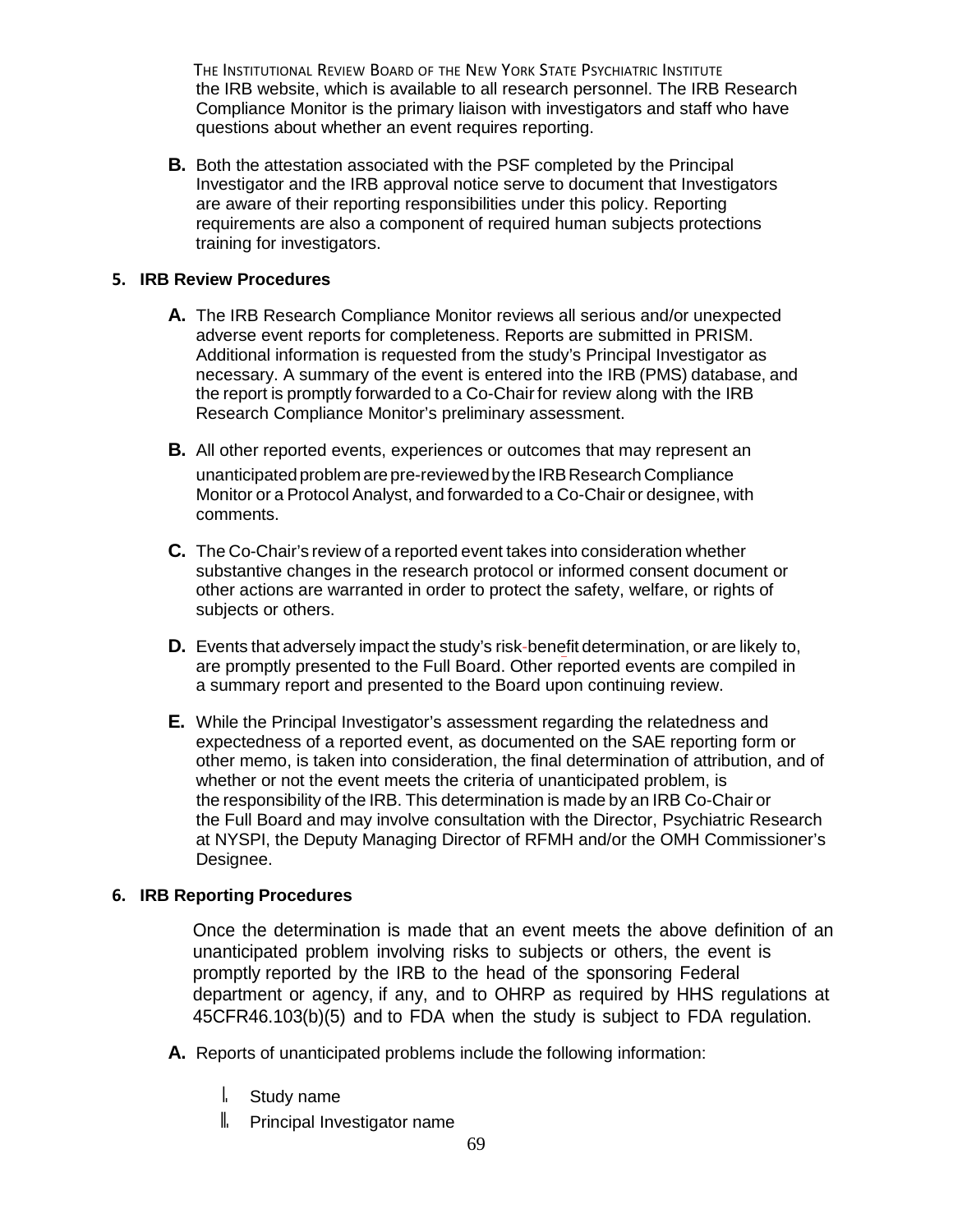the IRB website, which is available to all research personnel. The IRB Research Compliance Monitor is the primary liaison with investigators and staff who have questions about whether an event requires reporting.

**B.** Both the attestation associated with the PSF completed by the Principal Investigator and the IRB approval notice serve to document that Investigators are aware of their reporting responsibilities under this policy. Reporting requirements are also a component of required human subjects protections training for investigators.

**5. IRB Review Procedures**

**A.** The IRB Research Compliance Monitor reviews all serious and/or unexpected adverse event reports for completeness. Reports are submitted in PRISM. Additional information is requested from the study's Principal Investigator as necessary. A summary of the event is entered into the IRB (PMS) database, and the report is promptly forwarded to a Co-Chair for review along with the IRB Research Compliance Monitor's preliminary assessment.

**B.** All other reported events, experiences or outcomes that may represent an unanticipated problem are pre-reviewed by the IRB Research Compliance Monitor or a Protocol Analyst, and forwarded to a Co-Chair or designee, with comments.

**C.** The Co-Chair's review of a reported event takes into consideration whether substantive changes in the research protocol or informed consent document or other actions are warranted in order to protect the safety, welfare, or rights of subjects or others.

**D.** Events that adversely impact the study's risk-benefit determination, or are likely to, are promptly presented to the Full Board. Other reported events are compiled in a summary report and presented to the Board upon continuing review.

**E.** While the Principal Investigator's assessment regarding the relatedness and expectedness of a reported event, as documented on the SAE reporting form or other memo, is taken into consideration, the final determination of attribution, and of whether or not the event meets the criteria of unanticipated problem, is the responsibility of the IRB. This determination is made by an IRB Co-Chair or the Full Board and may involve consultation with the Director, Psychiatric Research at NYSPI, the Deputy Managing Director of RFMH and/or the OMH Commissioner's Designee.

**6. IRB Reporting Procedures**

Once the determination is made that an event meets the above definition of an unanticipated problem involving risks to subjects or others, the event is promptly reported by the IRB to the head of the sponsoring Federal department or agency, if any, and to OHRP as required by HHS regulations at 45CFR46.103(b)(5) and to FDA when the study is subject to FDA regulation.

**A.** Reports of unanticipated problems include the following information:

I. Study name
II. Principal Investigator name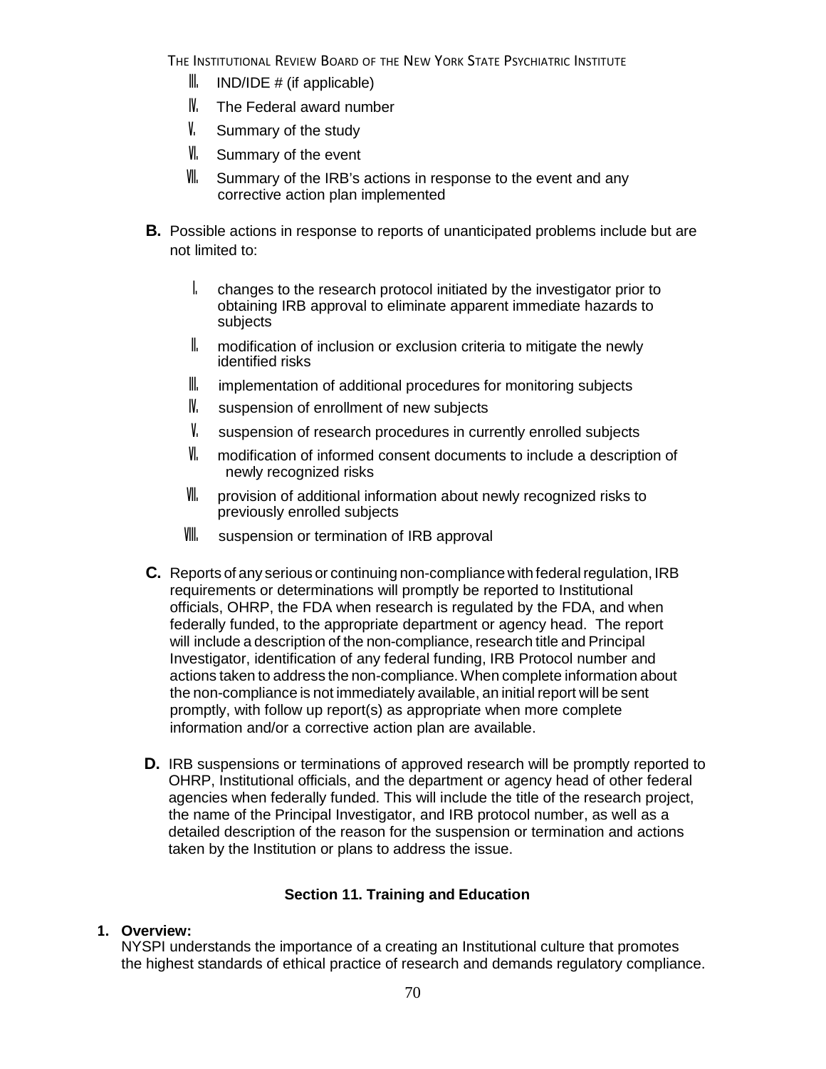III. IND/IDE # (if applicable)

IV. The Federal award number

V. Summary of the study

VI. Summary of the event

VII. Summary of the IRB's actions in response to the event and any corrective action plan implemented

**B.** Possible actions in response to reports of unanticipated problems include but are not limited to:

I. changes to the research protocol initiated by the investigator prior to obtaining IRB approval to eliminate apparent immediate hazards to subjects

II. modification of inclusion or exclusion criteria to mitigate the newly identified risks

III. implementation of additional procedures for monitoring subjects

IV. suspension of enrollment of new subjects

V. suspension of research procedures in currently enrolled subjects

VI. modification of informed consent documents to include a description of newly recognized risks

VII. provision of additional information about newly recognized risks to previously enrolled subjects

VIII. suspension or termination of IRB approval

**C.** Reports of any serious or continuing non-compliance with federal regulation, IRB requirements or determinations will promptly be reported to Institutional officials, OHRP, the FDA when research is regulated by the FDA, and when federally funded, to the appropriate department or agency head. The report will include a description of the non-compliance, research title and Principal Investigator, identification of any federal funding, IRB Protocol number and actions taken to address the non-compliance. When complete information about the non-compliance is not immediately available, an initial report will be sent promptly, with follow up report(s) as appropriate when more complete information and/or a corrective action plan are available.

**D.** IRB suspensions or terminations of approved research will be promptly reported to OHRP, Institutional officials, and the department or agency head of other federal agencies when federally funded. This will include the title of the research project, the name of the Principal Investigator, and IRB protocol number, as well as a detailed description of the reason for the suspension or termination and actions taken by the Institution or plans to address the issue.

## Section 11. Training and Education

**1. Overview:**

NYSPI understands the importance of a creating an Institutional culture that promotes the highest standards of ethical practice of research and demands regulatory compliance.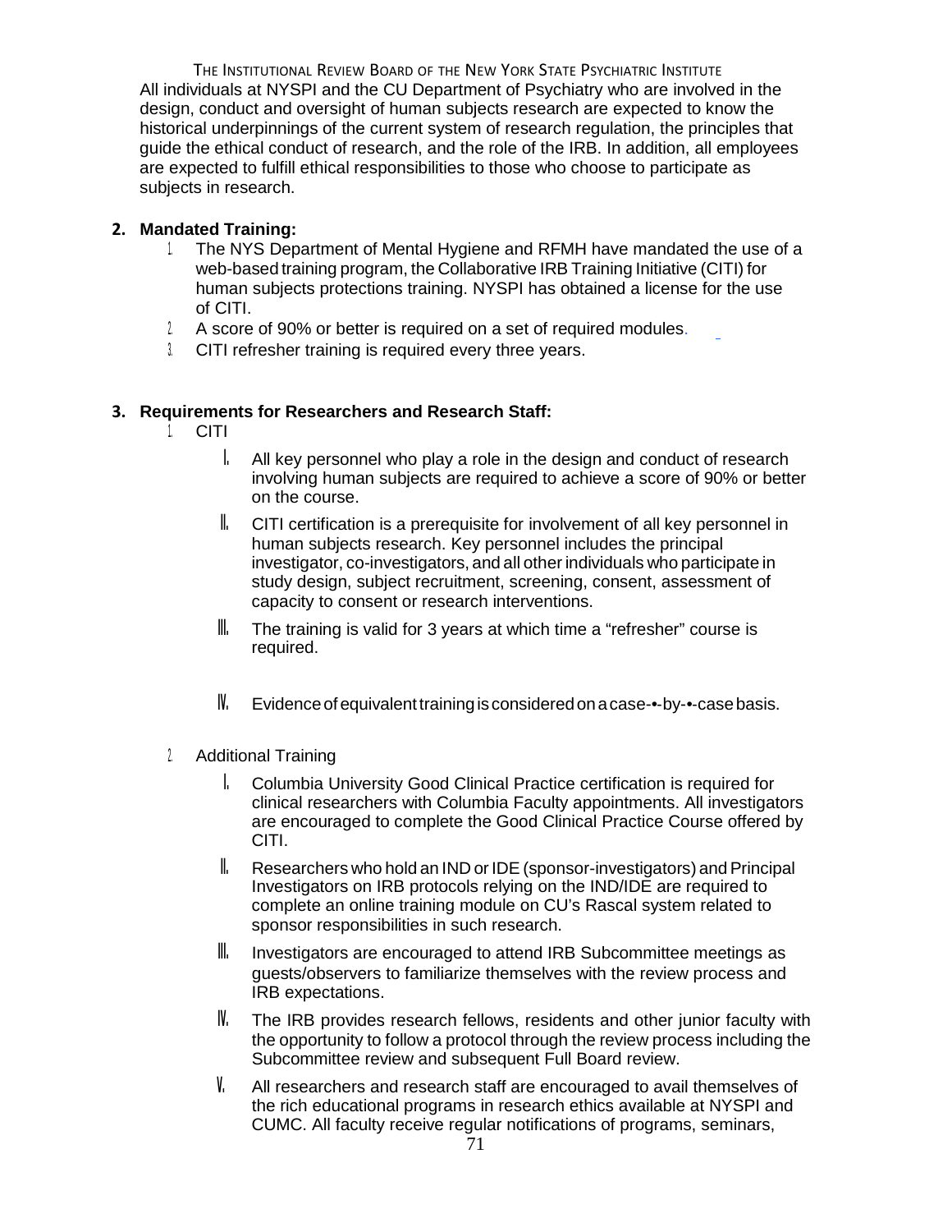All individuals at NYSPI and the CU Department of Psychiatry who are involved in the design, conduct and oversight of human subjects research are expected to know the historical underpinnings of the current system of research regulation, the principles that guide the ethical conduct of research, and the role of the IRB. In addition, all employees are expected to fulfill ethical responsibilities to those who choose to participate as subjects in research.

**2. Mandated Training:**

1. The NYS Department of Mental Hygiene and RFMH have mandated the use of a web-based training program, the Collaborative IRB Training Initiative (CITI) for human subjects protections training. NYSPI has obtained a license for the use of CITI.
2. A score of 90% or better is required on a set of required modules.
3. CITI refresher training is required every three years.

**3. Requirements for Researchers and Research Staff:**

1. CITI
   - I. All key personnel who play a role in the design and conduct of research involving human subjects are required to achieve a score of 90% or better on the course.
   - II. CITI certification is a prerequisite for involvement of all key personnel in human subjects research. Key personnel includes the principal investigator, co-investigators, and all other individuals who participate in study design, subject recruitment, screening, consent, assessment of capacity to consent or research interventions.
   - III. The training is valid for 3 years at which time a "refresher" course is required.
   - IV. Evidence of equivalent training is considered on a case-•-by-•-case basis.
2. Additional Training
   - I. Columbia University Good Clinical Practice certification is required for clinical researchers with Columbia Faculty appointments. All investigators are encouraged to complete the Good Clinical Practice Course offered by CITI.
   - II. Researchers who hold an IND or IDE (sponsor-investigators) and Principal Investigators on IRB protocols relying on the IND/IDE are required to complete an online training module on CU's Rascal system related to sponsor responsibilities in such research.
   - III. Investigators are encouraged to attend IRB Subcommittee meetings as guests/observers to familiarize themselves with the review process and IRB expectations.
   - IV. The IRB provides research fellows, residents and other junior faculty with the opportunity to follow a protocol through the review process including the Subcommittee review and subsequent Full Board review.
   - V. All researchers and research staff are encouraged to avail themselves of the rich educational programs in research ethics available at NYSPI and CUMC. All faculty receive regular notifications of programs, seminars,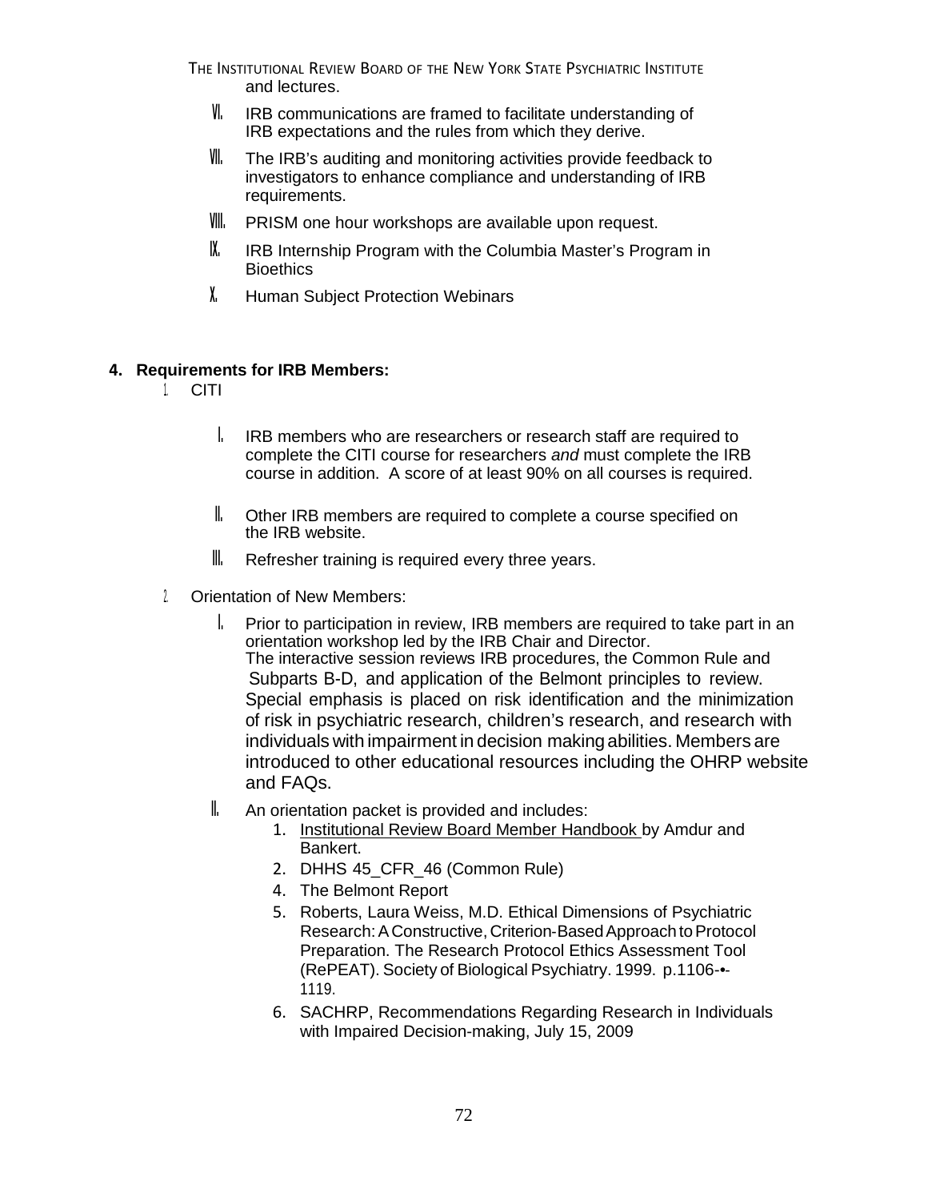and lectures.

VI. IRB communications are framed to facilitate understanding of IRB expectations and the rules from which they derive.

VII. The IRB's auditing and monitoring activities provide feedback to investigators to enhance compliance and understanding of IRB requirements.

VIII. PRISM one hour workshops are available upon request.

IX. IRB Internship Program with the Columbia Master's Program in Bioethics

X. Human Subject Protection Webinars

**4. Requirements for IRB Members:**

1. CITI

    I. IRB members who are researchers or research staff are required to complete the CITI course for researchers *and* must complete the IRB course in addition. A score of at least 90% on all courses is required.

    II. Other IRB members are required to complete a course specified on the IRB website.

    III. Refresher training is required every three years.

2. Orientation of New Members:

    I. Prior to participation in review, IRB members are required to take part in an orientation workshop led by the IRB Chair and Director. The interactive session reviews IRB procedures, the Common Rule and Subparts B-D, and application of the Belmont principles to review. Special emphasis is placed on risk identification and the minimization of risk in psychiatric research, children's research, and research with individuals with impairment in decision making abilities. Members are introduced to other educational resources including the OHRP website and FAQs.

    II. An orientation packet is provided and includes:
        1. Institutional Review Board Member Handbook by Amdur and Bankert.
        2. DHHS 45_CFR_46 (Common Rule)
        4. The Belmont Report
        5. Roberts, Laura Weiss, M.D. Ethical Dimensions of Psychiatric Research: A Constructive, Criterion-Based Approach to Protocol Preparation. The Research Protocol Ethics Assessment Tool (RePEAT). Society of Biological Psychiatry. 1999. p.1106-•-1119.
        6. SACHRP, Recommendations Regarding Research in Individuals with Impaired Decision-making, July 15, 2009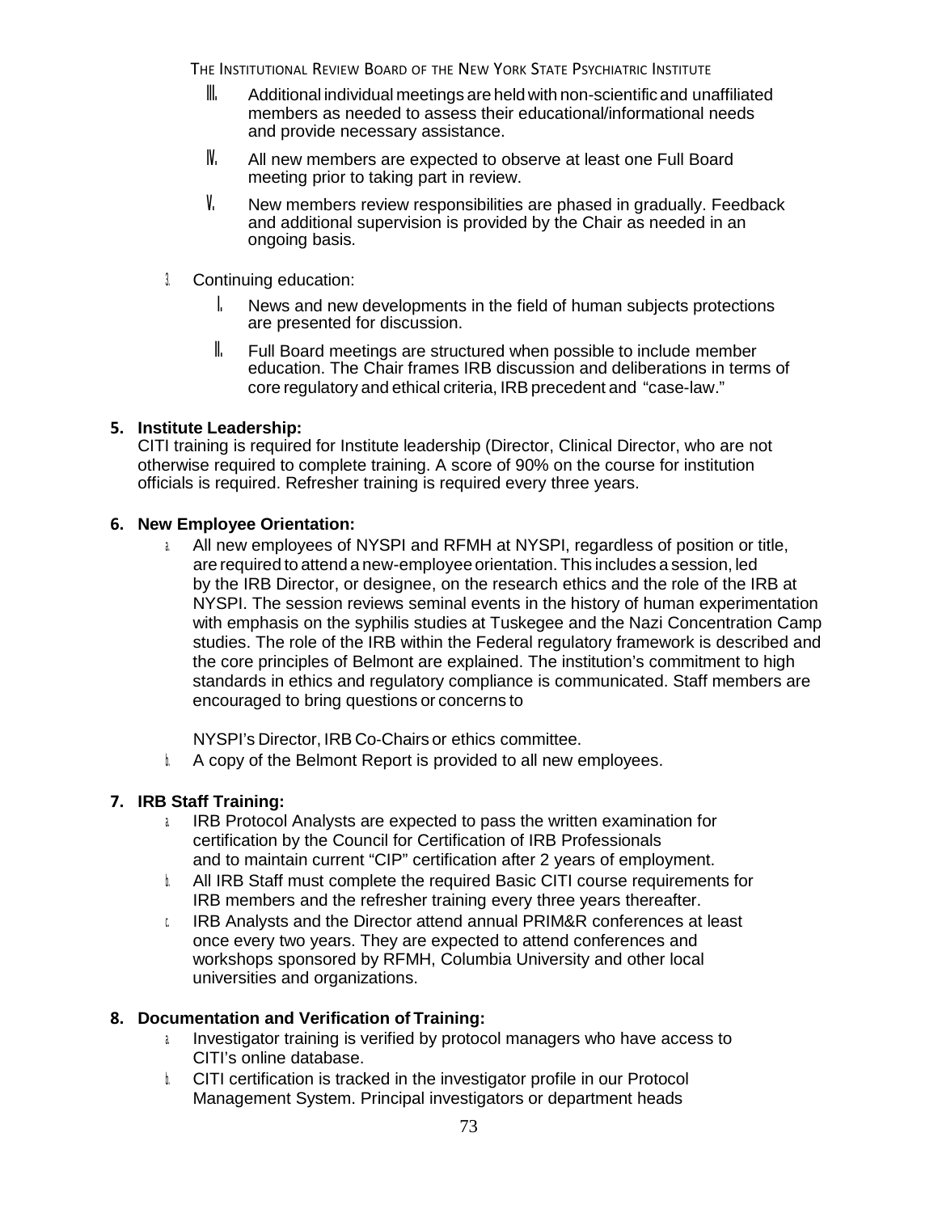III. Additional individual meetings are held with non-scientific and unaffiliated members as needed to assess their educational/informational needs and provide necessary assistance.

IV. All new members are expected to observe at least one Full Board meeting prior to taking part in review.

V. New members review responsibilities are phased in gradually. Feedback and additional supervision is provided by the Chair as needed in an ongoing basis.

3. Continuing education:

   I. News and new developments in the field of human subjects protections are presented for discussion.

   II. Full Board meetings are structured when possible to include member education. The Chair frames IRB discussion and deliberations in terms of core regulatory and ethical criteria, IRB precedent and "case-law."

**5. Institute Leadership:**

CITI training is required for Institute leadership (Director, Clinical Director, who are not otherwise required to complete training. A score of 90% on the course for institution officials is required. Refresher training is required every three years.

**6. New Employee Orientation:**

a. All new employees of NYSPI and RFMH at NYSPI, regardless of position or title, are required to attend a new-employee orientation. This includes a session, led by the IRB Director, or designee, on the research ethics and the role of the IRB at NYSPI. The session reviews seminal events in the history of human experimentation with emphasis on the syphilis studies at Tuskegee and the Nazi Concentration Camp studies. The role of the IRB within the Federal regulatory framework is described and the core principles of Belmont are explained. The institution's commitment to high standards in ethics and regulatory compliance is communicated. Staff members are encouraged to bring questions or concerns to

   NYSPI's Director, IRB Co-Chairs or ethics committee.

b. A copy of the Belmont Report is provided to all new employees.

**7. IRB Staff Training:**

a. IRB Protocol Analysts are expected to pass the written examination for certification by the Council for Certification of IRB Professionals and to maintain current "CIP" certification after 2 years of employment.

b. All IRB Staff must complete the required Basic CITI course requirements for IRB members and the refresher training every three years thereafter.

c. IRB Analysts and the Director attend annual PRIM&R conferences at least once every two years. They are expected to attend conferences and workshops sponsored by RFMH, Columbia University and other local universities and organizations.

**8. Documentation and Verification of Training:**

a. Investigator training is verified by protocol managers who have access to CITI's online database.

b. CITI certification is tracked in the investigator profile in our Protocol Management System. Principal investigators or department heads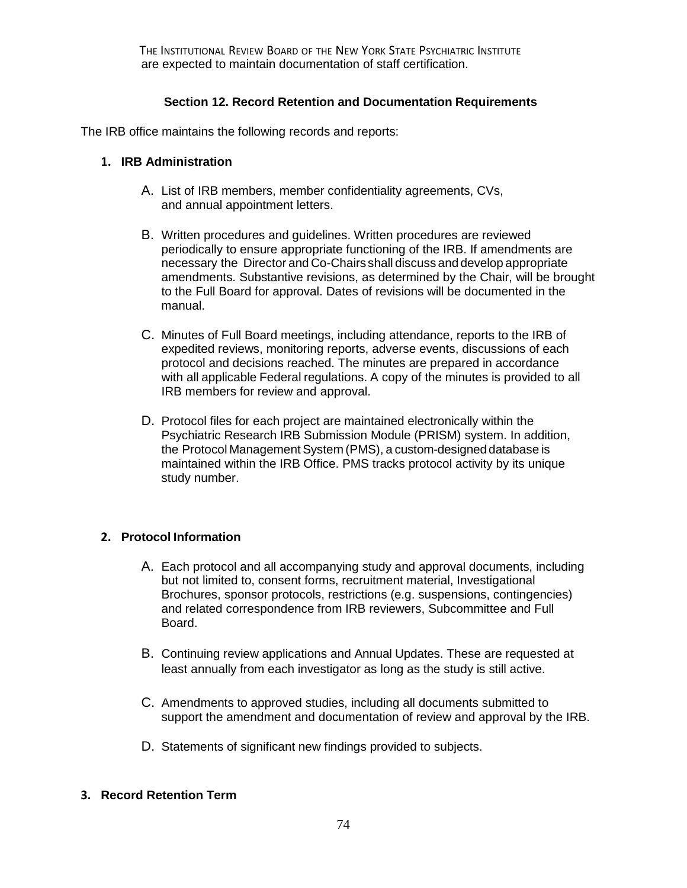are expected to maintain documentation of staff certification.

## Section 12. Record Retention and Documentation Requirements

The IRB office maintains the following records and reports:

### 1. IRB Administration

A. List of IRB members, member confidentiality agreements, CVs, and annual appointment letters.

B. Written procedures and guidelines. Written procedures are reviewed periodically to ensure appropriate functioning of the IRB. If amendments are necessary the Director and Co-Chairs shall discuss and develop appropriate amendments. Substantive revisions, as determined by the Chair, will be brought to the Full Board for approval. Dates of revisions will be documented in the manual.

C. Minutes of Full Board meetings, including attendance, reports to the IRB of expedited reviews, monitoring reports, adverse events, discussions of each protocol and decisions reached. The minutes are prepared in accordance with all applicable Federal regulations. A copy of the minutes is provided to all IRB members for review and approval.

D. Protocol files for each project are maintained electronically within the Psychiatric Research IRB Submission Module (PRISM) system. In addition, the Protocol Management System (PMS), a custom-designed database is maintained within the IRB Office. PMS tracks protocol activity by its unique study number.

### 2. Protocol Information

A. Each protocol and all accompanying study and approval documents, including but not limited to, consent forms, recruitment material, Investigational Brochures, sponsor protocols, restrictions (e.g. suspensions, contingencies) and related correspondence from IRB reviewers, Subcommittee and Full Board.

B. Continuing review applications and Annual Updates. These are requested at least annually from each investigator as long as the study is still active.

C. Amendments to approved studies, including all documents submitted to support the amendment and documentation of review and approval by the IRB.

D. Statements of significant new findings provided to subjects.

### 3. Record Retention Term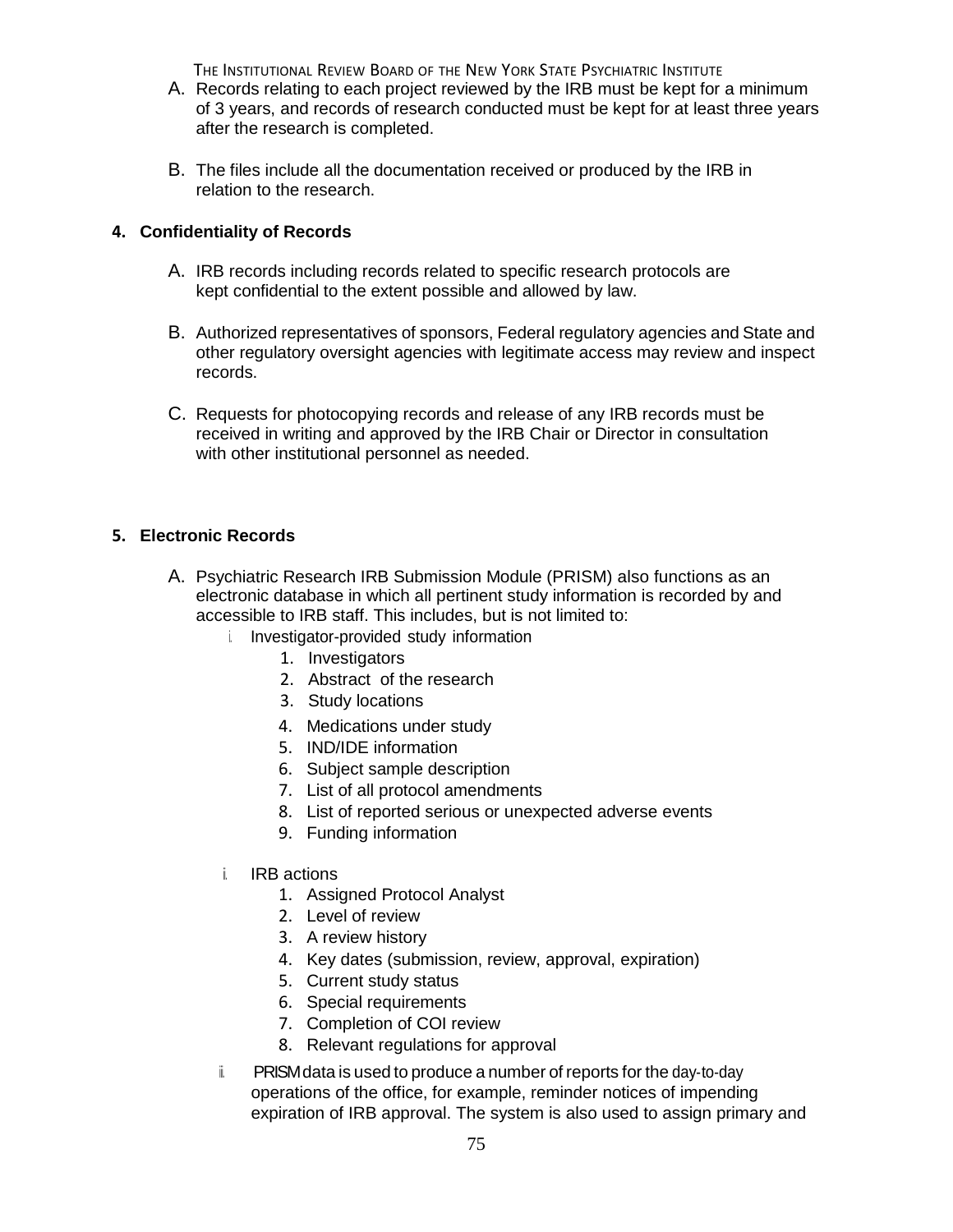A. Records relating to each project reviewed by the IRB must be kept for a minimum of 3 years, and records of research conducted must be kept for at least three years after the research is completed.

B. The files include all the documentation received or produced by the IRB in relation to the research.

**4. Confidentiality of Records**

A. IRB records including records related to specific research protocols are kept confidential to the extent possible and allowed by law.

B. Authorized representatives of sponsors, Federal regulatory agencies and State and other regulatory oversight agencies with legitimate access may review and inspect records.

C. Requests for photocopying records and release of any IRB records must be received in writing and approved by the IRB Chair or Director in consultation with other institutional personnel as needed.

**5. Electronic Records**

A. Psychiatric Research IRB Submission Module (PRISM) also functions as an electronic database in which all pertinent study information is recorded by and accessible to IRB staff. This includes, but is not limited to:

   i. Investigator-provided study information
      1. Investigators
      2. Abstract of the research
      3. Study locations
      4. Medications under study
      5. IND/IDE information
      6. Subject sample description
      7. List of all protocol amendments
      8. List of reported serious or unexpected adverse events
      9. Funding information

   i. IRB actions
      1. Assigned Protocol Analyst
      2. Level of review
      3. A review history
      4. Key dates (submission, review, approval, expiration)
      5. Current study status
      6. Special requirements
      7. Completion of COI review
      8. Relevant regulations for approval

   ii. PRISM data is used to produce a number of reports for the day-to-day operations of the office, for example, reminder notices of impending expiration of IRB approval. The system is also used to assign primary and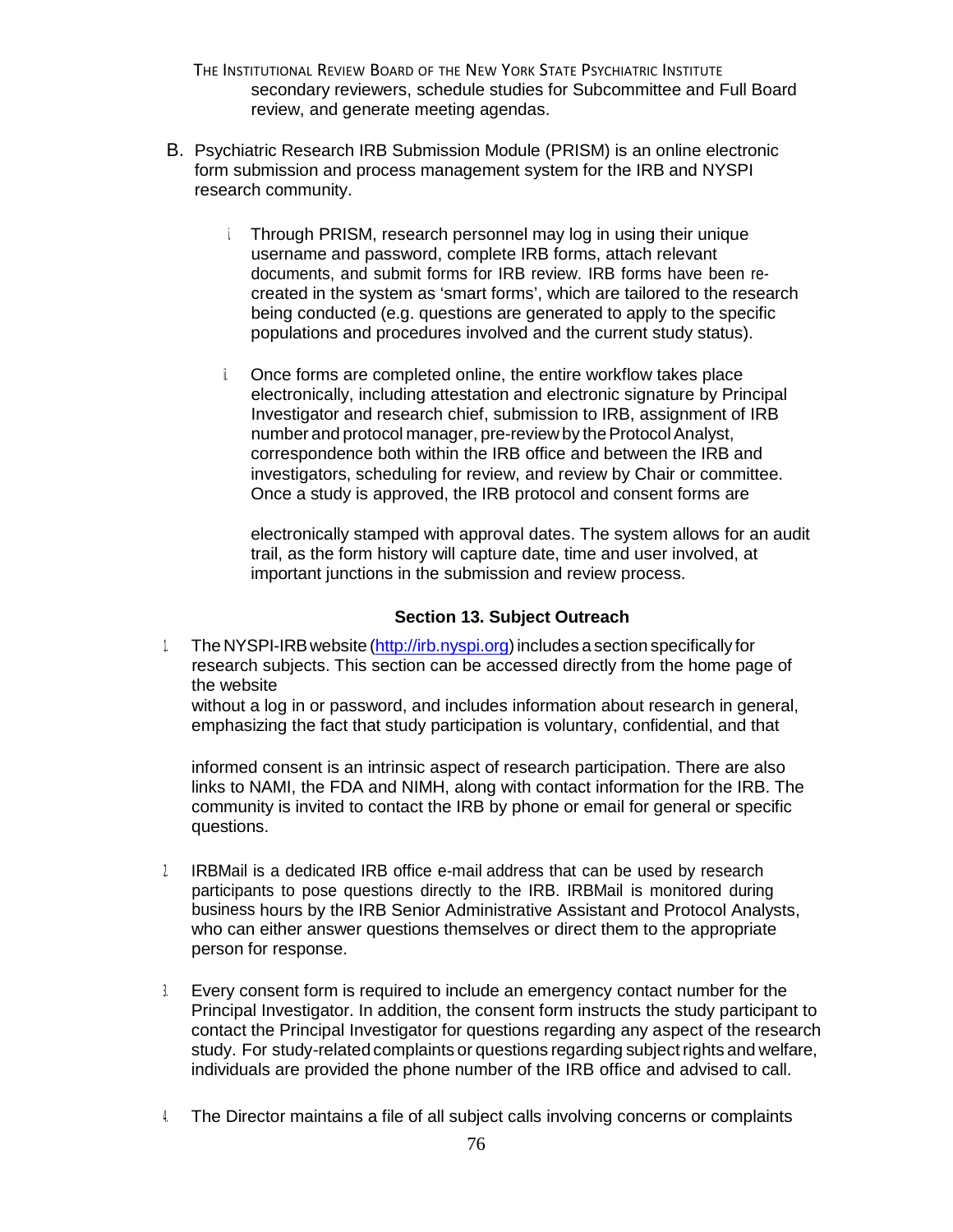secondary reviewers, schedule studies for Subcommittee and Full Board review, and generate meeting agendas.

B. Psychiatric Research IRB Submission Module (PRISM) is an online electronic form submission and process management system for the IRB and NYSPI research community.

   i. Through PRISM, research personnel may log in using their unique username and password, complete IRB forms, attach relevant documents, and submit forms for IRB review. IRB forms have been re-created in the system as 'smart forms', which are tailored to the research being conducted (e.g. questions are generated to apply to the specific populations and procedures involved and the current study status).

   ii. Once forms are completed online, the entire workflow takes place electronically, including attestation and electronic signature by Principal Investigator and research chief, submission to IRB, assignment of IRB number and protocol manager, pre-review by the Protocol Analyst, correspondence both within the IRB office and between the IRB and investigators, scheduling for review, and review by Chair or committee. Once a study is approved, the IRB protocol and consent forms are electronically stamped with approval dates. The system allows for an audit trail, as the form history will capture date, time and user involved, at important junctions in the submission and review process.

## Section 13. Subject Outreach

1. The NYSPI-IRB website (http://irb.nyspi.org) includes a section specifically for research subjects. This section can be accessed directly from the home page of the website without a log in or password, and includes information about research in general, emphasizing the fact that study participation is voluntary, confidential, and that informed consent is an intrinsic aspect of research participation. There are also links to NAMI, the FDA and NIMH, along with contact information for the IRB. The community is invited to contact the IRB by phone or email for general or specific questions.

2. IRBMail is a dedicated IRB office e-mail address that can be used by research participants to pose questions directly to the IRB. IRBMail is monitored during business hours by the IRB Senior Administrative Assistant and Protocol Analysts, who can either answer questions themselves or direct them to the appropriate person for response.

3. Every consent form is required to include an emergency contact number for the Principal Investigator. In addition, the consent form instructs the study participant to contact the Principal Investigator for questions regarding any aspect of the research study. For study-related complaints or questions regarding subject rights and welfare, individuals are provided the phone number of the IRB office and advised to call.

4. The Director maintains a file of all subject calls involving concerns or complaints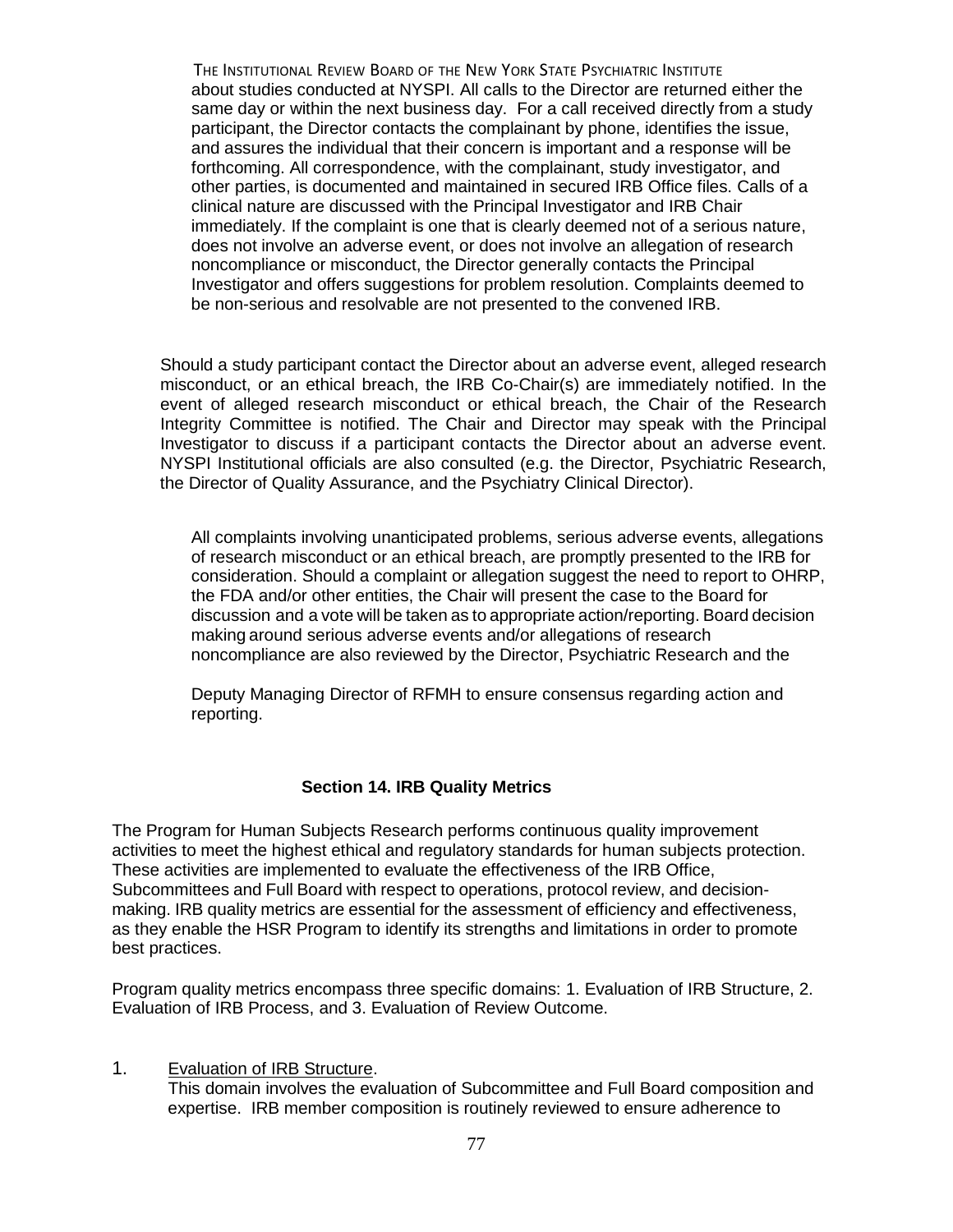about studies conducted at NYSPI. All calls to the Director are returned either the same day or within the next business day. For a call received directly from a study participant, the Director contacts the complainant by phone, identifies the issue, and assures the individual that their concern is important and a response will be forthcoming. All correspondence, with the complainant, study investigator, and other parties, is documented and maintained in secured IRB Office files. Calls of a clinical nature are discussed with the Principal Investigator and IRB Chair immediately. If the complaint is one that is clearly deemed not of a serious nature, does not involve an adverse event, or does not involve an allegation of research noncompliance or misconduct, the Director generally contacts the Principal Investigator and offers suggestions for problem resolution. Complaints deemed to be non-serious and resolvable are not presented to the convened IRB.

Should a study participant contact the Director about an adverse event, alleged research misconduct, or an ethical breach, the IRB Co-Chair(s) are immediately notified. In the event of alleged research misconduct or ethical breach, the Chair of the Research Integrity Committee is notified. The Chair and Director may speak with the Principal Investigator to discuss if a participant contacts the Director about an adverse event. NYSPI Institutional officials are also consulted (e.g. the Director, Psychiatric Research, the Director of Quality Assurance, and the Psychiatry Clinical Director).

All complaints involving unanticipated problems, serious adverse events, allegations of research misconduct or an ethical breach, are promptly presented to the IRB for consideration. Should a complaint or allegation suggest the need to report to OHRP, the FDA and/or other entities, the Chair will present the case to the Board for discussion and a vote will be taken as to appropriate action/reporting. Board decision making around serious adverse events and/or allegations of research noncompliance are also reviewed by the Director, Psychiatric Research and the Deputy Managing Director of RFMH to ensure consensus regarding action and reporting.

## Section 14. IRB Quality Metrics

The Program for Human Subjects Research performs continuous quality improvement activities to meet the highest ethical and regulatory standards for human subjects protection. These activities are implemented to evaluate the effectiveness of the IRB Office, Subcommittees and Full Board with respect to operations, protocol review, and decision-making. IRB quality metrics are essential for the assessment of efficiency and effectiveness, as they enable the HSR Program to identify its strengths and limitations in order to promote best practices.

Program quality metrics encompass three specific domains: 1. Evaluation of IRB Structure, 2. Evaluation of IRB Process, and 3. Evaluation of Review Outcome.

1. Evaluation of IRB Structure.
   This domain involves the evaluation of Subcommittee and Full Board composition and expertise. IRB member composition is routinely reviewed to ensure adherence to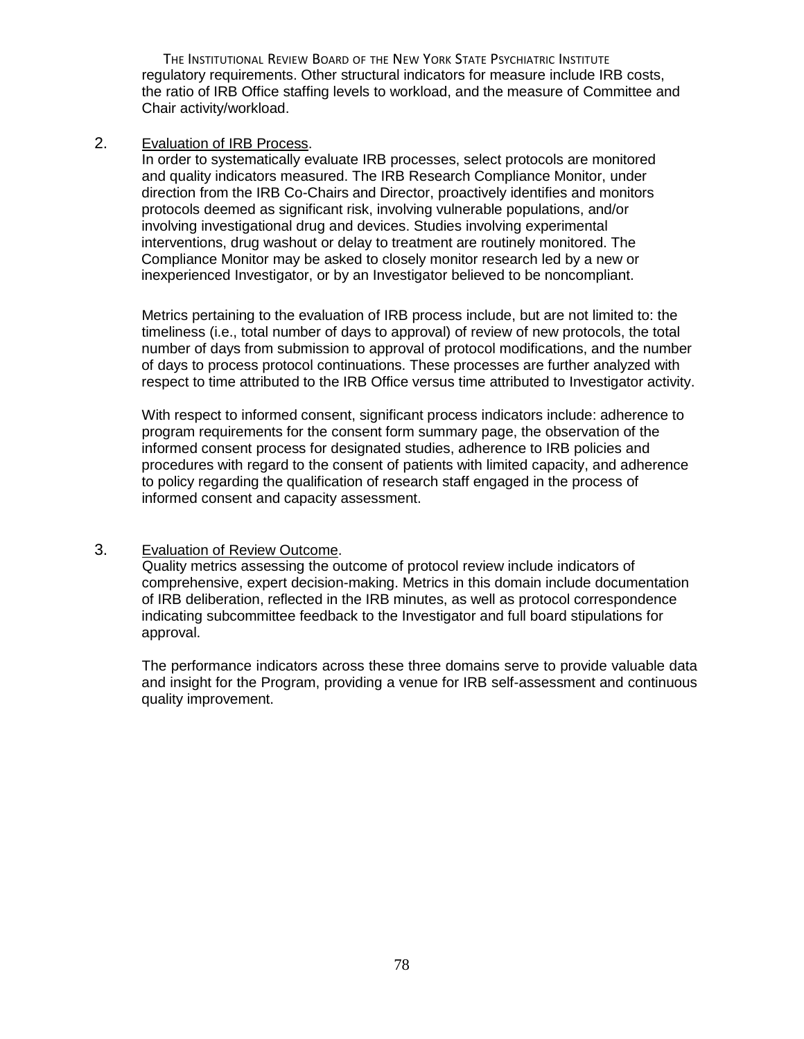regulatory requirements. Other structural indicators for measure include IRB costs, the ratio of IRB Office staffing levels to workload, and the measure of Committee and Chair activity/workload.

2. Evaluation of IRB Process.

In order to systematically evaluate IRB processes, select protocols are monitored and quality indicators measured. The IRB Research Compliance Monitor, under direction from the IRB Co-Chairs and Director, proactively identifies and monitors protocols deemed as significant risk, involving vulnerable populations, and/or involving investigational drug and devices. Studies involving experimental interventions, drug washout or delay to treatment are routinely monitored. The Compliance Monitor may be asked to closely monitor research led by a new or inexperienced Investigator, or by an Investigator believed to be noncompliant.

Metrics pertaining to the evaluation of IRB process include, but are not limited to: the timeliness (i.e., total number of days to approval) of review of new protocols, the total number of days from submission to approval of protocol modifications, and the number of days to process protocol continuations. These processes are further analyzed with respect to time attributed to the IRB Office versus time attributed to Investigator activity.

With respect to informed consent, significant process indicators include: adherence to program requirements for the consent form summary page, the observation of the informed consent process for designated studies, adherence to IRB policies and procedures with regard to the consent of patients with limited capacity, and adherence to policy regarding the qualification of research staff engaged in the process of informed consent and capacity assessment.

3. Evaluation of Review Outcome.

Quality metrics assessing the outcome of protocol review include indicators of comprehensive, expert decision-making. Metrics in this domain include documentation of IRB deliberation, reflected in the IRB minutes, as well as protocol correspondence indicating subcommittee feedback to the Investigator and full board stipulations for approval.

The performance indicators across these three domains serve to provide valuable data and insight for the Program, providing a venue for IRB self-assessment and continuous quality improvement.